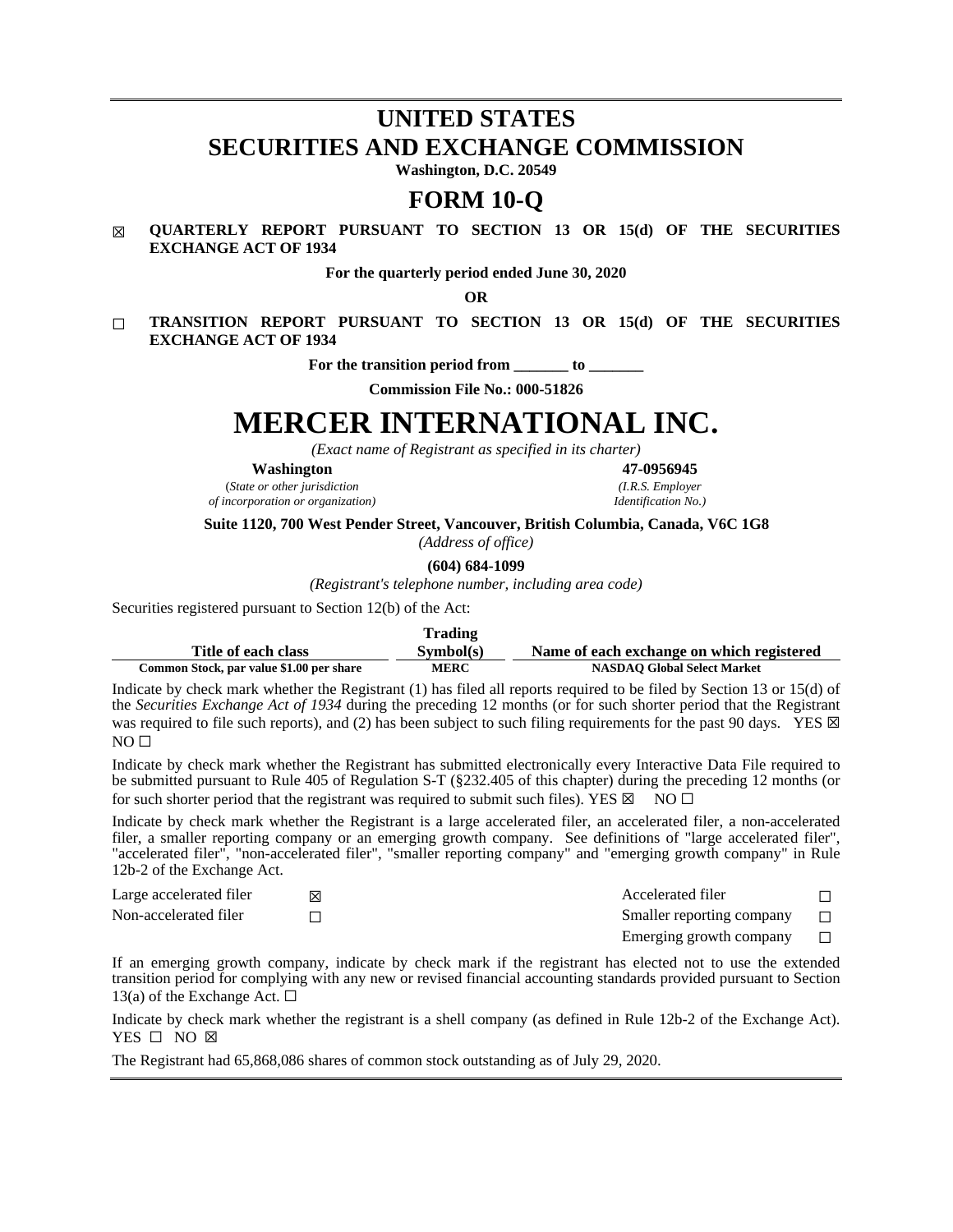# UNITED STATES
# SECURITIES AND EXCHANGE COMMISSION

**Washington, D.C. 20549**

# FORM 10-Q

☒ **QUARTERLY REPORT PURSUANT TO SECTION 13 OR 15(d) OF THE SECURITIES EXCHANGE ACT OF 1934**

**For the quarterly period ended June 30, 2020**

**OR**

☐ **TRANSITION REPORT PURSUANT TO SECTION 13 OR 15(d) OF THE SECURITIES EXCHANGE ACT OF 1934**

**For the transition period from _______ to _______**

**Commission File No.: 000-51826**

# MERCER INTERNATIONAL INC.

*(Exact name of Registrant as specified in its charter)*

| **Washington** | **47-0956945** |
|---|---|
| (*State or other jurisdiction of incorporation or organization)* | *(I.R.S. Employer Identification No.)* |

**Suite 1120, 700 West Pender Street, Vancouver, British Columbia, Canada, V6C 1G8**

*(Address of office)*

**(604) 684-1099**

*(Registrant's telephone number, including area code)*

Securities registered pursuant to Section 12(b) of the Act:

| Title of each class | Trading Symbol(s) | Name of each exchange on which registered |
|---|---|---|
| **Common Stock, par value $1.00 per share** | **MERC** | **NASDAQ Global Select Market** |

Indicate by check mark whether the Registrant (1) has filed all reports required to be filed by Section 13 or 15(d) of the *Securities Exchange Act of 1934* during the preceding 12 months (or for such shorter period that the Registrant was required to file such reports), and (2) has been subject to such filing requirements for the past 90 days. YES ☒ NO ☐

Indicate by check mark whether the Registrant has submitted electronically every Interactive Data File required to be submitted pursuant to Rule 405 of Regulation S-T (§232.405 of this chapter) during the preceding 12 months (or for such shorter period that the registrant was required to submit such files). YES ☒ NO ☐

Indicate by check mark whether the Registrant is a large accelerated filer, an accelerated filer, a non-accelerated filer, a smaller reporting company or an emerging growth company. See definitions of "large accelerated filer", "accelerated filer", "non-accelerated filer", "smaller reporting company" and "emerging growth company" in Rule 12b-2 of the Exchange Act.

| | | | |
|---|---|---|---|
| Large accelerated filer | ☒ | Accelerated filer | ☐ |
| Non-accelerated filer | ☐ | Smaller reporting company | ☐ |
| | | Emerging growth company | ☐ |

If an emerging growth company, indicate by check mark if the registrant has elected not to use the extended transition period for complying with any new or revised financial accounting standards provided pursuant to Section 13(a) of the Exchange Act. ☐

Indicate by check mark whether the registrant is a shell company (as defined in Rule 12b-2 of the Exchange Act). YES ☐ NO ☒

The Registrant had 65,868,086 shares of common stock outstanding as of July 29, 2020.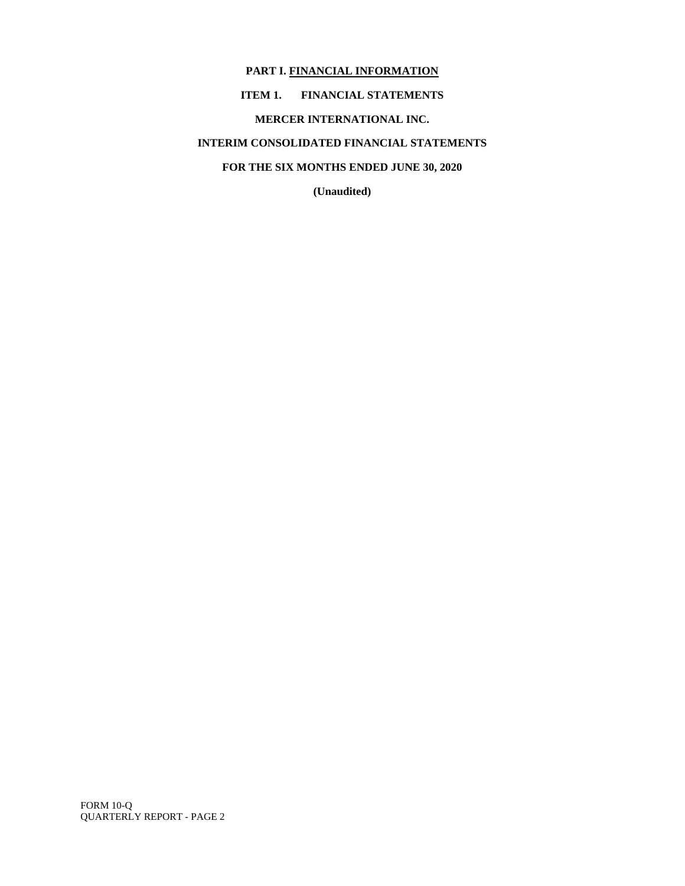# PART I. FINANCIAL INFORMATION

## ITEM 1. FINANCIAL STATEMENTS

## MERCER INTERNATIONAL INC.

## INTERIM CONSOLIDATED FINANCIAL STATEMENTS

## FOR THE SIX MONTHS ENDED JUNE 30, 2020

**(Unaudited)**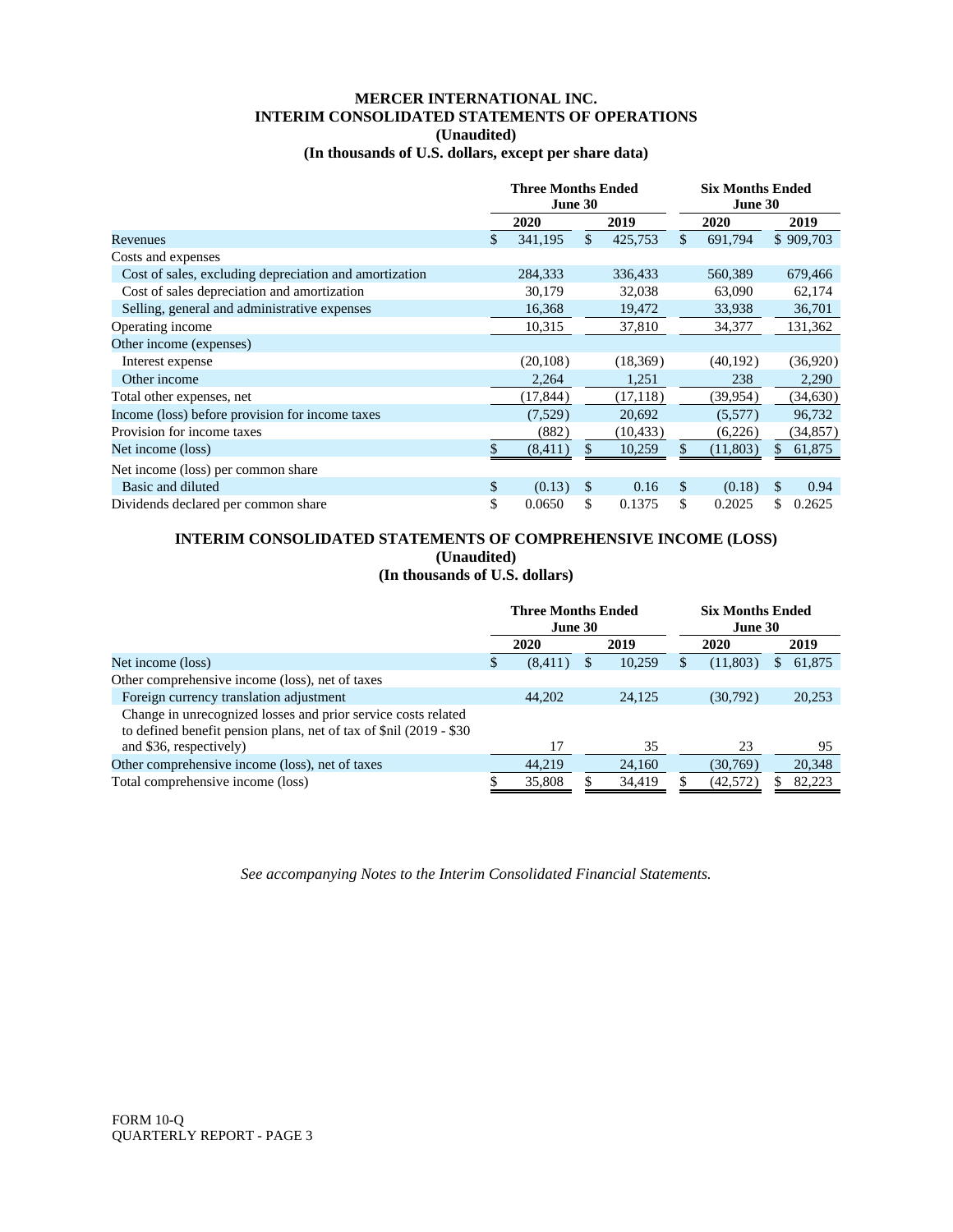# MERCER INTERNATIONAL INC.
## INTERIM CONSOLIDATED STATEMENTS OF OPERATIONS
### (Unaudited)
### (In thousands of U.S. dollars, except per share data)

| | Three Months Ended June 30 | | Six Months Ended June 30 | |
|---|---|---|---|---|
| | 2020 | 2019 | 2020 | 2019 |
| Revenues | $ 341,195 | $ 425,753 | $ 691,794 | $ 909,703 |
| Costs and expenses | | | | |
| Cost of sales, excluding depreciation and amortization | 284,333 | 336,433 | 560,389 | 679,466 |
| Cost of sales depreciation and amortization | 30,179 | 32,038 | 63,090 | 62,174 |
| Selling, general and administrative expenses | 16,368 | 19,472 | 33,938 | 36,701 |
| Operating income | 10,315 | 37,810 | 34,377 | 131,362 |
| Other income (expenses) | | | | |
| Interest expense | (20,108) | (18,369) | (40,192) | (36,920) |
| Other income | 2,264 | 1,251 | 238 | 2,290 |
| Total other expenses, net | (17,844) | (17,118) | (39,954) | (34,630) |
| Income (loss) before provision for income taxes | (7,529) | 20,692 | (5,577) | 96,732 |
| Provision for income taxes | (882) | (10,433) | (6,226) | (34,857) |
| Net income (loss) | $ (8,411) | $ 10,259 | $ (11,803) | $ 61,875 |
| Net income (loss) per common share | | | | |
| Basic and diluted | $ (0.13) | $ 0.16 | $ (0.18) | $ 0.94 |
| Dividends declared per common share | $ 0.0650 | $ 0.1375 | $ 0.2025 | $ 0.2625 |

## INTERIM CONSOLIDATED STATEMENTS OF COMPREHENSIVE INCOME (LOSS)
### (Unaudited)
### (In thousands of U.S. dollars)

| | Three Months Ended June 30 | | Six Months Ended June 30 | |
|---|---|---|---|---|
| | 2020 | 2019 | 2020 | 2019 |
| Net income (loss) | $ (8,411) | $ 10,259 | $ (11,803) | $ 61,875 |
| Other comprehensive income (loss), net of taxes | | | | |
| Foreign currency translation adjustment | 44,202 | 24,125 | (30,792) | 20,253 |
| Change in unrecognized losses and prior service costs related to defined benefit pension plans, net of tax of $nil (2019 - $30 and $36, respectively) | 17 | 35 | 23 | 95 |
| Other comprehensive income (loss), net of taxes | 44,219 | 24,160 | (30,769) | 20,348 |
| Total comprehensive income (loss) | $ 35,808 | $ 34,419 | $ (42,572) | $ 82,223 |

*See accompanying Notes to the Interim Consolidated Financial Statements.*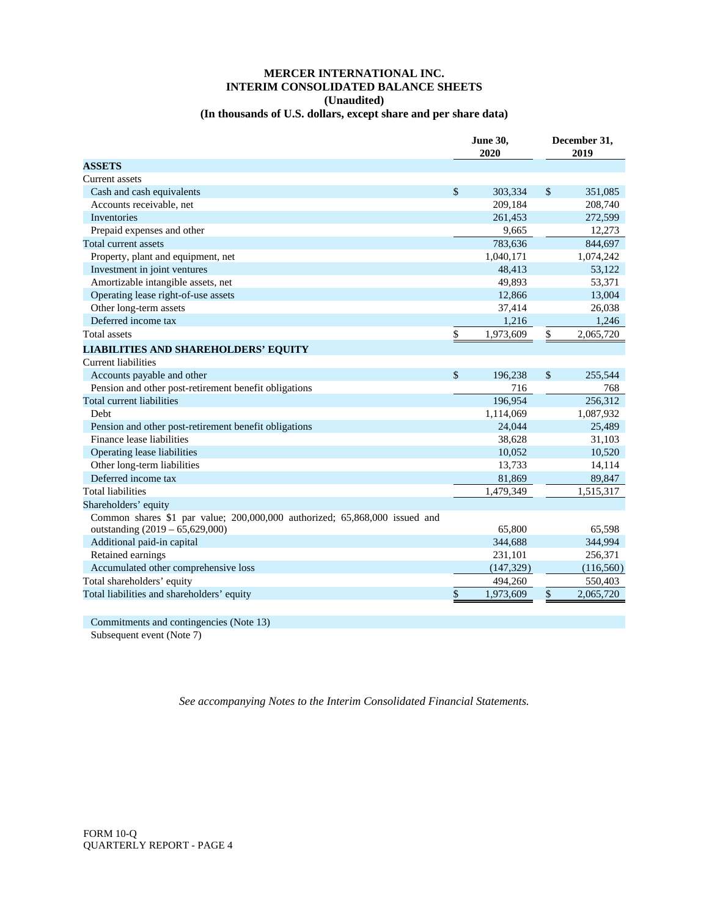# MERCER INTERNATIONAL INC.
## INTERIM CONSOLIDATED BALANCE SHEETS
### (Unaudited)
### (In thousands of U.S. dollars, except share and per share data)

| | June 30, 2020 | December 31, 2019 |
|---|---|---|
| **ASSETS** | | |
| Current assets | | |
| Cash and cash equivalents | $ 303,334 | $ 351,085 |
| Accounts receivable, net | 209,184 | 208,740 |
| Inventories | 261,453 | 272,599 |
| Prepaid expenses and other | 9,665 | 12,273 |
| Total current assets | 783,636 | 844,697 |
| Property, plant and equipment, net | 1,040,171 | 1,074,242 |
| Investment in joint ventures | 48,413 | 53,122 |
| Amortizable intangible assets, net | 49,893 | 53,371 |
| Operating lease right-of-use assets | 12,866 | 13,004 |
| Other long-term assets | 37,414 | 26,038 |
| Deferred income tax | 1,216 | 1,246 |
| Total assets | $ 1,973,609 | $ 2,065,720 |
| **LIABILITIES AND SHAREHOLDERS' EQUITY** | | |
| Current liabilities | | |
| Accounts payable and other | $ 196,238 | $ 255,544 |
| Pension and other post-retirement benefit obligations | 716 | 768 |
| Total current liabilities | 196,954 | 256,312 |
| Debt | 1,114,069 | 1,087,932 |
| Pension and other post-retirement benefit obligations | 24,044 | 25,489 |
| Finance lease liabilities | 38,628 | 31,103 |
| Operating lease liabilities | 10,052 | 10,520 |
| Other long-term liabilities | 13,733 | 14,114 |
| Deferred income tax | 81,869 | 89,847 |
| Total liabilities | 1,479,349 | 1,515,317 |
| Shareholders' equity | | |
| Common shares $1 par value; 200,000,000 authorized; 65,868,000 issued and outstanding (2019 – 65,629,000) | 65,800 | 65,598 |
| Additional paid-in capital | 344,688 | 344,994 |
| Retained earnings | 231,101 | 256,371 |
| Accumulated other comprehensive loss | (147,329) | (116,560) |
| Total shareholders' equity | 494,260 | 550,403 |
| Total liabilities and shareholders' equity | $ 1,973,609 | $ 2,065,720 |

Commitments and contingencies (Note 13)

Subsequent event (Note 7)

*See accompanying Notes to the Interim Consolidated Financial Statements.*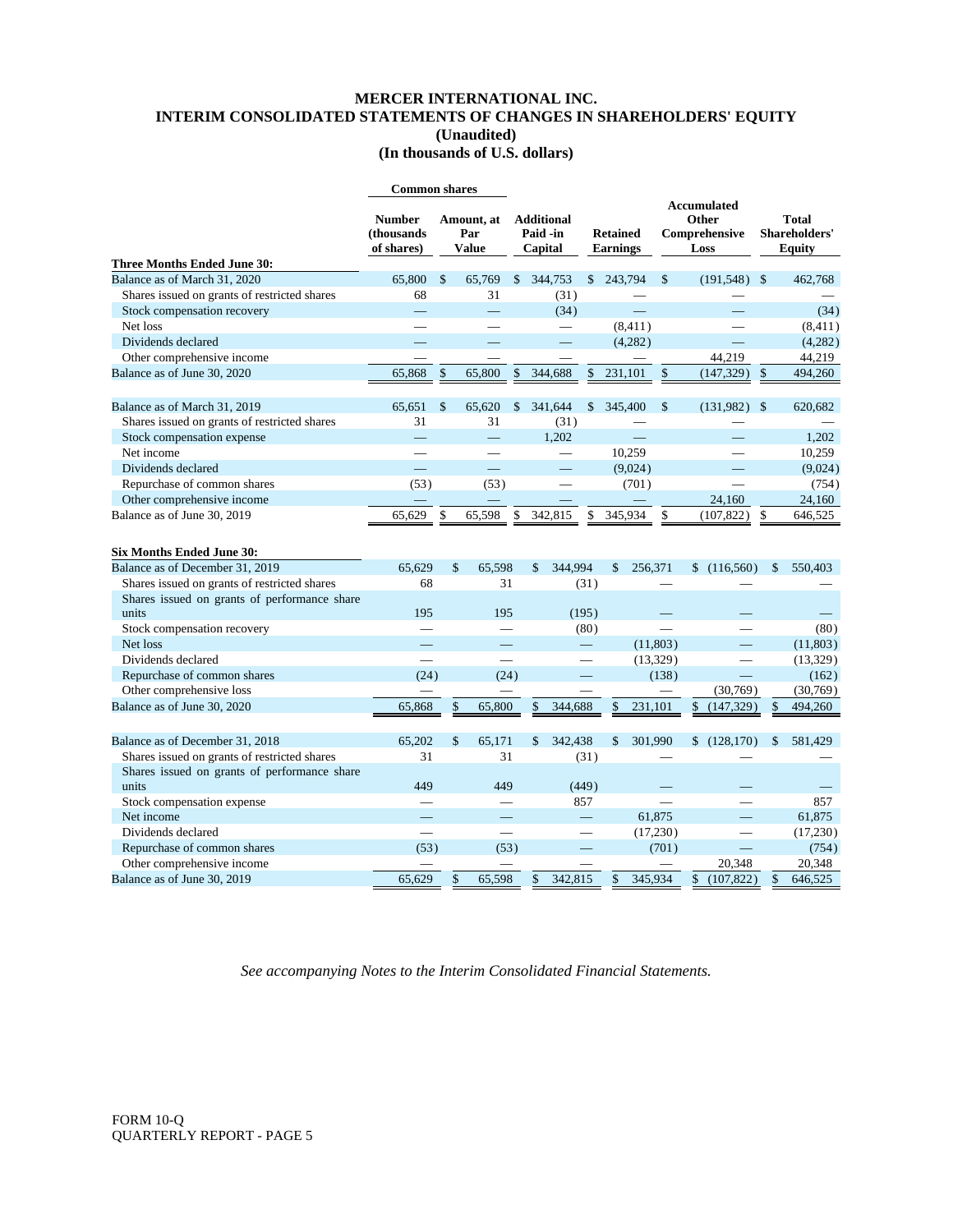# MERCER INTERNATIONAL INC.
# INTERIM CONSOLIDATED STATEMENTS OF CHANGES IN SHAREHOLDERS' EQUITY
**(Unaudited)**
**(In thousands of U.S. dollars)**

| | Common shares | | | | | |
|---|---|---|---|---|---|---|
| | Number (thousands of shares) | Amount, at Par Value | Additional Paid -in Capital | Retained Earnings | Accumulated Other Comprehensive Loss | Total Shareholders' Equity |
| **Three Months Ended June 30:** | | | | | | |
| Balance as of March 31, 2020 | 65,800 | $ 65,769 | $ 344,753 | $ 243,794 | $ (191,548) | $ 462,768 |
| Shares issued on grants of restricted shares | 68 | 31 | (31) | — | — | — |
| Stock compensation recovery | — | — | (34) | — | — | (34) |
| Net loss | — | — | — | (8,411) | — | (8,411) |
| Dividends declared | — | — | — | (4,282) | — | (4,282) |
| Other comprehensive income | — | — | — | — | 44,219 | 44,219 |
| Balance as of June 30, 2020 | 65,868 | $ 65,800 | $ 344,688 | $ 231,101 | $ (147,329) | $ 494,260 |
| | | | | | | |
| Balance as of March 31, 2019 | 65,651 | $ 65,620 | $ 341,644 | $ 345,400 | $ (131,982) | $ 620,682 |
| Shares issued on grants of restricted shares | 31 | 31 | (31) | — | — | — |
| Stock compensation expense | — | — | 1,202 | — | — | 1,202 |
| Net income | — | — | — | 10,259 | — | 10,259 |
| Dividends declared | — | — | — | (9,024) | — | (9,024) |
| Repurchase of common shares | (53) | (53) | — | (701) | — | (754) |
| Other comprehensive income | — | — | — | — | 24,160 | 24,160 |
| Balance as of June 30, 2019 | 65,629 | $ 65,598 | $ 342,815 | $ 345,934 | $ (107,822) | $ 646,525 |
| | | | | | | |
| **Six Months Ended June 30:** | | | | | | |
| Balance as of December 31, 2019 | 65,629 | $ 65,598 | $ 344,994 | $ 256,371 | $ (116,560) | $ 550,403 |
| Shares issued on grants of restricted shares | 68 | 31 | (31) | — | — | — |
| Shares issued on grants of performance share units | 195 | 195 | (195) | — | — | — |
| Stock compensation recovery | — | — | (80) | — | — | (80) |
| Net loss | — | — | — | (11,803) | — | (11,803) |
| Dividends declared | — | — | — | (13,329) | — | (13,329) |
| Repurchase of common shares | (24) | (24) | — | (138) | — | (162) |
| Other comprehensive loss | — | — | — | — | (30,769) | (30,769) |
| Balance as of June 30, 2020 | 65,868 | $ 65,800 | $ 344,688 | $ 231,101 | $ (147,329) | $ 494,260 |
| | | | | | | |
| Balance as of December 31, 2018 | 65,202 | $ 65,171 | $ 342,438 | $ 301,990 | $ (128,170) | $ 581,429 |
| Shares issued on grants of restricted shares | 31 | 31 | (31) | — | — | — |
| Shares issued on grants of performance share units | 449 | 449 | (449) | — | — | — |
| Stock compensation expense | — | — | 857 | — | — | 857 |
| Net income | — | — | — | 61,875 | — | 61,875 |
| Dividends declared | — | — | — | (17,230) | — | (17,230) |
| Repurchase of common shares | (53) | (53) | — | (701) | — | (754) |
| Other comprehensive income | — | — | — | — | 20,348 | 20,348 |
| Balance as of June 30, 2019 | 65,629 | $ 65,598 | $ 342,815 | $ 345,934 | $ (107,822) | $ 646,525 |

*See accompanying Notes to the Interim Consolidated Financial Statements.*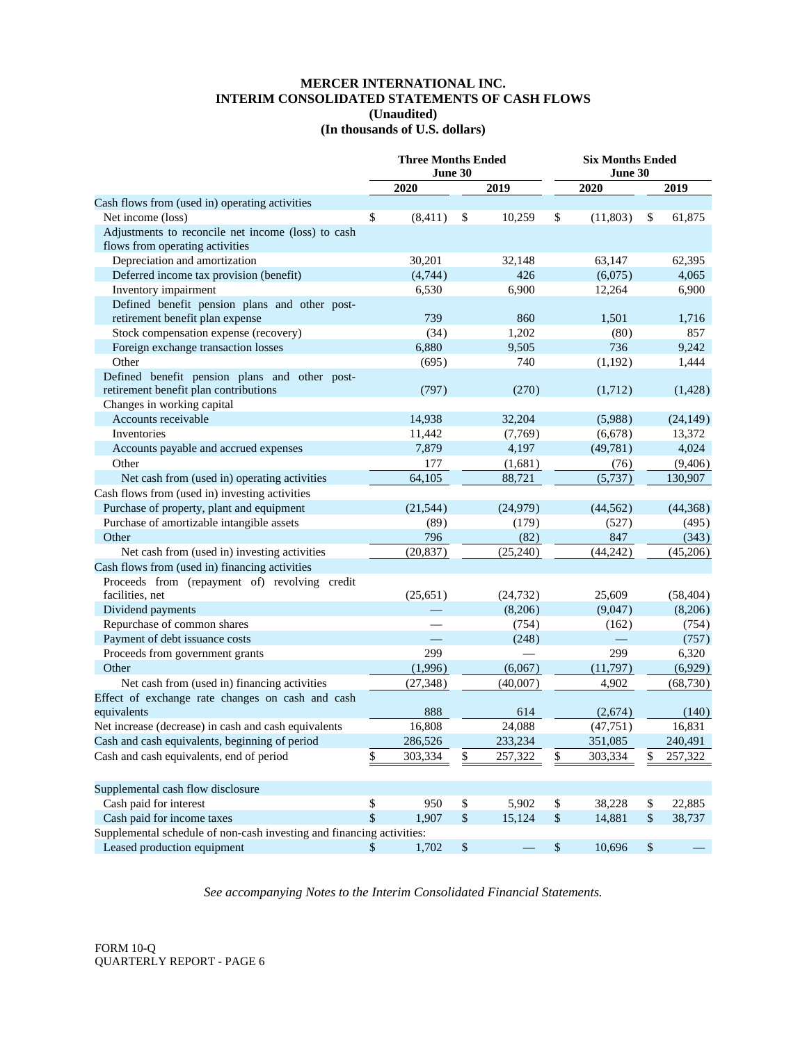# MERCER INTERNATIONAL INC.
## INTERIM CONSOLIDATED STATEMENTS OF CASH FLOWS
### (Unaudited)
### (In thousands of U.S. dollars)

| | Three Months Ended June 30 | | Six Months Ended June 30 | |
|---|---|---|---|---|
| | 2020 | 2019 | 2020 | 2019 |
| Cash flows from (used in) operating activities | | | | |
| Net income (loss) | $ (8,411) | $ 10,259 | $ (11,803) | $ 61,875 |
| Adjustments to reconcile net income (loss) to cash flows from operating activities | | | | |
| Depreciation and amortization | 30,201 | 32,148 | 63,147 | 62,395 |
| Deferred income tax provision (benefit) | (4,744) | 426 | (6,075) | 4,065 |
| Inventory impairment | 6,530 | 6,900 | 12,264 | 6,900 |
| Defined benefit pension plans and other post-retirement benefit plan expense | 739 | 860 | 1,501 | 1,716 |
| Stock compensation expense (recovery) | (34) | 1,202 | (80) | 857 |
| Foreign exchange transaction losses | 6,880 | 9,505 | 736 | 9,242 |
| Other | (695) | 740 | (1,192) | 1,444 |
| Defined benefit pension plans and other post-retirement benefit plan contributions | (797) | (270) | (1,712) | (1,428) |
| Changes in working capital | | | | |
| Accounts receivable | 14,938 | 32,204 | (5,988) | (24,149) |
| Inventories | 11,442 | (7,769) | (6,678) | 13,372 |
| Accounts payable and accrued expenses | 7,879 | 4,197 | (49,781) | 4,024 |
| Other | 177 | (1,681) | (76) | (9,406) |
| Net cash from (used in) operating activities | 64,105 | 88,721 | (5,737) | 130,907 |
| Cash flows from (used in) investing activities | | | | |
| Purchase of property, plant and equipment | (21,544) | (24,979) | (44,562) | (44,368) |
| Purchase of amortizable intangible assets | (89) | (179) | (527) | (495) |
| Other | 796 | (82) | 847 | (343) |
| Net cash from (used in) investing activities | (20,837) | (25,240) | (44,242) | (45,206) |
| Cash flows from (used in) financing activities | | | | |
| Proceeds from (repayment of) revolving credit facilities, net | (25,651) | (24,732) | 25,609 | (58,404) |
| Dividend payments | — | (8,206) | (9,047) | (8,206) |
| Repurchase of common shares | — | (754) | (162) | (754) |
| Payment of debt issuance costs | — | (248) | — | (757) |
| Proceeds from government grants | 299 | — | 299 | 6,320 |
| Other | (1,996) | (6,067) | (11,797) | (6,929) |
| Net cash from (used in) financing activities | (27,348) | (40,007) | 4,902 | (68,730) |
| Effect of exchange rate changes on cash and cash equivalents | 888 | 614 | (2,674) | (140) |
| Net increase (decrease) in cash and cash equivalents | 16,808 | 24,088 | (47,751) | 16,831 |
| Cash and cash equivalents, beginning of period | 286,526 | 233,234 | 351,085 | 240,491 |
| Cash and cash equivalents, end of period | $ 303,334 | $ 257,322 | $ 303,334 | $ 257,322 |
| | | | | |
| Supplemental cash flow disclosure | | | | |
| Cash paid for interest | $ 950 | $ 5,902 | $ 38,228 | $ 22,885 |
| Cash paid for income taxes | $ 1,907 | $ 15,124 | $ 14,881 | $ 38,737 |
| Supplemental schedule of non-cash investing and financing activities: | | | | |
| Leased production equipment | $ 1,702 | $ — | $ 10,696 | $ — |

*See accompanying Notes to the Interim Consolidated Financial Statements.*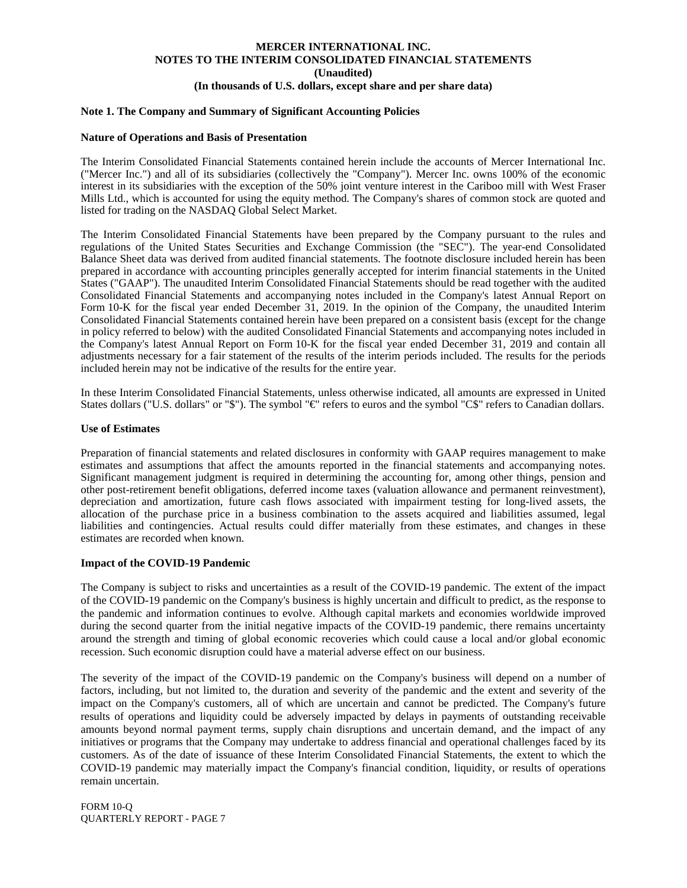**MERCER INTERNATIONAL INC.**
**NOTES TO THE INTERIM CONSOLIDATED FINANCIAL STATEMENTS**
**(Unaudited)**
**(In thousands of U.S. dollars, except share and per share data)**

## Note 1. The Company and Summary of Significant Accounting Policies

### Nature of Operations and Basis of Presentation

The Interim Consolidated Financial Statements contained herein include the accounts of Mercer International Inc. ("Mercer Inc.") and all of its subsidiaries (collectively the "Company"). Mercer Inc. owns 100% of the economic interest in its subsidiaries with the exception of the 50% joint venture interest in the Cariboo mill with West Fraser Mills Ltd., which is accounted for using the equity method. The Company's shares of common stock are quoted and listed for trading on the NASDAQ Global Select Market.

The Interim Consolidated Financial Statements have been prepared by the Company pursuant to the rules and regulations of the United States Securities and Exchange Commission (the "SEC"). The year-end Consolidated Balance Sheet data was derived from audited financial statements. The footnote disclosure included herein has been prepared in accordance with accounting principles generally accepted for interim financial statements in the United States ("GAAP"). The unaudited Interim Consolidated Financial Statements should be read together with the audited Consolidated Financial Statements and accompanying notes included in the Company's latest Annual Report on Form 10-K for the fiscal year ended December 31, 2019. In the opinion of the Company, the unaudited Interim Consolidated Financial Statements contained herein have been prepared on a consistent basis (except for the change in policy referred to below) with the audited Consolidated Financial Statements and accompanying notes included in the Company's latest Annual Report on Form 10-K for the fiscal year ended December 31, 2019 and contain all adjustments necessary for a fair statement of the results of the interim periods included. The results for the periods included herein may not be indicative of the results for the entire year.

In these Interim Consolidated Financial Statements, unless otherwise indicated, all amounts are expressed in United States dollars ("U.S. dollars" or "$"). The symbol "€" refers to euros and the symbol "C$" refers to Canadian dollars.

### Use of Estimates

Preparation of financial statements and related disclosures in conformity with GAAP requires management to make estimates and assumptions that affect the amounts reported in the financial statements and accompanying notes. Significant management judgment is required in determining the accounting for, among other things, pension and other post-retirement benefit obligations, deferred income taxes (valuation allowance and permanent reinvestment), depreciation and amortization, future cash flows associated with impairment testing for long-lived assets, the allocation of the purchase price in a business combination to the assets acquired and liabilities assumed, legal liabilities and contingencies. Actual results could differ materially from these estimates, and changes in these estimates are recorded when known.

### Impact of the COVID-19 Pandemic

The Company is subject to risks and uncertainties as a result of the COVID-19 pandemic. The extent of the impact of the COVID-19 pandemic on the Company's business is highly uncertain and difficult to predict, as the response to the pandemic and information continues to evolve. Although capital markets and economies worldwide improved during the second quarter from the initial negative impacts of the COVID-19 pandemic, there remains uncertainty around the strength and timing of global economic recoveries which could cause a local and/or global economic recession. Such economic disruption could have a material adverse effect on our business.

The severity of the impact of the COVID-19 pandemic on the Company's business will depend on a number of factors, including, but not limited to, the duration and severity of the pandemic and the extent and severity of the impact on the Company's customers, all of which are uncertain and cannot be predicted. The Company's future results of operations and liquidity could be adversely impacted by delays in payments of outstanding receivable amounts beyond normal payment terms, supply chain disruptions and uncertain demand, and the impact of any initiatives or programs that the Company may undertake to address financial and operational challenges faced by its customers. As of the date of issuance of these Interim Consolidated Financial Statements, the extent to which the COVID-19 pandemic may materially impact the Company's financial condition, liquidity, or results of operations remain uncertain.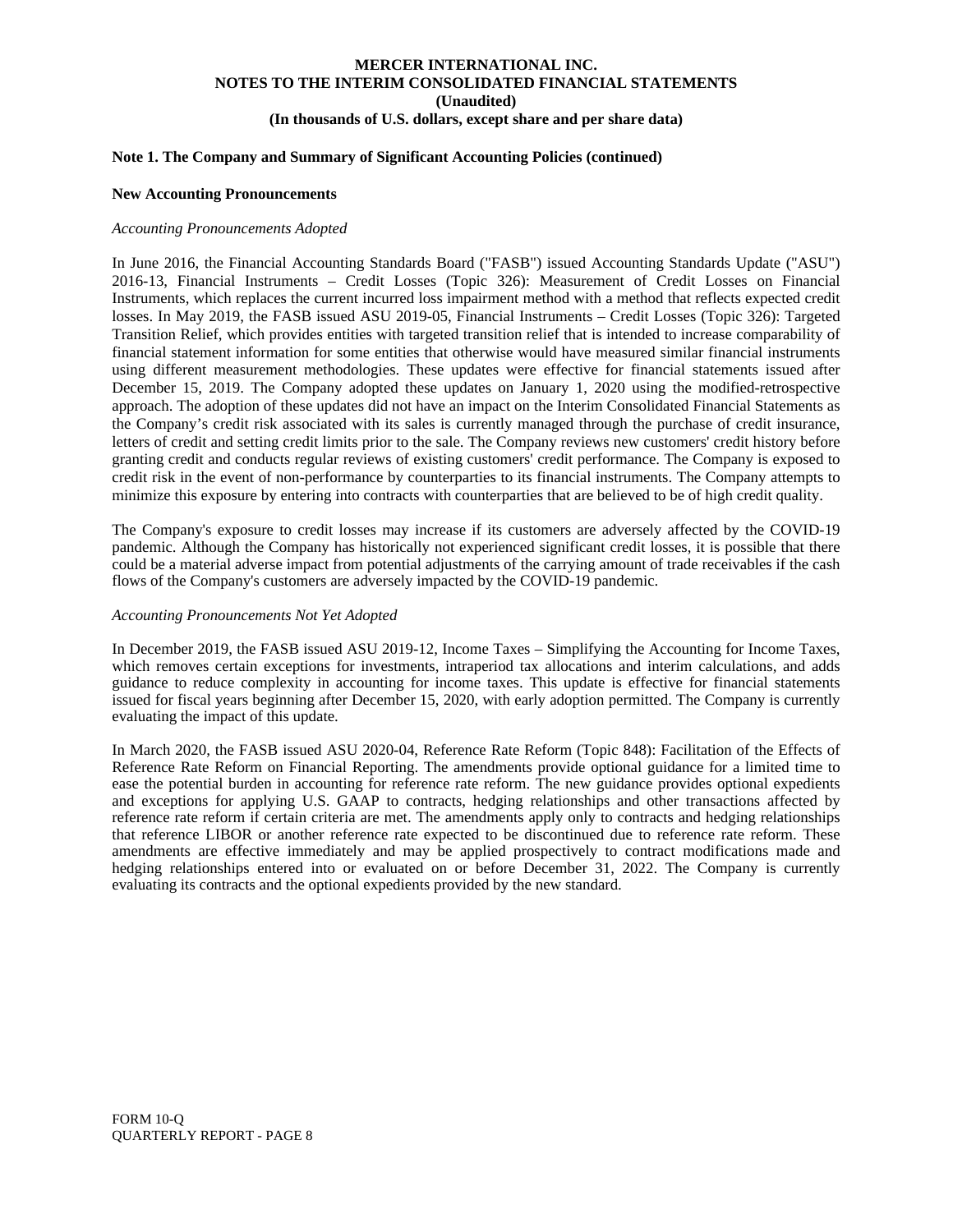**MERCER INTERNATIONAL INC.**
**NOTES TO THE INTERIM CONSOLIDATED FINANCIAL STATEMENTS**
**(Unaudited)**
**(In thousands of U.S. dollars, except share and per share data)**

**Note 1. The Company and Summary of Significant Accounting Policies (continued)**

**New Accounting Pronouncements**

*Accounting Pronouncements Adopted*

In June 2016, the Financial Accounting Standards Board ("FASB") issued Accounting Standards Update ("ASU") 2016-13, Financial Instruments – Credit Losses (Topic 326): Measurement of Credit Losses on Financial Instruments, which replaces the current incurred loss impairment method with a method that reflects expected credit losses. In May 2019, the FASB issued ASU 2019-05, Financial Instruments – Credit Losses (Topic 326): Targeted Transition Relief, which provides entities with targeted transition relief that is intended to increase comparability of financial statement information for some entities that otherwise would have measured similar financial instruments using different measurement methodologies. These updates were effective for financial statements issued after December 15, 2019. The Company adopted these updates on January 1, 2020 using the modified-retrospective approach. The adoption of these updates did not have an impact on the Interim Consolidated Financial Statements as the Company's credit risk associated with its sales is currently managed through the purchase of credit insurance, letters of credit and setting credit limits prior to the sale. The Company reviews new customers' credit history before granting credit and conducts regular reviews of existing customers' credit performance. The Company is exposed to credit risk in the event of non-performance by counterparties to its financial instruments. The Company attempts to minimize this exposure by entering into contracts with counterparties that are believed to be of high credit quality.

The Company's exposure to credit losses may increase if its customers are adversely affected by the COVID-19 pandemic. Although the Company has historically not experienced significant credit losses, it is possible that there could be a material adverse impact from potential adjustments of the carrying amount of trade receivables if the cash flows of the Company's customers are adversely impacted by the COVID-19 pandemic.

*Accounting Pronouncements Not Yet Adopted*

In December 2019, the FASB issued ASU 2019-12, Income Taxes – Simplifying the Accounting for Income Taxes, which removes certain exceptions for investments, intraperiod tax allocations and interim calculations, and adds guidance to reduce complexity in accounting for income taxes. This update is effective for financial statements issued for fiscal years beginning after December 15, 2020, with early adoption permitted. The Company is currently evaluating the impact of this update.

In March 2020, the FASB issued ASU 2020-04, Reference Rate Reform (Topic 848): Facilitation of the Effects of Reference Rate Reform on Financial Reporting. The amendments provide optional guidance for a limited time to ease the potential burden in accounting for reference rate reform. The new guidance provides optional expedients and exceptions for applying U.S. GAAP to contracts, hedging relationships and other transactions affected by reference rate reform if certain criteria are met. The amendments apply only to contracts and hedging relationships that reference LIBOR or another reference rate expected to be discontinued due to reference rate reform. These amendments are effective immediately and may be applied prospectively to contract modifications made and hedging relationships entered into or evaluated on or before December 31, 2022. The Company is currently evaluating its contracts and the optional expedients provided by the new standard.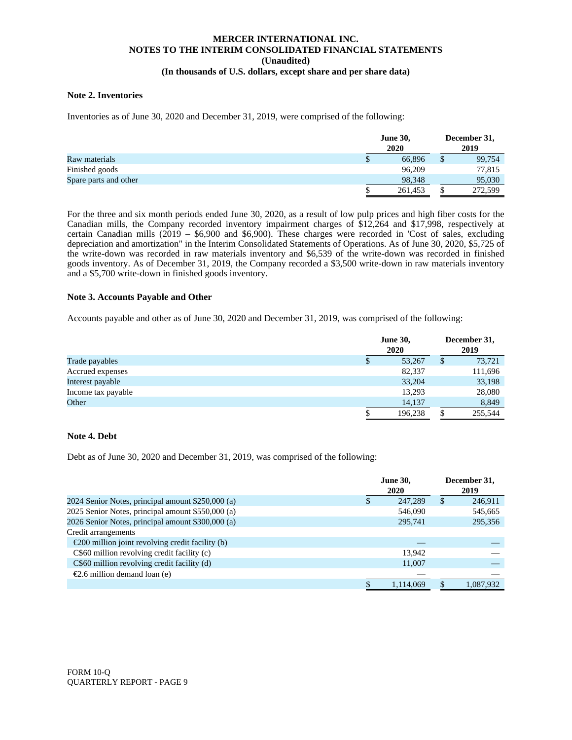# MERCER INTERNATIONAL INC.
## NOTES TO THE INTERIM CONSOLIDATED FINANCIAL STATEMENTS
### (Unaudited)
### (In thousands of U.S. dollars, except share and per share data)

**Note 2. Inventories**

Inventories as of June 30, 2020 and December 31, 2019, were comprised of the following:

| | June 30, 2020 | December 31, 2019 |
|---|---|---|
| Raw materials | $ 66,896 | $ 99,754 |
| Finished goods | 96,209 | 77,815 |
| Spare parts and other | 98,348 | 95,030 |
| | $ 261,453 | $ 272,599 |

For the three and six month periods ended June 30, 2020, as a result of low pulp prices and high fiber costs for the Canadian mills, the Company recorded inventory impairment charges of $12,264 and $17,998, respectively at certain Canadian mills (2019 – $6,900 and $6,900). These charges were recorded in 'Cost of sales, excluding depreciation and amortization" in the Interim Consolidated Statements of Operations. As of June 30, 2020, $5,725 of the write-down was recorded in raw materials inventory and $6,539 of the write-down was recorded in finished goods inventory. As of December 31, 2019, the Company recorded a $3,500 write-down in raw materials inventory and a $5,700 write-down in finished goods inventory.

**Note 3. Accounts Payable and Other**

Accounts payable and other as of June 30, 2020 and December 31, 2019, was comprised of the following:

| | June 30, 2020 | December 31, 2019 |
|---|---|---|
| Trade payables | $ 53,267 | $ 73,721 |
| Accrued expenses | 82,337 | 111,696 |
| Interest payable | 33,204 | 33,198 |
| Income tax payable | 13,293 | 28,080 |
| Other | 14,137 | 8,849 |
| | $ 196,238 | $ 255,544 |

**Note 4. Debt**

Debt as of June 30, 2020 and December 31, 2019, was comprised of the following:

| | June 30, 2020 | December 31, 2019 |
|---|---|---|
| 2024 Senior Notes, principal amount $250,000 (a) | $ 247,289 | $ 246,911 |
| 2025 Senior Notes, principal amount $550,000 (a) | 546,090 | 545,665 |
| 2026 Senior Notes, principal amount $300,000 (a) | 295,741 | 295,356 |
| Credit arrangements | | |
| €200 million joint revolving credit facility (b) | — | — |
| C$60 million revolving credit facility (c) | 13,942 | — |
| C$60 million revolving credit facility (d) | 11,007 | — |
| €2.6 million demand loan (e) | — | — |
| | $ 1,114,069 | $ 1,087,932 |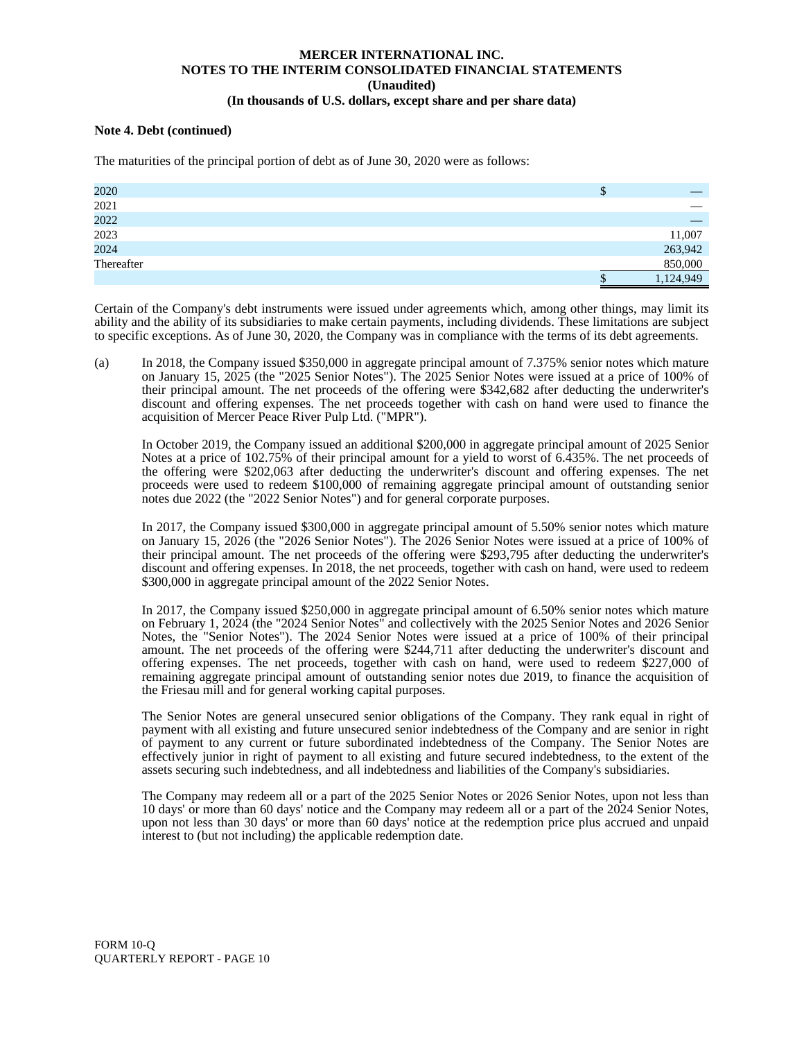**Note 4. Debt (continued)**

The maturities of the principal portion of debt as of June 30, 2020 were as follows:

| | |
|---|---|
| 2020 | $ — |
| 2021 | — |
| 2022 | — |
| 2023 | 11,007 |
| 2024 | 263,942 |
| Thereafter | 850,000 |
| | $ 1,124,949 |

Certain of the Company's debt instruments were issued under agreements which, among other things, may limit its ability and the ability of its subsidiaries to make certain payments, including dividends. These limitations are subject to specific exceptions. As of June 30, 2020, the Company was in compliance with the terms of its debt agreements.

(a) In 2018, the Company issued $350,000 in aggregate principal amount of 7.375% senior notes which mature on January 15, 2025 (the "2025 Senior Notes"). The 2025 Senior Notes were issued at a price of 100% of their principal amount. The net proceeds of the offering were $342,682 after deducting the underwriter's discount and offering expenses. The net proceeds together with cash on hand were used to finance the acquisition of Mercer Peace River Pulp Ltd. ("MPR").

In October 2019, the Company issued an additional $200,000 in aggregate principal amount of 2025 Senior Notes at a price of 102.75% of their principal amount for a yield to worst of 6.435%. The net proceeds of the offering were $202,063 after deducting the underwriter's discount and offering expenses. The net proceeds were used to redeem $100,000 of remaining aggregate principal amount of outstanding senior notes due 2022 (the "2022 Senior Notes") and for general corporate purposes.

In 2017, the Company issued $300,000 in aggregate principal amount of 5.50% senior notes which mature on January 15, 2026 (the "2026 Senior Notes"). The 2026 Senior Notes were issued at a price of 100% of their principal amount. The net proceeds of the offering were $293,795 after deducting the underwriter's discount and offering expenses. In 2018, the net proceeds, together with cash on hand, were used to redeem $300,000 in aggregate principal amount of the 2022 Senior Notes.

In 2017, the Company issued $250,000 in aggregate principal amount of 6.50% senior notes which mature on February 1, 2024 (the "2024 Senior Notes" and collectively with the 2025 Senior Notes and 2026 Senior Notes, the "Senior Notes"). The 2024 Senior Notes were issued at a price of 100% of their principal amount. The net proceeds of the offering were $244,711 after deducting the underwriter's discount and offering expenses. The net proceeds, together with cash on hand, were used to redeem $227,000 of remaining aggregate principal amount of outstanding senior notes due 2019, to finance the acquisition of the Friesau mill and for general working capital purposes.

The Senior Notes are general unsecured senior obligations of the Company. They rank equal in right of payment with all existing and future unsecured senior indebtedness of the Company and are senior in right of payment to any current or future subordinated indebtedness of the Company. The Senior Notes are effectively junior in right of payment to all existing and future secured indebtedness, to the extent of the assets securing such indebtedness, and all indebtedness and liabilities of the Company's subsidiaries.

The Company may redeem all or a part of the 2025 Senior Notes or 2026 Senior Notes, upon not less than 10 days' or more than 60 days' notice and the Company may redeem all or a part of the 2024 Senior Notes, upon not less than 30 days' or more than 60 days' notice at the redemption price plus accrued and unpaid interest to (but not including) the applicable redemption date.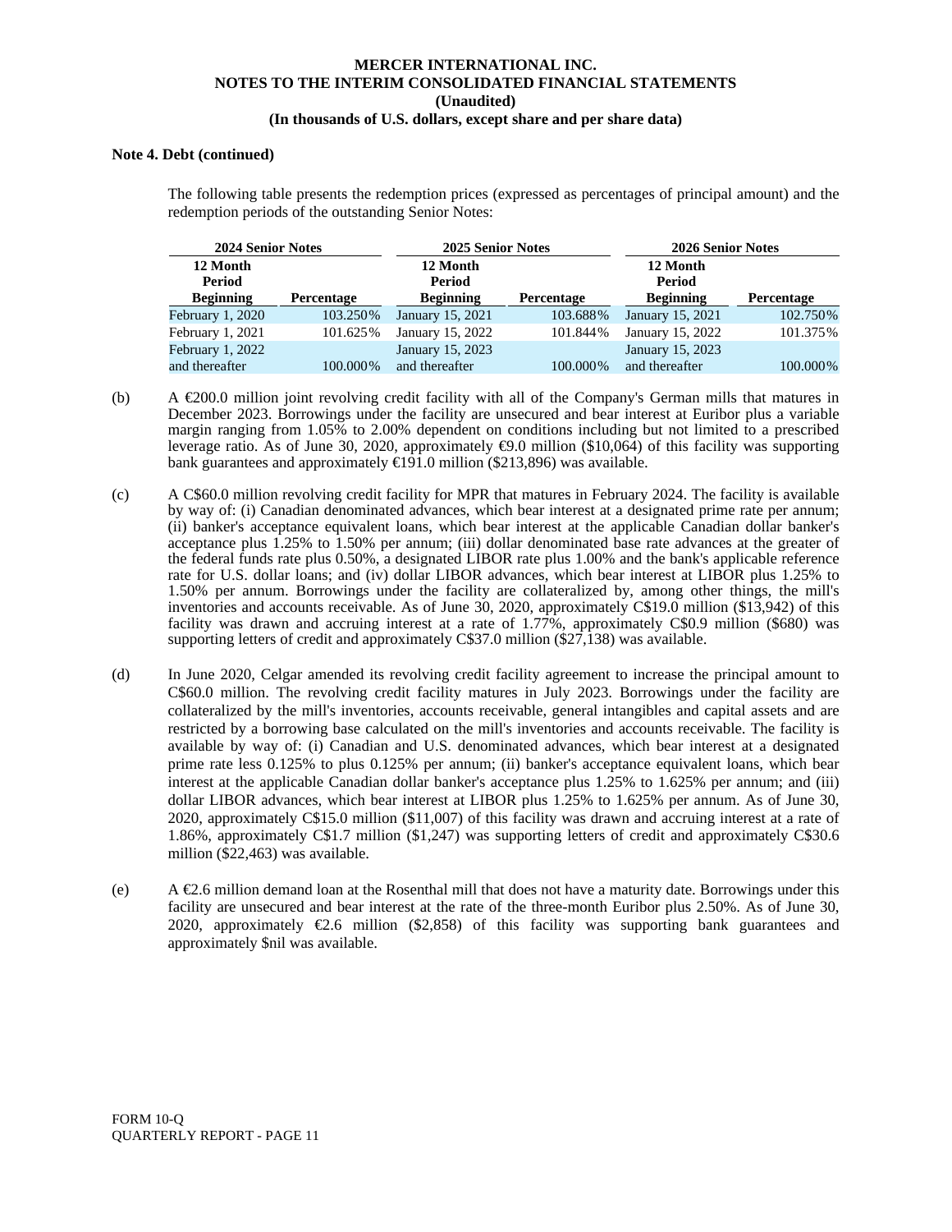**Note 4. Debt (continued)**

The following table presents the redemption prices (expressed as percentages of principal amount) and the redemption periods of the outstanding Senior Notes:

| 2024 Senior Notes | | 2025 Senior Notes | | 2026 Senior Notes | |
|---|---|---|---|---|---|
| 12 Month Period Beginning | Percentage | 12 Month Period Beginning | Percentage | 12 Month Period Beginning | Percentage |
| February 1, 2020 | 103.250% | January 15, 2021 | 103.688% | January 15, 2021 | 102.750% |
| February 1, 2021 | 101.625% | January 15, 2022 | 101.844% | January 15, 2022 | 101.375% |
| February 1, 2022 and thereafter | 100.000% | January 15, 2023 and thereafter | 100.000% | January 15, 2023 and thereafter | 100.000% |

(b) A €200.0 million joint revolving credit facility with all of the Company's German mills that matures in December 2023. Borrowings under the facility are unsecured and bear interest at Euribor plus a variable margin ranging from 1.05% to 2.00% dependent on conditions including but not limited to a prescribed leverage ratio. As of June 30, 2020, approximately €9.0 million ($10,064) of this facility was supporting bank guarantees and approximately €191.0 million ($213,896) was available.

(c) A C$60.0 million revolving credit facility for MPR that matures in February 2024. The facility is available by way of: (i) Canadian denominated advances, which bear interest at a designated prime rate per annum; (ii) banker's acceptance equivalent loans, which bear interest at the applicable Canadian dollar banker's acceptance plus 1.25% to 1.50% per annum; (iii) dollar denominated base rate advances at the greater of the federal funds rate plus 0.50%, a designated LIBOR rate plus 1.00% and the bank's applicable reference rate for U.S. dollar loans; and (iv) dollar LIBOR advances, which bear interest at LIBOR plus 1.25% to 1.50% per annum. Borrowings under the facility are collateralized by, among other things, the mill's inventories and accounts receivable. As of June 30, 2020, approximately C$19.0 million ($13,942) of this facility was drawn and accruing interest at a rate of 1.77%, approximately C$0.9 million ($680) was supporting letters of credit and approximately C$37.0 million ($27,138) was available.

(d) In June 2020, Celgar amended its revolving credit facility agreement to increase the principal amount to C$60.0 million. The revolving credit facility matures in July 2023. Borrowings under the facility are collateralized by the mill's inventories, accounts receivable, general intangibles and capital assets and are restricted by a borrowing base calculated on the mill's inventories and accounts receivable. The facility is available by way of: (i) Canadian and U.S. denominated advances, which bear interest at a designated prime rate less 0.125% to plus 0.125% per annum; (ii) banker's acceptance equivalent loans, which bear interest at the applicable Canadian dollar banker's acceptance plus 1.25% to 1.625% per annum; and (iii) dollar LIBOR advances, which bear interest at LIBOR plus 1.25% to 1.625% per annum. As of June 30, 2020, approximately C$15.0 million ($11,007) of this facility was drawn and accruing interest at a rate of 1.86%, approximately C$1.7 million ($1,247) was supporting letters of credit and approximately C$30.6 million ($22,463) was available.

(e) A €2.6 million demand loan at the Rosenthal mill that does not have a maturity date. Borrowings under this facility are unsecured and bear interest at the rate of the three-month Euribor plus 2.50%. As of June 30, 2020, approximately €2.6 million ($2,858) of this facility was supporting bank guarantees and approximately $nil was available.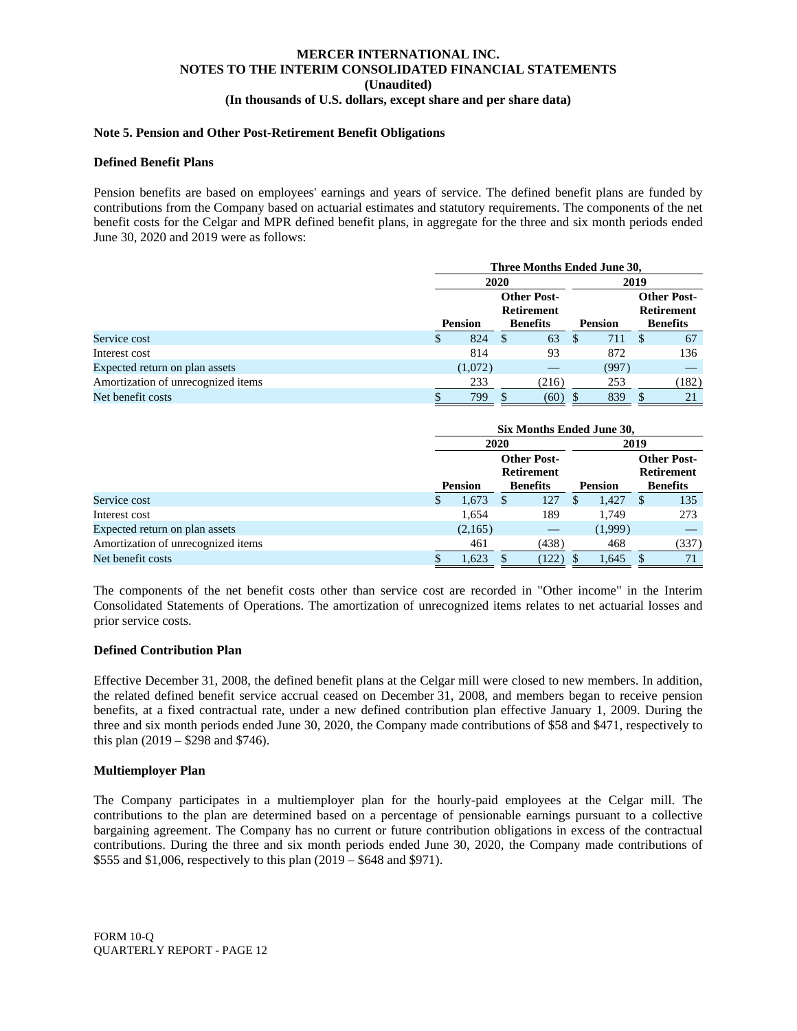**MERCER INTERNATIONAL INC.**
**NOTES TO THE INTERIM CONSOLIDATED FINANCIAL STATEMENTS**
**(Unaudited)**
**(In thousands of U.S. dollars, except share and per share data)**

**Note 5. Pension and Other Post-Retirement Benefit Obligations**

**Defined Benefit Plans**

Pension benefits are based on employees' earnings and years of service. The defined benefit plans are funded by contributions from the Company based on actuarial estimates and statutory requirements. The components of the net benefit costs for the Celgar and MPR defined benefit plans, in aggregate for the three and six month periods ended June 30, 2020 and 2019 were as follows:

| | Three Months Ended June 30, | | | |
|---|---|---|---|---|
| | 2020 | | 2019 | |
| | Pension | Other Post-Retirement Benefits | Pension | Other Post-Retirement Benefits |
| Service cost | $ 824 | $ 63 | $ 711 | $ 67 |
| Interest cost | 814 | 93 | 872 | 136 |
| Expected return on plan assets | (1,072) | — | (997) | — |
| Amortization of unrecognized items | 233 | (216) | 253 | (182) |
| Net benefit costs | $ 799 | $ (60) | $ 839 | $ 21 |

| | Six Months Ended June 30, | | | |
|---|---|---|---|---|
| | 2020 | | 2019 | |
| | Pension | Other Post-Retirement Benefits | Pension | Other Post-Retirement Benefits |
| Service cost | $ 1,673 | $ 127 | $ 1,427 | $ 135 |
| Interest cost | 1,654 | 189 | 1,749 | 273 |
| Expected return on plan assets | (2,165) | — | (1,999) | — |
| Amortization of unrecognized items | 461 | (438) | 468 | (337) |
| Net benefit costs | $ 1,623 | $ (122) | $ 1,645 | $ 71 |

The components of the net benefit costs other than service cost are recorded in "Other income" in the Interim Consolidated Statements of Operations. The amortization of unrecognized items relates to net actuarial losses and prior service costs.

**Defined Contribution Plan**

Effective December 31, 2008, the defined benefit plans at the Celgar mill were closed to new members. In addition, the related defined benefit service accrual ceased on December 31, 2008, and members began to receive pension benefits, at a fixed contractual rate, under a new defined contribution plan effective January 1, 2009. During the three and six month periods ended June 30, 2020, the Company made contributions of $58 and $471, respectively to this plan (2019 – $298 and $746).

**Multiemployer Plan**

The Company participates in a multiemployer plan for the hourly-paid employees at the Celgar mill. The contributions to the plan are determined based on a percentage of pensionable earnings pursuant to a collective bargaining agreement. The Company has no current or future contribution obligations in excess of the contractual contributions. During the three and six month periods ended June 30, 2020, the Company made contributions of $555 and $1,006, respectively to this plan (2019 – $648 and $971).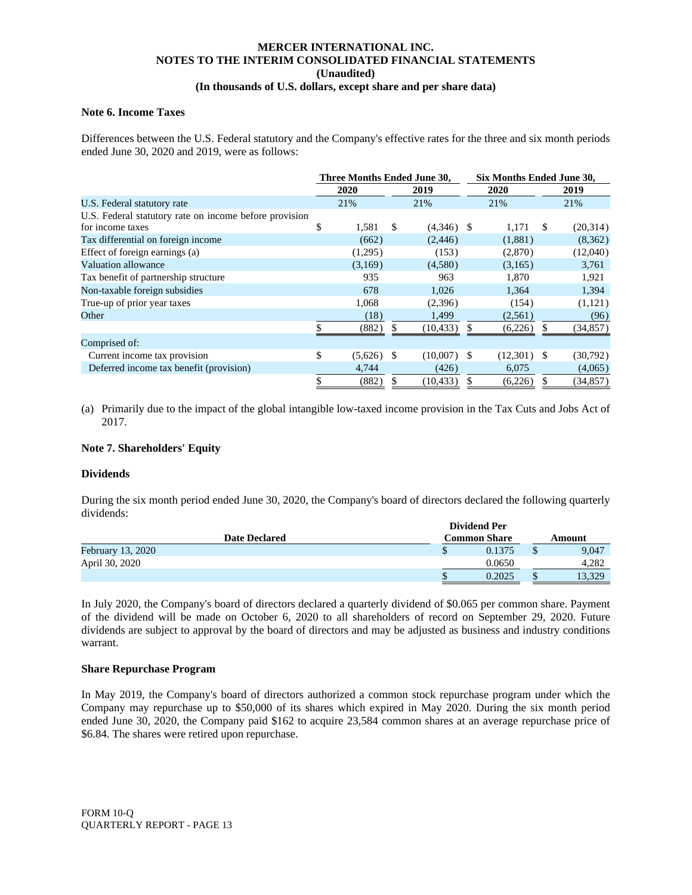**MERCER INTERNATIONAL INC.**
**NOTES TO THE INTERIM CONSOLIDATED FINANCIAL STATEMENTS**
**(Unaudited)**
**(In thousands of U.S. dollars, except share and per share data)**

**Note 6. Income Taxes**

Differences between the U.S. Federal statutory and the Company's effective rates for the three and six month periods ended June 30, 2020 and 2019, were as follows:

| | Three Months Ended June 30, | | Six Months Ended June 30, | |
|---|---|---|---|---|
| | 2020 | 2019 | 2020 | 2019 |
| U.S. Federal statutory rate | 21% | 21% | 21% | 21% |
| U.S. Federal statutory rate on income before provision for income taxes | $ 1,581 | $ (4,346) | $ 1,171 | $ (20,314) |
| Tax differential on foreign income | (662) | (2,446) | (1,881) | (8,362) |
| Effect of foreign earnings (a) | (1,295) | (153) | (2,870) | (12,040) |
| Valuation allowance | (3,169) | (4,580) | (3,165) | 3,761 |
| Tax benefit of partnership structure | 935 | 963 | 1,870 | 1,921 |
| Non-taxable foreign subsidies | 678 | 1,026 | 1,364 | 1,394 |
| True-up of prior year taxes | 1,068 | (2,396) | (154) | (1,121) |
| Other | (18) | 1,499 | (2,561) | (96) |
| | $ (882) | $ (10,433) | $ (6,226) | $ (34,857) |
| Comprised of: | | | | |
| Current income tax provision | $ (5,626) | $ (10,007) | $ (12,301) | $ (30,792) |
| Deferred income tax benefit (provision) | 4,744 | (426) | 6,075 | (4,065) |
| | $ (882) | $ (10,433) | $ (6,226) | $ (34,857) |

(a) Primarily due to the impact of the global intangible low-taxed income provision in the Tax Cuts and Jobs Act of 2017.

**Note 7. Shareholders' Equity**

**Dividends**

During the six month period ended June 30, 2020, the Company's board of directors declared the following quarterly dividends:

| Date Declared | Dividend Per Common Share | Amount |
|---|---|---|
| February 13, 2020 | $ 0.1375 | $ 9,047 |
| April 30, 2020 | 0.0650 | 4,282 |
| | $ 0.2025 | $ 13,329 |

In July 2020, the Company's board of directors declared a quarterly dividend of $0.065 per common share. Payment of the dividend will be made on October 6, 2020 to all shareholders of record on September 29, 2020. Future dividends are subject to approval by the board of directors and may be adjusted as business and industry conditions warrant.

**Share Repurchase Program**

In May 2019, the Company's board of directors authorized a common stock repurchase program under which the Company may repurchase up to $50,000 of its shares which expired in May 2020. During the six month period ended June 30, 2020, the Company paid $162 to acquire 23,584 common shares at an average repurchase price of $6.84. The shares were retired upon repurchase.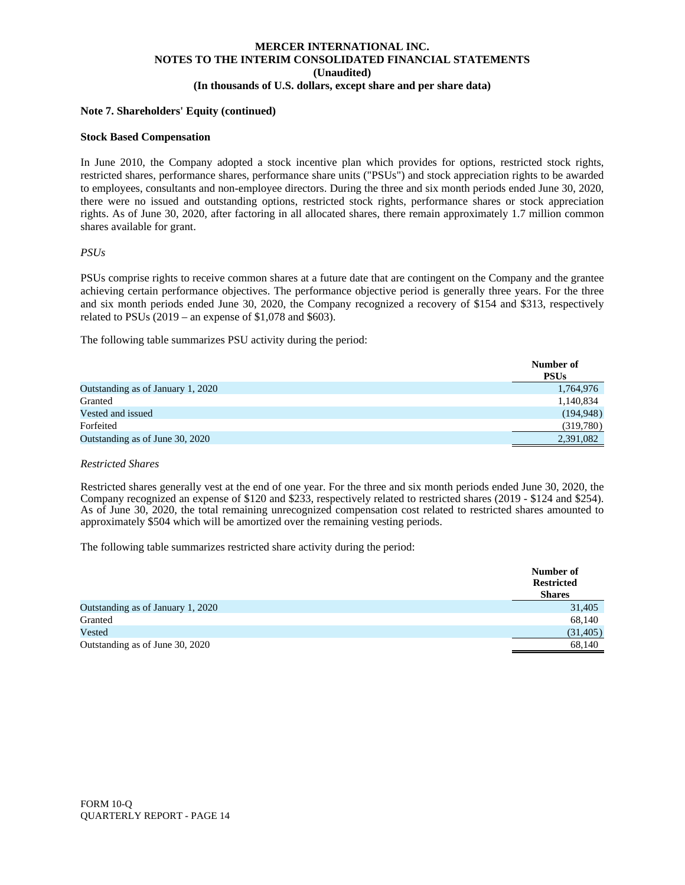**Note 7. Shareholders' Equity (continued)**

**Stock Based Compensation**

In June 2010, the Company adopted a stock incentive plan which provides for options, restricted stock rights, restricted shares, performance shares, performance share units ("PSUs") and stock appreciation rights to be awarded to employees, consultants and non-employee directors. During the three and six month periods ended June 30, 2020, there were no issued and outstanding options, restricted stock rights, performance shares or stock appreciation rights. As of June 30, 2020, after factoring in all allocated shares, there remain approximately 1.7 million common shares available for grant.

*PSUs*

PSUs comprise rights to receive common shares at a future date that are contingent on the Company and the grantee achieving certain performance objectives. The performance objective period is generally three years. For the three and six month periods ended June 30, 2020, the Company recognized a recovery of $154 and $313, respectively related to PSUs (2019 – an expense of $1,078 and $603).

The following table summarizes PSU activity during the period:

| | Number of PSUs |
|---|---|
| Outstanding as of January 1, 2020 | 1,764,976 |
| Granted | 1,140,834 |
| Vested and issued | (194,948) |
| Forfeited | (319,780) |
| Outstanding as of June 30, 2020 | 2,391,082 |

*Restricted Shares*

Restricted shares generally vest at the end of one year. For the three and six month periods ended June 30, 2020, the Company recognized an expense of $120 and $233, respectively related to restricted shares (2019 - $124 and $254). As of June 30, 2020, the total remaining unrecognized compensation cost related to restricted shares amounted to approximately $504 which will be amortized over the remaining vesting periods.

The following table summarizes restricted share activity during the period:

| | Number of Restricted Shares |
|---|---|
| Outstanding as of January 1, 2020 | 31,405 |
| Granted | 68,140 |
| Vested | (31,405) |
| Outstanding as of June 30, 2020 | 68,140 |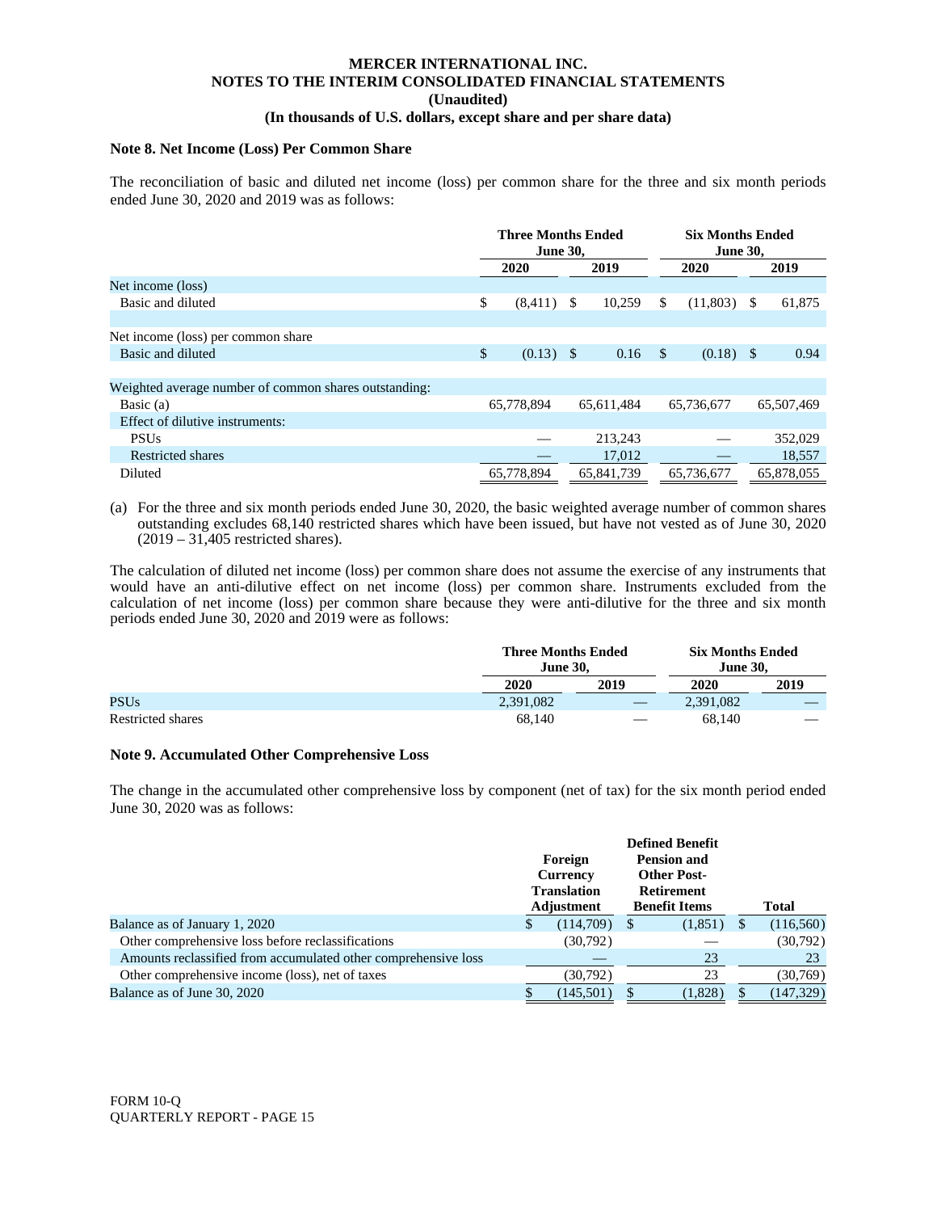**MERCER INTERNATIONAL INC.**
**NOTES TO THE INTERIM CONSOLIDATED FINANCIAL STATEMENTS**
**(Unaudited)**
**(In thousands of U.S. dollars, except share and per share data)**

### Note 8. Net Income (Loss) Per Common Share

The reconciliation of basic and diluted net income (loss) per common share for the three and six month periods ended June 30, 2020 and 2019 was as follows:

| | Three Months Ended June 30, | | Six Months Ended June 30, | |
|---|---|---|---|---|
| | 2020 | 2019 | 2020 | 2019 |
| Net income (loss) | | | | |
| Basic and diluted | $ (8,411) | $ 10,259 | $ (11,803) | $ 61,875 |
| Net income (loss) per common share | | | | |
| Basic and diluted | $ (0.13) | $ 0.16 | $ (0.18) | $ 0.94 |
| Weighted average number of common shares outstanding: | | | | |
| Basic (a) | 65,778,894 | 65,611,484 | 65,736,677 | 65,507,469 |
| Effect of dilutive instruments: | | | | |
| PSUs | — | 213,243 | — | 352,029 |
| Restricted shares | — | 17,012 | — | 18,557 |
| Diluted | 65,778,894 | 65,841,739 | 65,736,677 | 65,878,055 |

(a) For the three and six month periods ended June 30, 2020, the basic weighted average number of common shares outstanding excludes 68,140 restricted shares which have been issued, but have not vested as of June 30, 2020 (2019 – 31,405 restricted shares).

The calculation of diluted net income (loss) per common share does not assume the exercise of any instruments that would have an anti-dilutive effect on net income (loss) per common share. Instruments excluded from the calculation of net income (loss) per common share because they were anti-dilutive for the three and six month periods ended June 30, 2020 and 2019 were as follows:

| | Three Months Ended June 30, | | Six Months Ended June 30, | |
|---|---|---|---|---|
| | 2020 | 2019 | 2020 | 2019 |
| PSUs | 2,391,082 | — | 2,391,082 | — |
| Restricted shares | 68,140 | — | 68,140 | — |

### Note 9. Accumulated Other Comprehensive Loss

The change in the accumulated other comprehensive loss by component (net of tax) for the six month period ended June 30, 2020 was as follows:

| | Foreign Currency Translation Adjustment | Defined Benefit Pension and Other Post-Retirement Benefit Items | Total |
|---|---|---|---|
| Balance as of January 1, 2020 | $ (114,709) | $ (1,851) | $ (116,560) |
| Other comprehensive loss before reclassifications | (30,792) | — | (30,792) |
| Amounts reclassified from accumulated other comprehensive loss | — | 23 | 23 |
| Other comprehensive income (loss), net of taxes | (30,792) | 23 | (30,769) |
| Balance as of June 30, 2020 | $ (145,501) | $ (1,828) | $ (147,329) |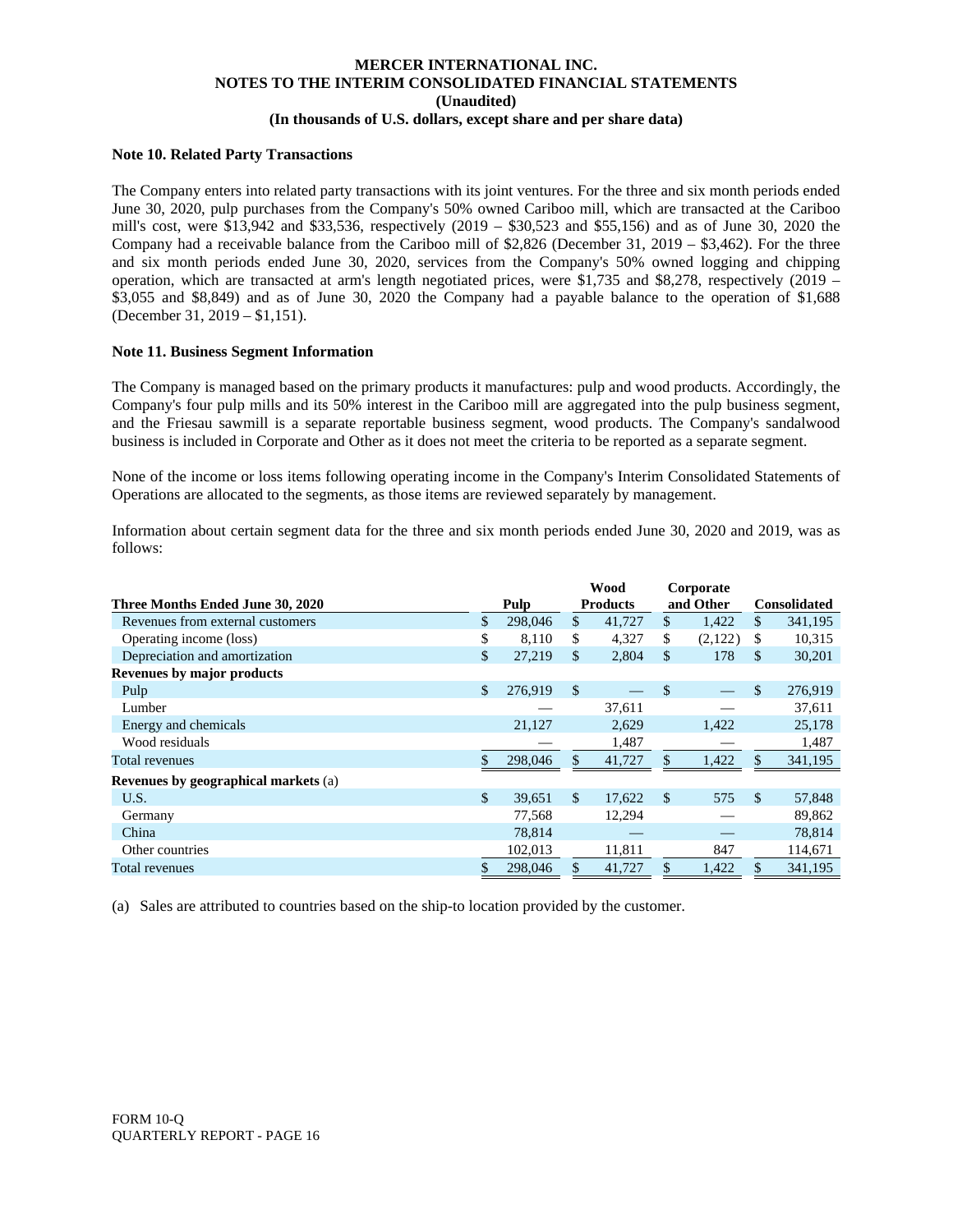MERCER INTERNATIONAL INC.
NOTES TO THE INTERIM CONSOLIDATED FINANCIAL STATEMENTS
(Unaudited)
(In thousands of U.S. dollars, except share and per share data)

**Note 10. Related Party Transactions**

The Company enters into related party transactions with its joint ventures. For the three and six month periods ended June 30, 2020, pulp purchases from the Company's 50% owned Cariboo mill, which are transacted at the Cariboo mill's cost, were $13,942 and $33,536, respectively (2019 – $30,523 and $55,156) and as of June 30, 2020 the Company had a receivable balance from the Cariboo mill of $2,826 (December 31, 2019 – $3,462). For the three and six month periods ended June 30, 2020, services from the Company's 50% owned logging and chipping operation, which are transacted at arm's length negotiated prices, were $1,735 and $8,278, respectively (2019 – $3,055 and $8,849) and as of June 30, 2020 the Company had a payable balance to the operation of $1,688 (December 31, 2019 – $1,151).

**Note 11. Business Segment Information**

The Company is managed based on the primary products it manufactures: pulp and wood products. Accordingly, the Company's four pulp mills and its 50% interest in the Cariboo mill are aggregated into the pulp business segment, and the Friesau sawmill is a separate reportable business segment, wood products. The Company's sandalwood business is included in Corporate and Other as it does not meet the criteria to be reported as a separate segment.

None of the income or loss items following operating income in the Company's Interim Consolidated Statements of Operations are allocated to the segments, as those items are reviewed separately by management.

Information about certain segment data for the three and six month periods ended June 30, 2020 and 2019, was as follows:

| Three Months Ended June 30, 2020 | Pulp | Wood Products | Corporate and Other | Consolidated |
|---|---|---|---|---|
| Revenues from external customers | $ 298,046 | $ 41,727 | $ 1,422 | $ 341,195 |
| Operating income (loss) | $ 8,110 | $ 4,327 | $ (2,122) | $ 10,315 |
| Depreciation and amortization | $ 27,219 | $ 2,804 | $ 178 | $ 30,201 |
| **Revenues by major products** | | | | |
| Pulp | $ 276,919 | $ — | $ — | $ 276,919 |
| Lumber | — | 37,611 | — | 37,611 |
| Energy and chemicals | 21,127 | 2,629 | 1,422 | 25,178 |
| Wood residuals | — | 1,487 | — | 1,487 |
| Total revenues | $ 298,046 | $ 41,727 | $ 1,422 | $ 341,195 |
| **Revenues by geographical markets** (a) | | | | |
| U.S. | $ 39,651 | $ 17,622 | $ 575 | $ 57,848 |
| Germany | 77,568 | 12,294 | — | 89,862 |
| China | 78,814 | — | — | 78,814 |
| Other countries | 102,013 | 11,811 | 847 | 114,671 |
| Total revenues | $ 298,046 | $ 41,727 | $ 1,422 | $ 341,195 |

(a) Sales are attributed to countries based on the ship-to location provided by the customer.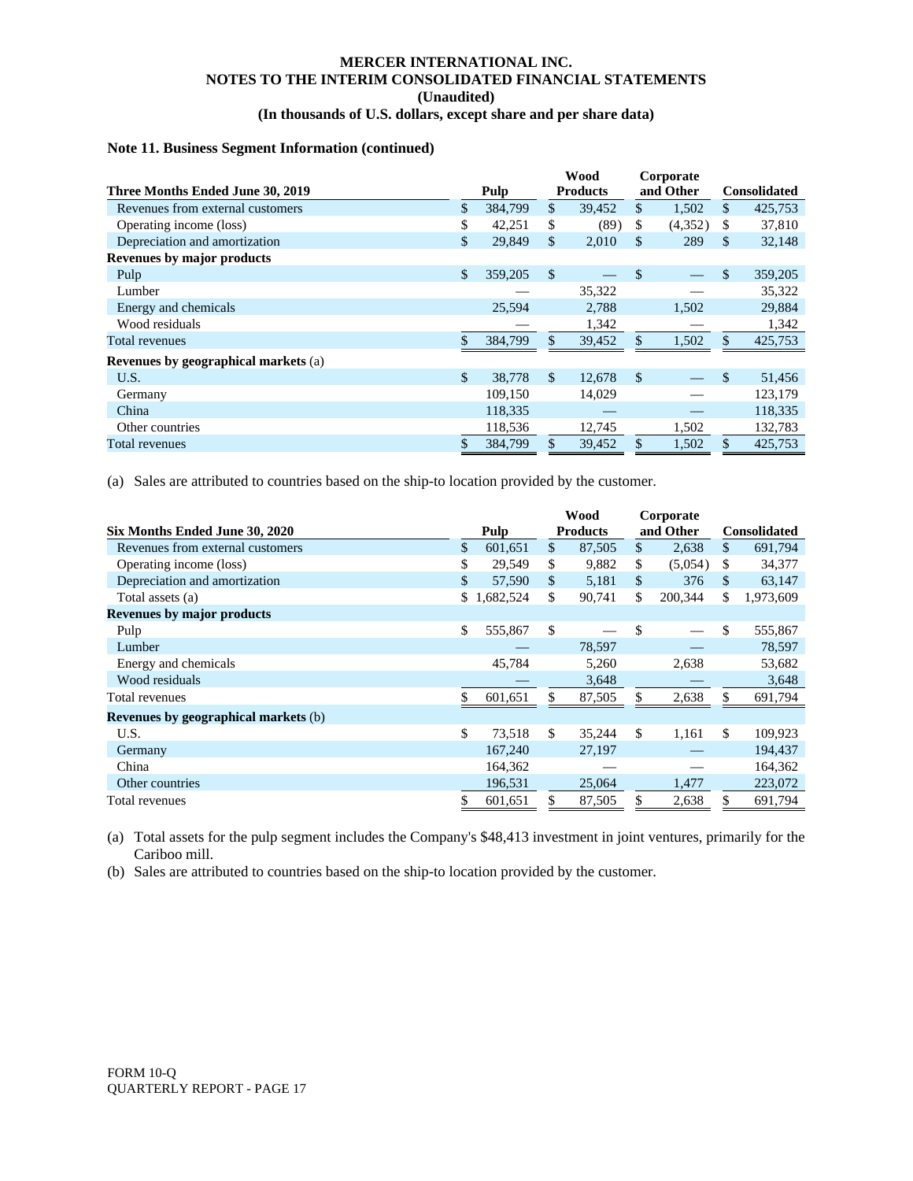**MERCER INTERNATIONAL INC.**
**NOTES TO THE INTERIM CONSOLIDATED FINANCIAL STATEMENTS**
**(Unaudited)**
**(In thousands of U.S. dollars, except share and per share data)**

### Note 11. Business Segment Information (continued)

| Three Months Ended June 30, 2019 | Pulp | Wood Products | Corporate and Other | Consolidated |
|---|---|---|---|---|
| Revenues from external customers | $ 384,799 | $ 39,452 | $ 1,502 | $ 425,753 |
| Operating income (loss) | $ 42,251 | $ (89) | $ (4,352) | $ 37,810 |
| Depreciation and amortization | $ 29,849 | $ 2,010 | $ 289 | $ 32,148 |
| **Revenues by major products** | | | | |
| Pulp | $ 359,205 | $ — | $ — | $ 359,205 |
| Lumber | — | 35,322 | — | 35,322 |
| Energy and chemicals | 25,594 | 2,788 | 1,502 | 29,884 |
| Wood residuals | — | 1,342 | — | 1,342 |
| Total revenues | $ 384,799 | $ 39,452 | $ 1,502 | $ 425,753 |
| **Revenues by geographical markets** (a) | | | | |
| U.S. | $ 38,778 | $ 12,678 | $ — | $ 51,456 |
| Germany | 109,150 | 14,029 | — | 123,179 |
| China | 118,335 | — | — | 118,335 |
| Other countries | 118,536 | 12,745 | 1,502 | 132,783 |
| Total revenues | $ 384,799 | $ 39,452 | $ 1,502 | $ 425,753 |

(a) Sales are attributed to countries based on the ship-to location provided by the customer.

| Six Months Ended June 30, 2020 | Pulp | Wood Products | Corporate and Other | Consolidated |
|---|---|---|---|---|
| Revenues from external customers | $ 601,651 | $ 87,505 | $ 2,638 | $ 691,794 |
| Operating income (loss) | $ 29,549 | $ 9,882 | $ (5,054) | $ 34,377 |
| Depreciation and amortization | $ 57,590 | $ 5,181 | $ 376 | $ 63,147 |
| Total assets (a) | $ 1,682,524 | $ 90,741 | $ 200,344 | $ 1,973,609 |
| **Revenues by major products** | | | | |
| Pulp | $ 555,867 | $ — | $ — | $ 555,867 |
| Lumber | — | 78,597 | — | 78,597 |
| Energy and chemicals | 45,784 | 5,260 | 2,638 | 53,682 |
| Wood residuals | — | 3,648 | — | 3,648 |
| Total revenues | $ 601,651 | $ 87,505 | $ 2,638 | $ 691,794 |
| **Revenues by geographical markets** (b) | | | | |
| U.S. | $ 73,518 | $ 35,244 | $ 1,161 | $ 109,923 |
| Germany | 167,240 | 27,197 | — | 194,437 |
| China | 164,362 | — | — | 164,362 |
| Other countries | 196,531 | 25,064 | 1,477 | 223,072 |
| Total revenues | $ 601,651 | $ 87,505 | $ 2,638 | $ 691,794 |

(a) Total assets for the pulp segment includes the Company's $48,413 investment in joint ventures, primarily for the Cariboo mill.

(b) Sales are attributed to countries based on the ship-to location provided by the customer.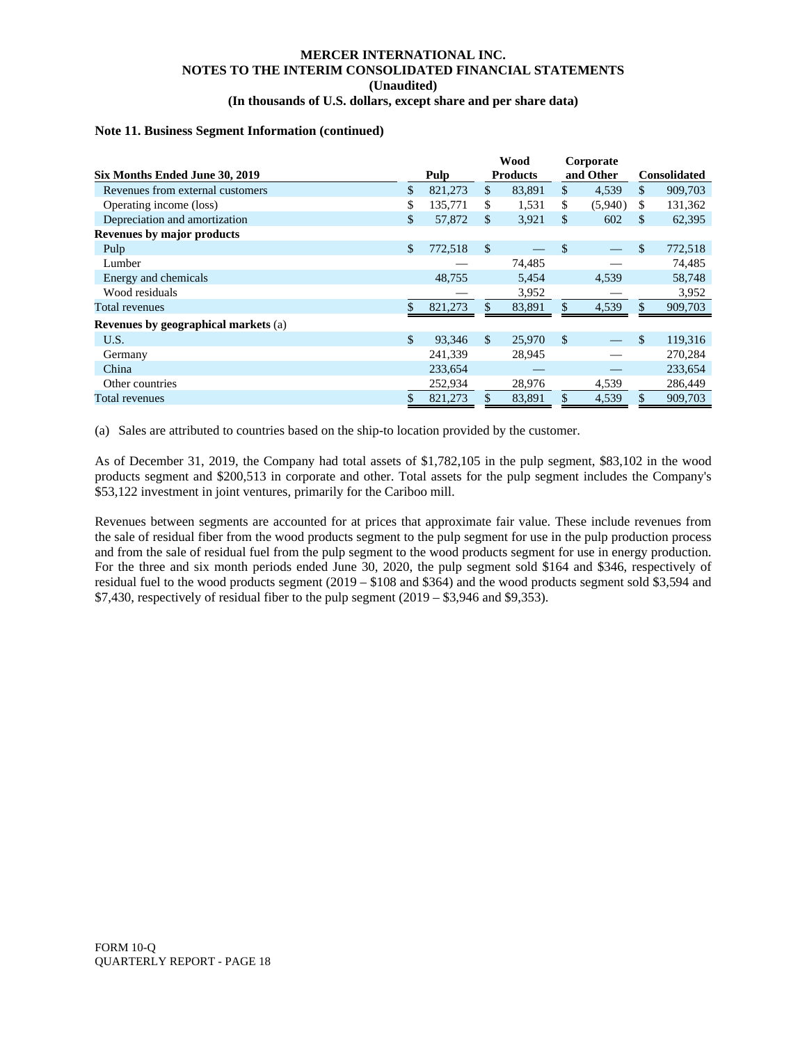**MERCER INTERNATIONAL INC.**
**NOTES TO THE INTERIM CONSOLIDATED FINANCIAL STATEMENTS**
**(Unaudited)**
**(In thousands of U.S. dollars, except share and per share data)**

**Note 11. Business Segment Information (continued)**

| Six Months Ended June 30, 2019 | Pulp | Wood Products | Corporate and Other | Consolidated |
|---|---|---|---|---|
| Revenues from external customers | $ 821,273 | $ 83,891 | $ 4,539 | $ 909,703 |
| Operating income (loss) | $ 135,771 | $ 1,531 | $ (5,940) | $ 131,362 |
| Depreciation and amortization | $ 57,872 | $ 3,921 | $ 602 | $ 62,395 |
| **Revenues by major products** | | | | |
| Pulp | $ 772,518 | $ — | $ — | $ 772,518 |
| Lumber | — | 74,485 | — | 74,485 |
| Energy and chemicals | 48,755 | 5,454 | 4,539 | 58,748 |
| Wood residuals | — | 3,952 | — | 3,952 |
| Total revenues | $ 821,273 | $ 83,891 | $ 4,539 | $ 909,703 |
| **Revenues by geographical markets** (a) | | | | |
| U.S. | $ 93,346 | $ 25,970 | $ — | $ 119,316 |
| Germany | 241,339 | 28,945 | — | 270,284 |
| China | 233,654 | — | — | 233,654 |
| Other countries | 252,934 | 28,976 | 4,539 | 286,449 |
| Total revenues | $ 821,273 | $ 83,891 | $ 4,539 | $ 909,703 |

(a) Sales are attributed to countries based on the ship-to location provided by the customer.

As of December 31, 2019, the Company had total assets of $1,782,105 in the pulp segment, $83,102 in the wood products segment and $200,513 in corporate and other. Total assets for the pulp segment includes the Company's $53,122 investment in joint ventures, primarily for the Cariboo mill.

Revenues between segments are accounted for at prices that approximate fair value. These include revenues from the sale of residual fiber from the wood products segment to the pulp segment for use in the pulp production process and from the sale of residual fuel from the pulp segment to the wood products segment for use in energy production. For the three and six month periods ended June 30, 2020, the pulp segment sold $164 and $346, respectively of residual fuel to the wood products segment (2019 – $108 and $364) and the wood products segment sold $3,594 and $7,430, respectively of residual fiber to the pulp segment (2019 – $3,946 and $9,353).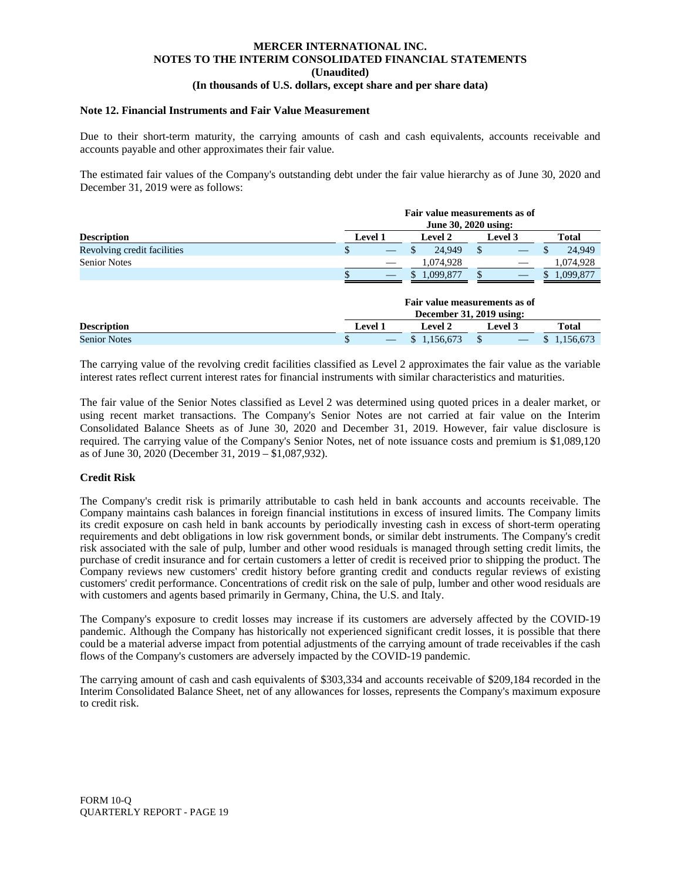**Note 12. Financial Instruments and Fair Value Measurement**

Due to their short-term maturity, the carrying amounts of cash and cash equivalents, accounts receivable and accounts payable and other approximates their fair value.

The estimated fair values of the Company's outstanding debt under the fair value hierarchy as of June 30, 2020 and December 31, 2019 were as follows:

| | Fair value measurements as of June 30, 2020 using: | | | |
|---|---|---|---|---|
| **Description** | **Level 1** | **Level 2** | **Level 3** | **Total** |
| Revolving credit facilities | $ — | $ 24,949 | $ — | $ 24,949 |
| Senior Notes | — | 1,074,928 | — | 1,074,928 |
| | $ — | $ 1,099,877 | $ — | $ 1,099,877 |

| | Fair value measurements as of December 31, 2019 using: | | | |
|---|---|---|---|---|
| **Description** | **Level 1** | **Level 2** | **Level 3** | **Total** |
| Senior Notes | $ — | $ 1,156,673 | $ — | $ 1,156,673 |

The carrying value of the revolving credit facilities classified as Level 2 approximates the fair value as the variable interest rates reflect current interest rates for financial instruments with similar characteristics and maturities.

The fair value of the Senior Notes classified as Level 2 was determined using quoted prices in a dealer market, or using recent market transactions. The Company's Senior Notes are not carried at fair value on the Interim Consolidated Balance Sheets as of June 30, 2020 and December 31, 2019. However, fair value disclosure is required. The carrying value of the Company's Senior Notes, net of note issuance costs and premium is $1,089,120 as of June 30, 2020 (December 31, 2019 – $1,087,932).

**Credit Risk**

The Company's credit risk is primarily attributable to cash held in bank accounts and accounts receivable. The Company maintains cash balances in foreign financial institutions in excess of insured limits. The Company limits its credit exposure on cash held in bank accounts by periodically investing cash in excess of short-term operating requirements and debt obligations in low risk government bonds, or similar debt instruments. The Company's credit risk associated with the sale of pulp, lumber and other wood residuals is managed through setting credit limits, the purchase of credit insurance and for certain customers a letter of credit is received prior to shipping the product. The Company reviews new customers' credit history before granting credit and conducts regular reviews of existing customers' credit performance. Concentrations of credit risk on the sale of pulp, lumber and other wood residuals are with customers and agents based primarily in Germany, China, the U.S. and Italy.

The Company's exposure to credit losses may increase if its customers are adversely affected by the COVID-19 pandemic. Although the Company has historically not experienced significant credit losses, it is possible that there could be a material adverse impact from potential adjustments of the carrying amount of trade receivables if the cash flows of the Company's customers are adversely impacted by the COVID-19 pandemic.

The carrying amount of cash and cash equivalents of $303,334 and accounts receivable of $209,184 recorded in the Interim Consolidated Balance Sheet, net of any allowances for losses, represents the Company's maximum exposure to credit risk.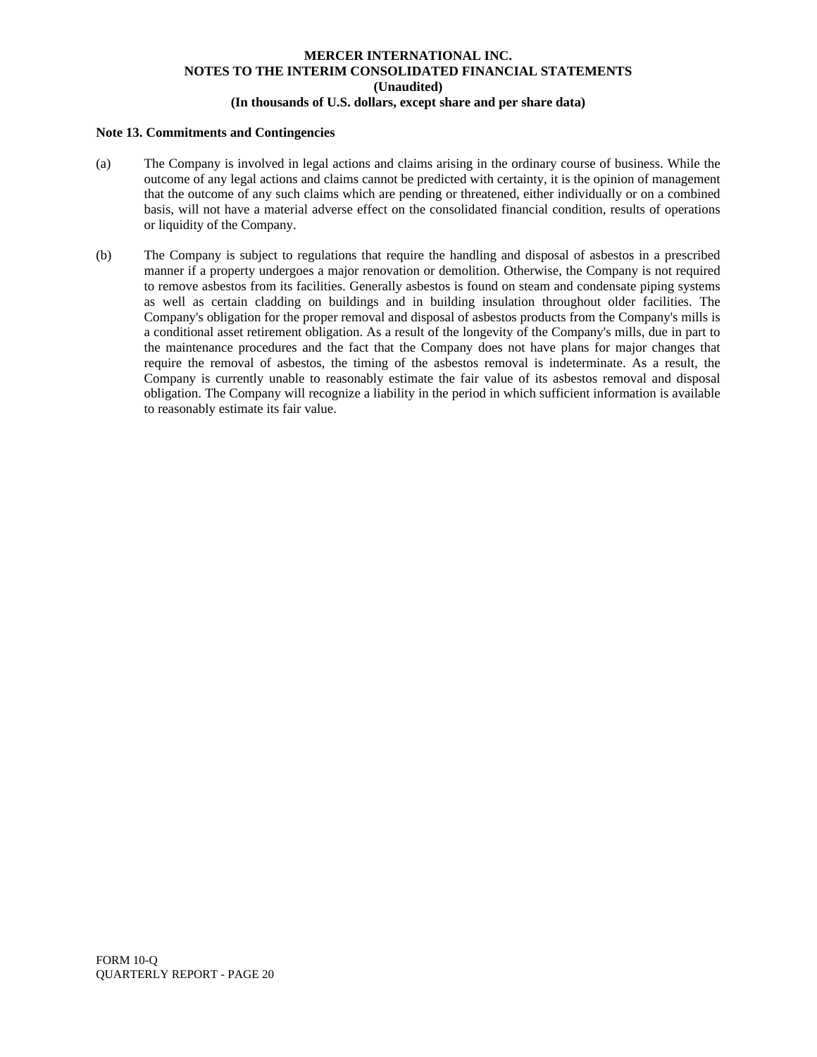**Note 13. Commitments and Contingencies**

(a) The Company is involved in legal actions and claims arising in the ordinary course of business. While the outcome of any legal actions and claims cannot be predicted with certainty, it is the opinion of management that the outcome of any such claims which are pending or threatened, either individually or on a combined basis, will not have a material adverse effect on the consolidated financial condition, results of operations or liquidity of the Company.

(b) The Company is subject to regulations that require the handling and disposal of asbestos in a prescribed manner if a property undergoes a major renovation or demolition. Otherwise, the Company is not required to remove asbestos from its facilities. Generally asbestos is found on steam and condensate piping systems as well as certain cladding on buildings and in building insulation throughout older facilities. The Company's obligation for the proper removal and disposal of asbestos products from the Company's mills is a conditional asset retirement obligation. As a result of the longevity of the Company's mills, due in part to the maintenance procedures and the fact that the Company does not have plans for major changes that require the removal of asbestos, the timing of the asbestos removal is indeterminate. As a result, the Company is currently unable to reasonably estimate the fair value of its asbestos removal and disposal obligation. The Company will recognize a liability in the period in which sufficient information is available to reasonably estimate its fair value.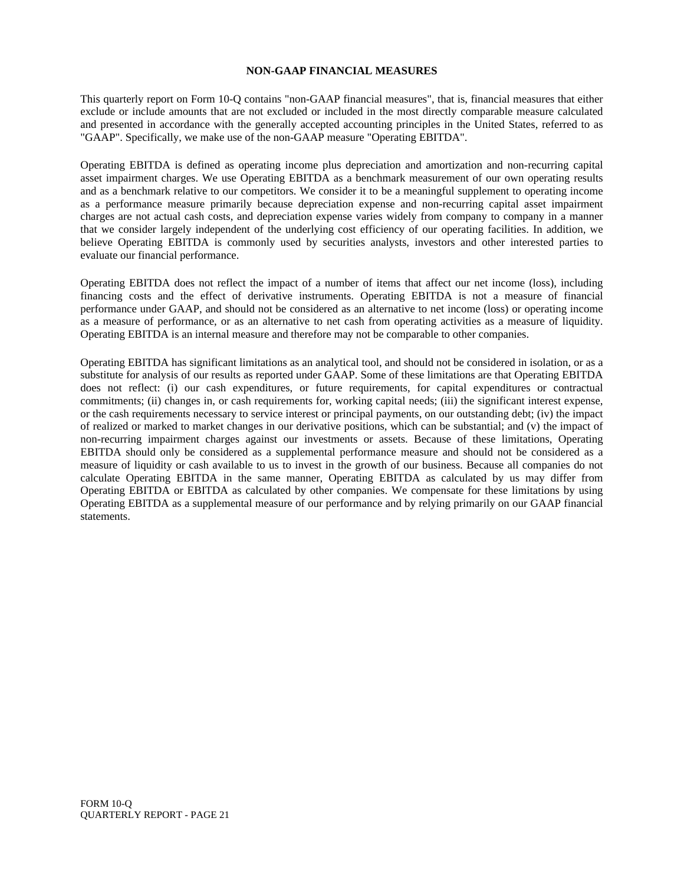## NON-GAAP FINANCIAL MEASURES

This quarterly report on Form 10-Q contains "non-GAAP financial measures", that is, financial measures that either exclude or include amounts that are not excluded or included in the most directly comparable measure calculated and presented in accordance with the generally accepted accounting principles in the United States, referred to as "GAAP". Specifically, we make use of the non-GAAP measure "Operating EBITDA".

Operating EBITDA is defined as operating income plus depreciation and amortization and non-recurring capital asset impairment charges. We use Operating EBITDA as a benchmark measurement of our own operating results and as a benchmark relative to our competitors. We consider it to be a meaningful supplement to operating income as a performance measure primarily because depreciation expense and non-recurring capital asset impairment charges are not actual cash costs, and depreciation expense varies widely from company to company in a manner that we consider largely independent of the underlying cost efficiency of our operating facilities. In addition, we believe Operating EBITDA is commonly used by securities analysts, investors and other interested parties to evaluate our financial performance.

Operating EBITDA does not reflect the impact of a number of items that affect our net income (loss), including financing costs and the effect of derivative instruments. Operating EBITDA is not a measure of financial performance under GAAP, and should not be considered as an alternative to net income (loss) or operating income as a measure of performance, or as an alternative to net cash from operating activities as a measure of liquidity. Operating EBITDA is an internal measure and therefore may not be comparable to other companies.

Operating EBITDA has significant limitations as an analytical tool, and should not be considered in isolation, or as a substitute for analysis of our results as reported under GAAP. Some of these limitations are that Operating EBITDA does not reflect: (i) our cash expenditures, or future requirements, for capital expenditures or contractual commitments; (ii) changes in, or cash requirements for, working capital needs; (iii) the significant interest expense, or the cash requirements necessary to service interest or principal payments, on our outstanding debt; (iv) the impact of realized or marked to market changes in our derivative positions, which can be substantial; and (v) the impact of non-recurring impairment charges against our investments or assets. Because of these limitations, Operating EBITDA should only be considered as a supplemental performance measure and should not be considered as a measure of liquidity or cash available to us to invest in the growth of our business. Because all companies do not calculate Operating EBITDA in the same manner, Operating EBITDA as calculated by us may differ from Operating EBITDA or EBITDA as calculated by other companies. We compensate for these limitations by using Operating EBITDA as a supplemental measure of our performance and by relying primarily on our GAAP financial statements.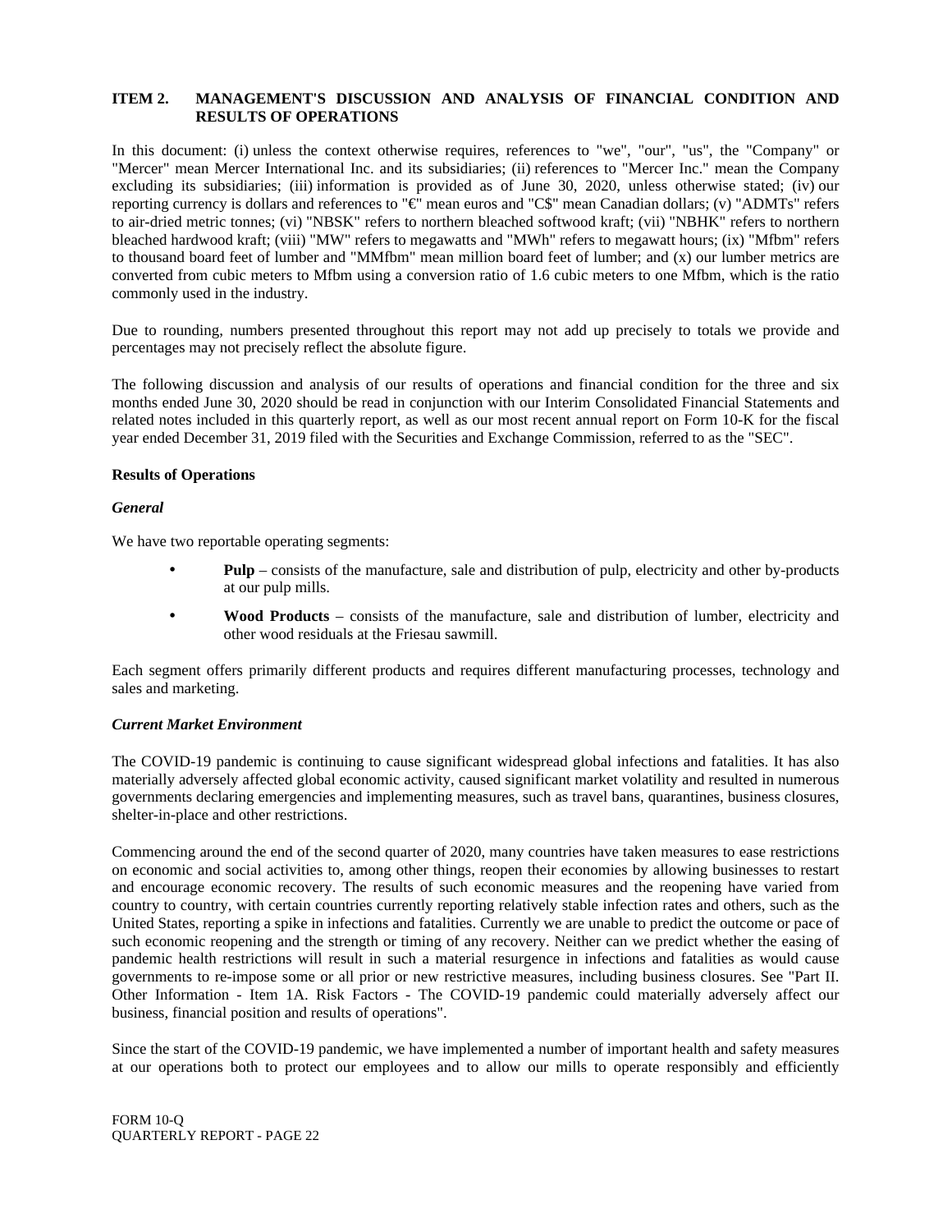## ITEM 2. MANAGEMENT'S DISCUSSION AND ANALYSIS OF FINANCIAL CONDITION AND RESULTS OF OPERATIONS

In this document: (i) unless the context otherwise requires, references to "we", "our", "us", the "Company" or "Mercer" mean Mercer International Inc. and its subsidiaries; (ii) references to "Mercer Inc." mean the Company excluding its subsidiaries; (iii) information is provided as of June 30, 2020, unless otherwise stated; (iv) our reporting currency is dollars and references to "€" mean euros and "C$" mean Canadian dollars; (v) "ADMTs" refers to air-dried metric tonnes; (vi) "NBSK" refers to northern bleached softwood kraft; (vii) "NBHK" refers to northern bleached hardwood kraft; (viii) "MW" refers to megawatts and "MWh" refers to megawatt hours; (ix) "Mfbm" refers to thousand board feet of lumber and "MMfbm" mean million board feet of lumber; and (x) our lumber metrics are converted from cubic meters to Mfbm using a conversion ratio of 1.6 cubic meters to one Mfbm, which is the ratio commonly used in the industry.

Due to rounding, numbers presented throughout this report may not add up precisely to totals we provide and percentages may not precisely reflect the absolute figure.

The following discussion and analysis of our results of operations and financial condition for the three and six months ended June 30, 2020 should be read in conjunction with our Interim Consolidated Financial Statements and related notes included in this quarterly report, as well as our most recent annual report on Form 10-K for the fiscal year ended December 31, 2019 filed with the Securities and Exchange Commission, referred to as the "SEC".

### Results of Operations

#### *General*

We have two reportable operating segments:

- **Pulp** – consists of the manufacture, sale and distribution of pulp, electricity and other by-products at our pulp mills.
- **Wood Products** – consists of the manufacture, sale and distribution of lumber, electricity and other wood residuals at the Friesau sawmill.

Each segment offers primarily different products and requires different manufacturing processes, technology and sales and marketing.

#### *Current Market Environment*

The COVID-19 pandemic is continuing to cause significant widespread global infections and fatalities. It has also materially adversely affected global economic activity, caused significant market volatility and resulted in numerous governments declaring emergencies and implementing measures, such as travel bans, quarantines, business closures, shelter-in-place and other restrictions.

Commencing around the end of the second quarter of 2020, many countries have taken measures to ease restrictions on economic and social activities to, among other things, reopen their economies by allowing businesses to restart and encourage economic recovery. The results of such economic measures and the reopening have varied from country to country, with certain countries currently reporting relatively stable infection rates and others, such as the United States, reporting a spike in infections and fatalities. Currently we are unable to predict the outcome or pace of such economic reopening and the strength or timing of any recovery. Neither can we predict whether the easing of pandemic health restrictions will result in such a material resurgence in infections and fatalities as would cause governments to re-impose some or all prior or new restrictive measures, including business closures. See "Part II. Other Information - Item 1A. Risk Factors - The COVID-19 pandemic could materially adversely affect our business, financial position and results of operations".

Since the start of the COVID-19 pandemic, we have implemented a number of important health and safety measures at our operations both to protect our employees and to allow our mills to operate responsibly and efficiently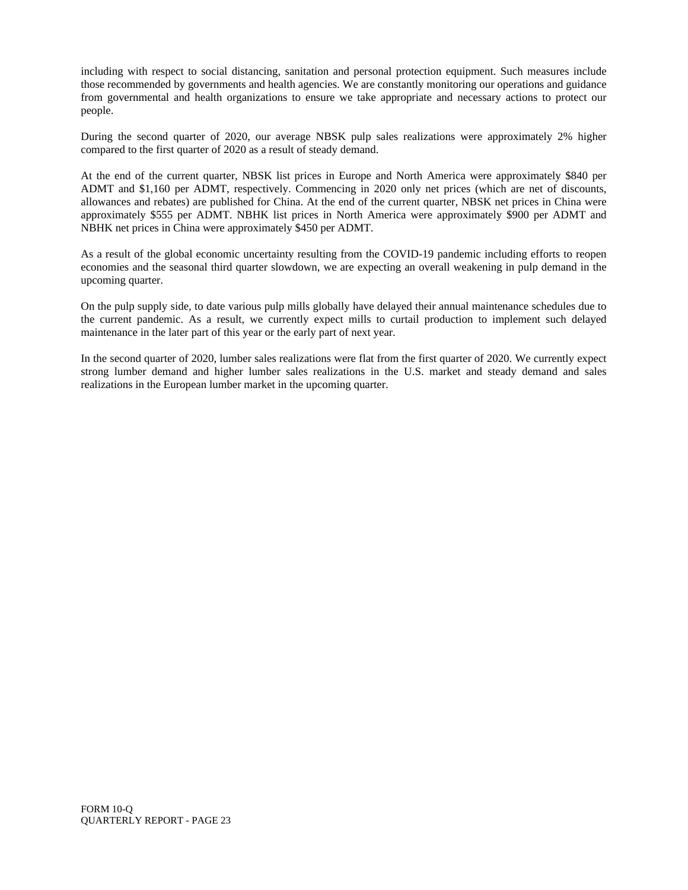including with respect to social distancing, sanitation and personal protection equipment. Such measures include those recommended by governments and health agencies. We are constantly monitoring our operations and guidance from governmental and health organizations to ensure we take appropriate and necessary actions to protect our people.

During the second quarter of 2020, our average NBSK pulp sales realizations were approximately 2% higher compared to the first quarter of 2020 as a result of steady demand.

At the end of the current quarter, NBSK list prices in Europe and North America were approximately $840 per ADMT and $1,160 per ADMT, respectively. Commencing in 2020 only net prices (which are net of discounts, allowances and rebates) are published for China. At the end of the current quarter, NBSK net prices in China were approximately $555 per ADMT. NBHK list prices in North America were approximately $900 per ADMT and NBHK net prices in China were approximately $450 per ADMT.

As a result of the global economic uncertainty resulting from the COVID-19 pandemic including efforts to reopen economies and the seasonal third quarter slowdown, we are expecting an overall weakening in pulp demand in the upcoming quarter.

On the pulp supply side, to date various pulp mills globally have delayed their annual maintenance schedules due to the current pandemic. As a result, we currently expect mills to curtail production to implement such delayed maintenance in the later part of this year or the early part of next year.

In the second quarter of 2020, lumber sales realizations were flat from the first quarter of 2020. We currently expect strong lumber demand and higher lumber sales realizations in the U.S. market and steady demand and sales realizations in the European lumber market in the upcoming quarter.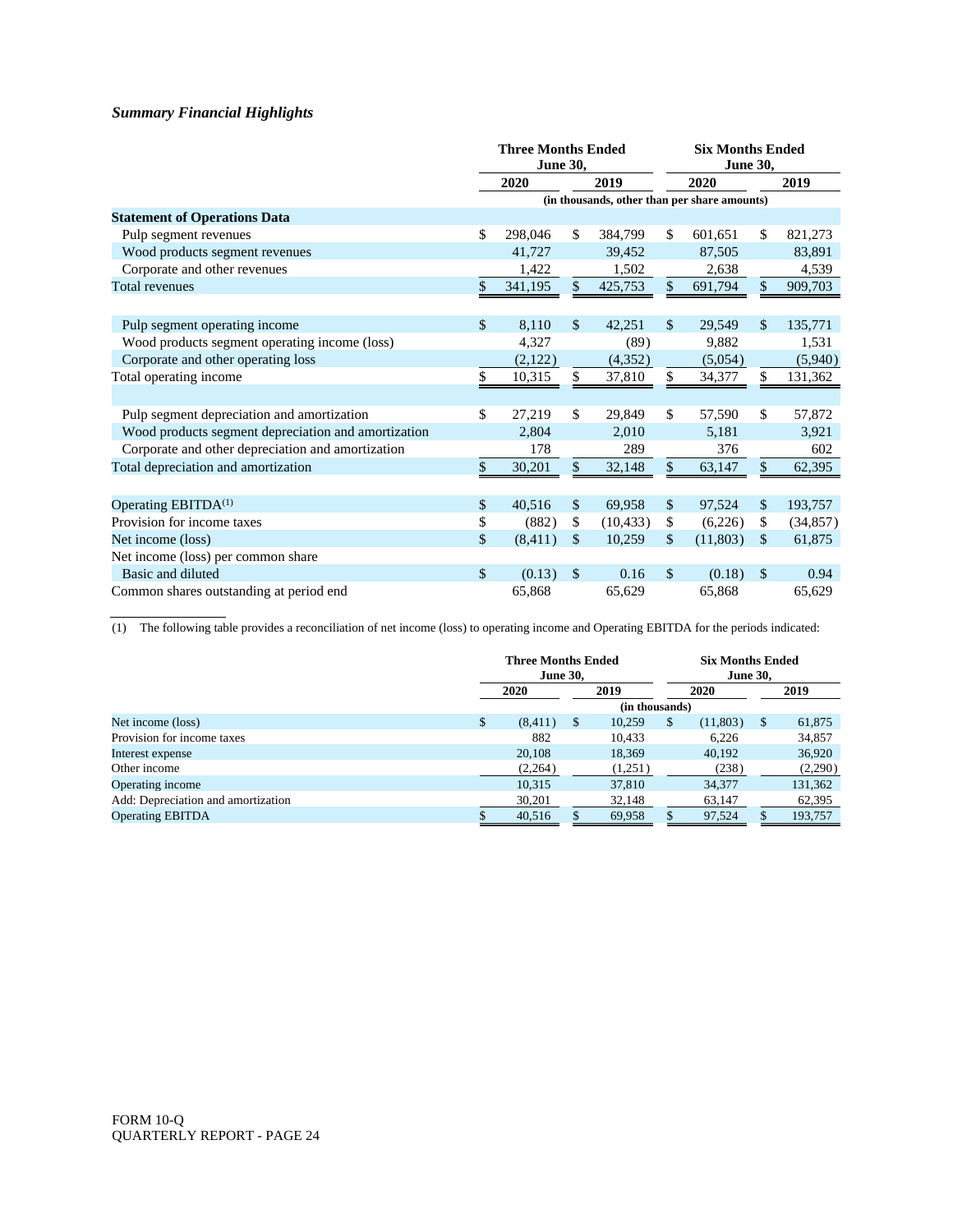### *Summary Financial Highlights*

| | Three Months Ended June 30, | | Six Months Ended June 30, | |
|---|---|---|---|---|
| | 2020 | 2019 | 2020 | 2019 |
| | (in thousands, other than per share amounts) | | | |
| **Statement of Operations Data** | | | | |
| Pulp segment revenues | $ 298,046 | $ 384,799 | $ 601,651 | $ 821,273 |
| Wood products segment revenues | 41,727 | 39,452 | 87,505 | 83,891 |
| Corporate and other revenues | 1,422 | 1,502 | 2,638 | 4,539 |
| Total revenues | $ 341,195 | $ 425,753 | $ 691,794 | $ 909,703 |
| | | | | |
| Pulp segment operating income | $ 8,110 | $ 42,251 | $ 29,549 | $ 135,771 |
| Wood products segment operating income (loss) | 4,327 | (89) | 9,882 | 1,531 |
| Corporate and other operating loss | (2,122) | (4,352) | (5,054) | (5,940) |
| Total operating income | $ 10,315 | $ 37,810 | $ 34,377 | $ 131,362 |
| | | | | |
| Pulp segment depreciation and amortization | $ 27,219 | $ 29,849 | $ 57,590 | $ 57,872 |
| Wood products segment depreciation and amortization | 2,804 | 2,010 | 5,181 | 3,921 |
| Corporate and other depreciation and amortization | 178 | 289 | 376 | 602 |
| Total depreciation and amortization | $ 30,201 | $ 32,148 | $ 63,147 | $ 62,395 |
| | | | | |
| Operating EBITDA[(1)] | $ 40,516 | $ 69,958 | $ 97,524 | $ 193,757 |
| Provision for income taxes | $ (882) | $ (10,433) | $ (6,226) | $ (34,857) |
| Net income (loss) | $ (8,411) | $ 10,259 | $ (11,803) | $ 61,875 |
| Net income (loss) per common share | | | | |
| Basic and diluted | $ (0.13) | $ 0.16 | $ (0.18) | $ 0.94 |
| Common shares outstanding at period end | 65,868 | 65,629 | 65,868 | 65,629 |

(1) The following table provides a reconciliation of net income (loss) to operating income and Operating EBITDA for the periods indicated:

| | Three Months Ended June 30, | | Six Months Ended June 30, | |
|---|---|---|---|---|
| | 2020 | 2019 | 2020 | 2019 |
| | (in thousands) | | | |
| Net income (loss) | $ (8,411) | $ 10,259 | $ (11,803) | $ 61,875 |
| Provision for income taxes | 882 | 10,433 | 6,226 | 34,857 |
| Interest expense | 20,108 | 18,369 | 40,192 | 36,920 |
| Other income | (2,264) | (1,251) | (238) | (2,290) |
| Operating income | 10,315 | 37,810 | 34,377 | 131,362 |
| Add: Depreciation and amortization | 30,201 | 32,148 | 63,147 | 62,395 |
| Operating EBITDA | $ 40,516 | $ 69,958 | $ 97,524 | $ 193,757 |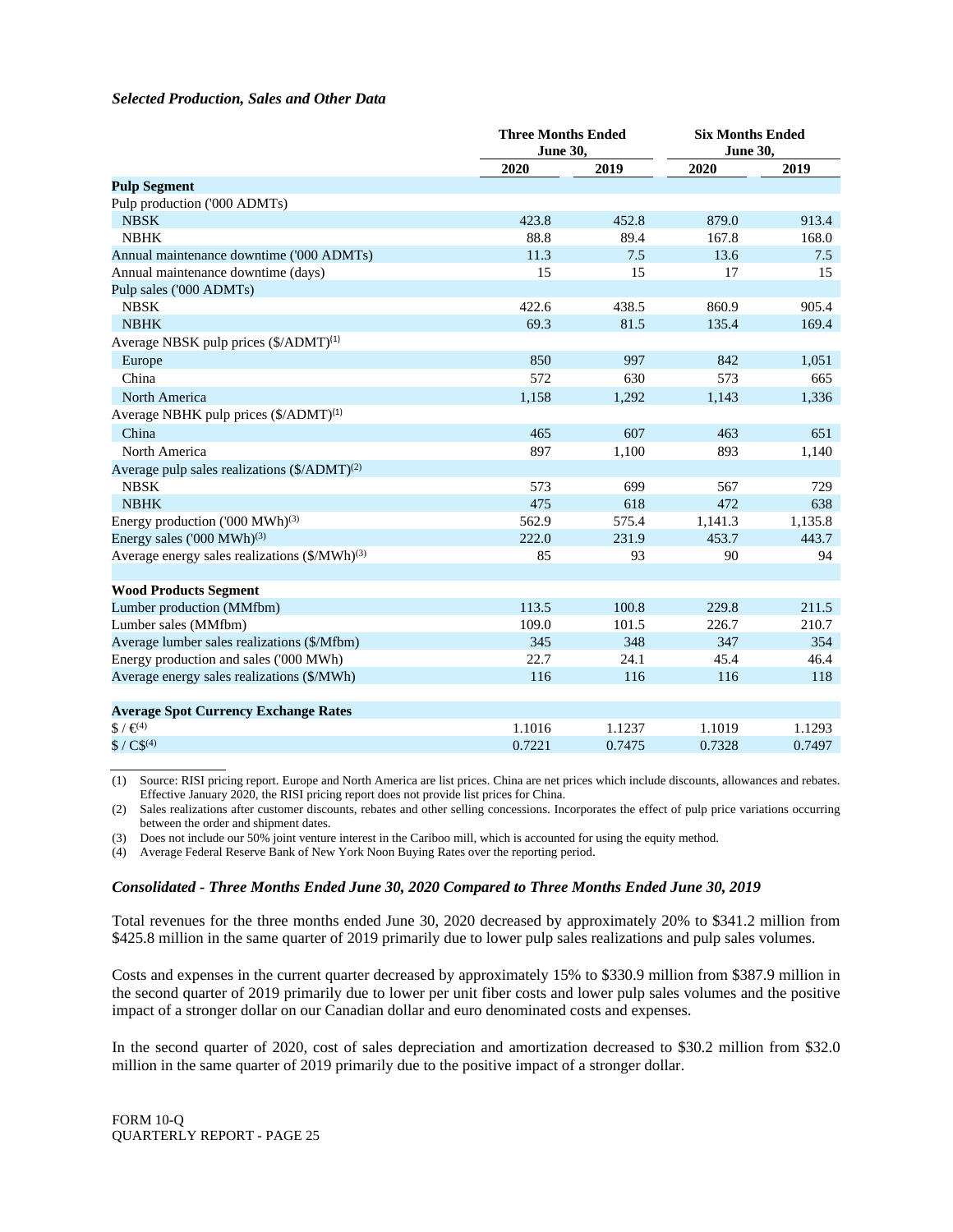### *Selected Production, Sales and Other Data*

| | Three Months Ended June 30, | | Six Months Ended June 30, | |
|---|---|---|---|---|
| | 2020 | 2019 | 2020 | 2019 |
| **Pulp Segment** | | | | |
| Pulp production ('000 ADMTs) | | | | |
| NBSK | 423.8 | 452.8 | 879.0 | 913.4 |
| NBHK | 88.8 | 89.4 | 167.8 | 168.0 |
| Annual maintenance downtime ('000 ADMTs) | 11.3 | 7.5 | 13.6 | 7.5 |
| Annual maintenance downtime (days) | 15 | 15 | 17 | 15 |
| Pulp sales ('000 ADMTs) | | | | |
| NBSK | 422.6 | 438.5 | 860.9 | 905.4 |
| NBHK | 69.3 | 81.5 | 135.4 | 169.4 |
| Average NBSK pulp prices ($/ADMT)(1) | | | | |
| Europe | 850 | 997 | 842 | 1,051 |
| China | 572 | 630 | 573 | 665 |
| North America | 1,158 | 1,292 | 1,143 | 1,336 |
| Average NBHK pulp prices ($/ADMT)(1) | | | | |
| China | 465 | 607 | 463 | 651 |
| North America | 897 | 1,100 | 893 | 1,140 |
| Average pulp sales realizations ($/ADMT)(2) | | | | |
| NBSK | 573 | 699 | 567 | 729 |
| NBHK | 475 | 618 | 472 | 638 |
| Energy production ('000 MWh)(3) | 562.9 | 575.4 | 1,141.3 | 1,135.8 |
| Energy sales ('000 MWh)(3) | 222.0 | 231.9 | 453.7 | 443.7 |
| Average energy sales realizations ($/MWh)(3) | 85 | 93 | 90 | 94 |
| | | | | |
| **Wood Products Segment** | | | | |
| Lumber production (MMfbm) | 113.5 | 100.8 | 229.8 | 211.5 |
| Lumber sales (MMfbm) | 109.0 | 101.5 | 226.7 | 210.7 |
| Average lumber sales realizations ($/Mfbm) | 345 | 348 | 347 | 354 |
| Energy production and sales ('000 MWh) | 22.7 | 24.1 | 45.4 | 46.4 |
| Average energy sales realizations ($/MWh) | 116 | 116 | 116 | 118 |
| | | | | |
| **Average Spot Currency Exchange Rates** | | | | |
| $ / €(4) | 1.1016 | 1.1237 | 1.1019 | 1.1293 |
| $ / C$(4) | 0.7221 | 0.7475 | 0.7328 | 0.7497 |

(1) Source: RISI pricing report. Europe and North America are list prices. China are net prices which include discounts, allowances and rebates. Effective January 2020, the RISI pricing report does not provide list prices for China.

(2) Sales realizations after customer discounts, rebates and other selling concessions. Incorporates the effect of pulp price variations occurring between the order and shipment dates.

(3) Does not include our 50% joint venture interest in the Cariboo mill, which is accounted for using the equity method.

(4) Average Federal Reserve Bank of New York Noon Buying Rates over the reporting period.

### *Consolidated - Three Months Ended June 30, 2020 Compared to Three Months Ended June 30, 2019*

Total revenues for the three months ended June 30, 2020 decreased by approximately 20% to $341.2 million from $425.8 million in the same quarter of 2019 primarily due to lower pulp sales realizations and pulp sales volumes.

Costs and expenses in the current quarter decreased by approximately 15% to $330.9 million from $387.9 million in the second quarter of 2019 primarily due to lower per unit fiber costs and lower pulp sales volumes and the positive impact of a stronger dollar on our Canadian dollar and euro denominated costs and expenses.

In the second quarter of 2020, cost of sales depreciation and amortization decreased to $30.2 million from $32.0 million in the same quarter of 2019 primarily due to the positive impact of a stronger dollar.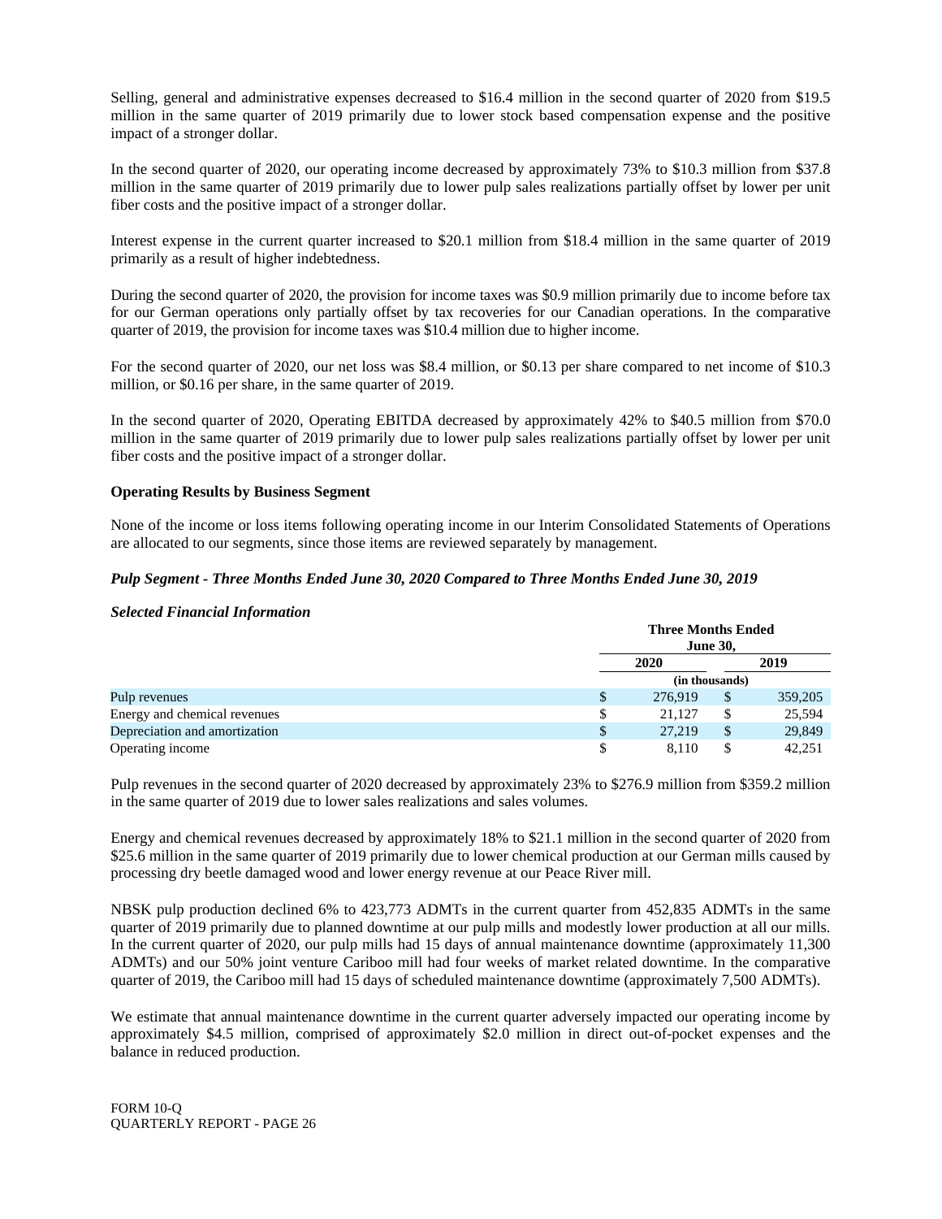Selling, general and administrative expenses decreased to $16.4 million in the second quarter of 2020 from $19.5 million in the same quarter of 2019 primarily due to lower stock based compensation expense and the positive impact of a stronger dollar.

In the second quarter of 2020, our operating income decreased by approximately 73% to $10.3 million from $37.8 million in the same quarter of 2019 primarily due to lower pulp sales realizations partially offset by lower per unit fiber costs and the positive impact of a stronger dollar.

Interest expense in the current quarter increased to $20.1 million from $18.4 million in the same quarter of 2019 primarily as a result of higher indebtedness.

During the second quarter of 2020, the provision for income taxes was $0.9 million primarily due to income before tax for our German operations only partially offset by tax recoveries for our Canadian operations. In the comparative quarter of 2019, the provision for income taxes was $10.4 million due to higher income.

For the second quarter of 2020, our net loss was $8.4 million, or $0.13 per share compared to net income of $10.3 million, or $0.16 per share, in the same quarter of 2019.

In the second quarter of 2020, Operating EBITDA decreased by approximately 42% to $40.5 million from $70.0 million in the same quarter of 2019 primarily due to lower pulp sales realizations partially offset by lower per unit fiber costs and the positive impact of a stronger dollar.

**Operating Results by Business Segment**

None of the income or loss items following operating income in our Interim Consolidated Statements of Operations are allocated to our segments, since those items are reviewed separately by management.

***Pulp Segment - Three Months Ended June 30, 2020 Compared to Three Months Ended June 30, 2019***

***Selected Financial Information***

| | Three Months Ended June 30, | |
|---|---|---|
| | 2020 | 2019 |
| | (in thousands) | |
| Pulp revenues | $ 276,919 | $ 359,205 |
| Energy and chemical revenues | $ 21,127 | $ 25,594 |
| Depreciation and amortization | $ 27,219 | $ 29,849 |
| Operating income | $ 8,110 | $ 42,251 |

Pulp revenues in the second quarter of 2020 decreased by approximately 23% to $276.9 million from $359.2 million in the same quarter of 2019 due to lower sales realizations and sales volumes.

Energy and chemical revenues decreased by approximately 18% to $21.1 million in the second quarter of 2020 from $25.6 million in the same quarter of 2019 primarily due to lower chemical production at our German mills caused by processing dry beetle damaged wood and lower energy revenue at our Peace River mill.

NBSK pulp production declined 6% to 423,773 ADMTs in the current quarter from 452,835 ADMTs in the same quarter of 2019 primarily due to planned downtime at our pulp mills and modestly lower production at all our mills. In the current quarter of 2020, our pulp mills had 15 days of annual maintenance downtime (approximately 11,300 ADMTs) and our 50% joint venture Cariboo mill had four weeks of market related downtime. In the comparative quarter of 2019, the Cariboo mill had 15 days of scheduled maintenance downtime (approximately 7,500 ADMTs).

We estimate that annual maintenance downtime in the current quarter adversely impacted our operating income by approximately $4.5 million, comprised of approximately $2.0 million in direct out-of-pocket expenses and the balance in reduced production.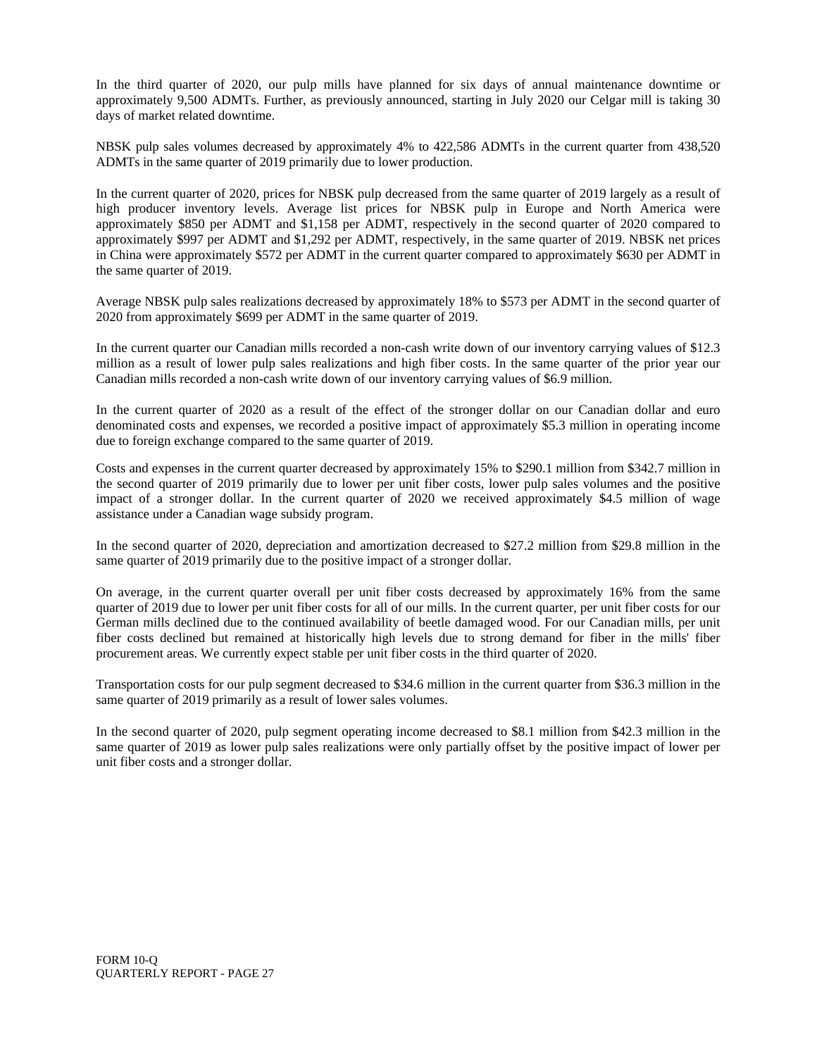In the third quarter of 2020, our pulp mills have planned for six days of annual maintenance downtime or approximately 9,500 ADMTs. Further, as previously announced, starting in July 2020 our Celgar mill is taking 30 days of market related downtime.

NBSK pulp sales volumes decreased by approximately 4% to 422,586 ADMTs in the current quarter from 438,520 ADMTs in the same quarter of 2019 primarily due to lower production.

In the current quarter of 2020, prices for NBSK pulp decreased from the same quarter of 2019 largely as a result of high producer inventory levels. Average list prices for NBSK pulp in Europe and North America were approximately $850 per ADMT and $1,158 per ADMT, respectively in the second quarter of 2020 compared to approximately $997 per ADMT and $1,292 per ADMT, respectively, in the same quarter of 2019. NBSK net prices in China were approximately $572 per ADMT in the current quarter compared to approximately $630 per ADMT in the same quarter of 2019.

Average NBSK pulp sales realizations decreased by approximately 18% to $573 per ADMT in the second quarter of 2020 from approximately $699 per ADMT in the same quarter of 2019.

In the current quarter our Canadian mills recorded a non-cash write down of our inventory carrying values of $12.3 million as a result of lower pulp sales realizations and high fiber costs. In the same quarter of the prior year our Canadian mills recorded a non-cash write down of our inventory carrying values of $6.9 million.

In the current quarter of 2020 as a result of the effect of the stronger dollar on our Canadian dollar and euro denominated costs and expenses, we recorded a positive impact of approximately $5.3 million in operating income due to foreign exchange compared to the same quarter of 2019.

Costs and expenses in the current quarter decreased by approximately 15% to $290.1 million from $342.7 million in the second quarter of 2019 primarily due to lower per unit fiber costs, lower pulp sales volumes and the positive impact of a stronger dollar. In the current quarter of 2020 we received approximately $4.5 million of wage assistance under a Canadian wage subsidy program.

In the second quarter of 2020, depreciation and amortization decreased to $27.2 million from $29.8 million in the same quarter of 2019 primarily due to the positive impact of a stronger dollar.

On average, in the current quarter overall per unit fiber costs decreased by approximately 16% from the same quarter of 2019 due to lower per unit fiber costs for all of our mills. In the current quarter, per unit fiber costs for our German mills declined due to the continued availability of beetle damaged wood. For our Canadian mills, per unit fiber costs declined but remained at historically high levels due to strong demand for fiber in the mills' fiber procurement areas. We currently expect stable per unit fiber costs in the third quarter of 2020.

Transportation costs for our pulp segment decreased to $34.6 million in the current quarter from $36.3 million in the same quarter of 2019 primarily as a result of lower sales volumes.

In the second quarter of 2020, pulp segment operating income decreased to $8.1 million from $42.3 million in the same quarter of 2019 as lower pulp sales realizations were only partially offset by the positive impact of lower per unit fiber costs and a stronger dollar.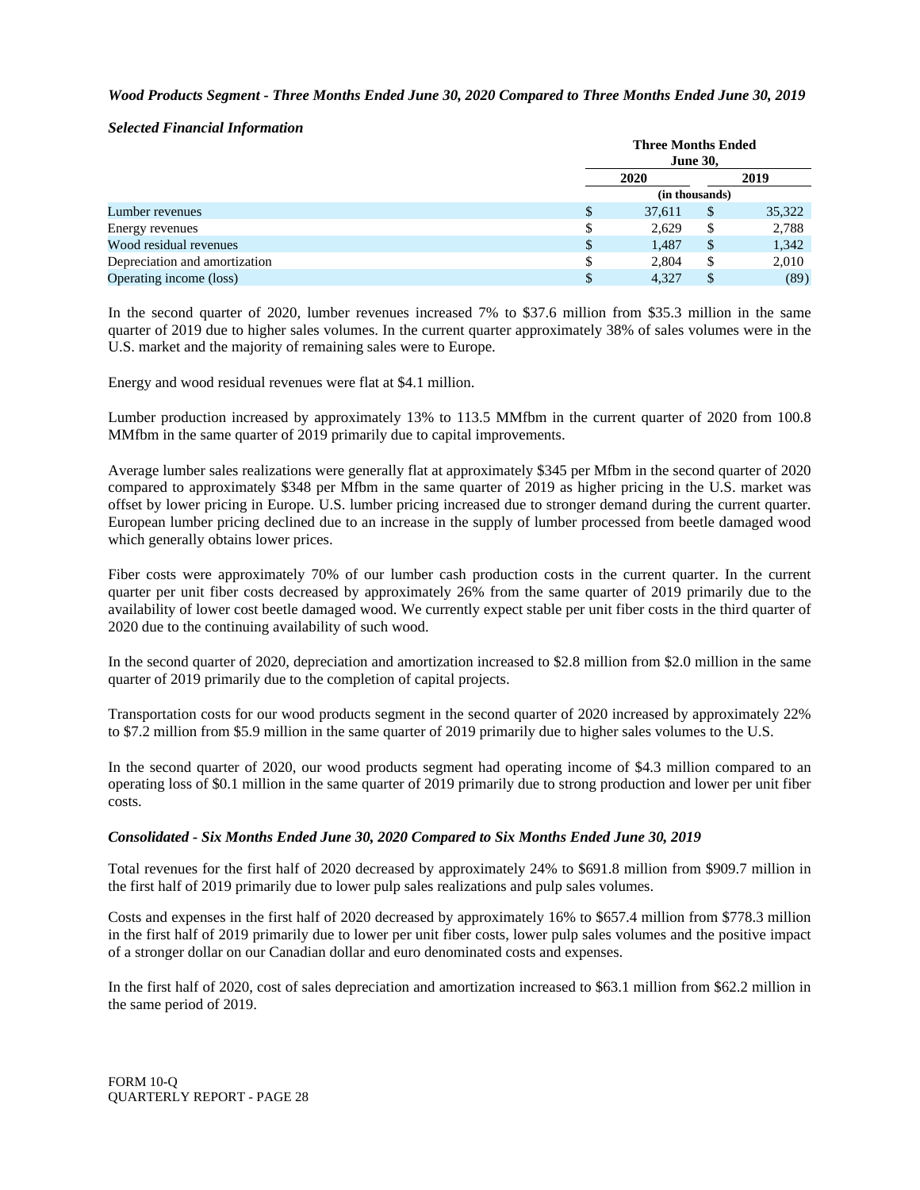***Wood Products Segment - Three Months Ended June 30, 2020 Compared to Three Months Ended June 30, 2019***

***Selected Financial Information***

| | Three Months Ended June 30, | |
|---|---|---|
| | 2020 | 2019 |
| | (in thousands) | |
| Lumber revenues | $ 37,611 | $ 35,322 |
| Energy revenues | $ 2,629 | $ 2,788 |
| Wood residual revenues | $ 1,487 | $ 1,342 |
| Depreciation and amortization | $ 2,804 | $ 2,010 |
| Operating income (loss) | $ 4,327 | $ (89) |

In the second quarter of 2020, lumber revenues increased 7% to $37.6 million from $35.3 million in the same quarter of 2019 due to higher sales volumes. In the current quarter approximately 38% of sales volumes were in the U.S. market and the majority of remaining sales were to Europe.

Energy and wood residual revenues were flat at $4.1 million.

Lumber production increased by approximately 13% to 113.5 MMfbm in the current quarter of 2020 from 100.8 MMfbm in the same quarter of 2019 primarily due to capital improvements.

Average lumber sales realizations were generally flat at approximately $345 per Mfbm in the second quarter of 2020 compared to approximately $348 per Mfbm in the same quarter of 2019 as higher pricing in the U.S. market was offset by lower pricing in Europe. U.S. lumber pricing increased due to stronger demand during the current quarter. European lumber pricing declined due to an increase in the supply of lumber processed from beetle damaged wood which generally obtains lower prices.

Fiber costs were approximately 70% of our lumber cash production costs in the current quarter. In the current quarter per unit fiber costs decreased by approximately 26% from the same quarter of 2019 primarily due to the availability of lower cost beetle damaged wood. We currently expect stable per unit fiber costs in the third quarter of 2020 due to the continuing availability of such wood.

In the second quarter of 2020, depreciation and amortization increased to $2.8 million from $2.0 million in the same quarter of 2019 primarily due to the completion of capital projects.

Transportation costs for our wood products segment in the second quarter of 2020 increased by approximately 22% to $7.2 million from $5.9 million in the same quarter of 2019 primarily due to higher sales volumes to the U.S.

In the second quarter of 2020, our wood products segment had operating income of $4.3 million compared to an operating loss of $0.1 million in the same quarter of 2019 primarily due to strong production and lower per unit fiber costs.

***Consolidated - Six Months Ended June 30, 2020 Compared to Six Months Ended June 30, 2019***

Total revenues for the first half of 2020 decreased by approximately 24% to $691.8 million from $909.7 million in the first half of 2019 primarily due to lower pulp sales realizations and pulp sales volumes.

Costs and expenses in the first half of 2020 decreased by approximately 16% to $657.4 million from $778.3 million in the first half of 2019 primarily due to lower per unit fiber costs, lower pulp sales volumes and the positive impact of a stronger dollar on our Canadian dollar and euro denominated costs and expenses.

In the first half of 2020, cost of sales depreciation and amortization increased to $63.1 million from $62.2 million in the same period of 2019.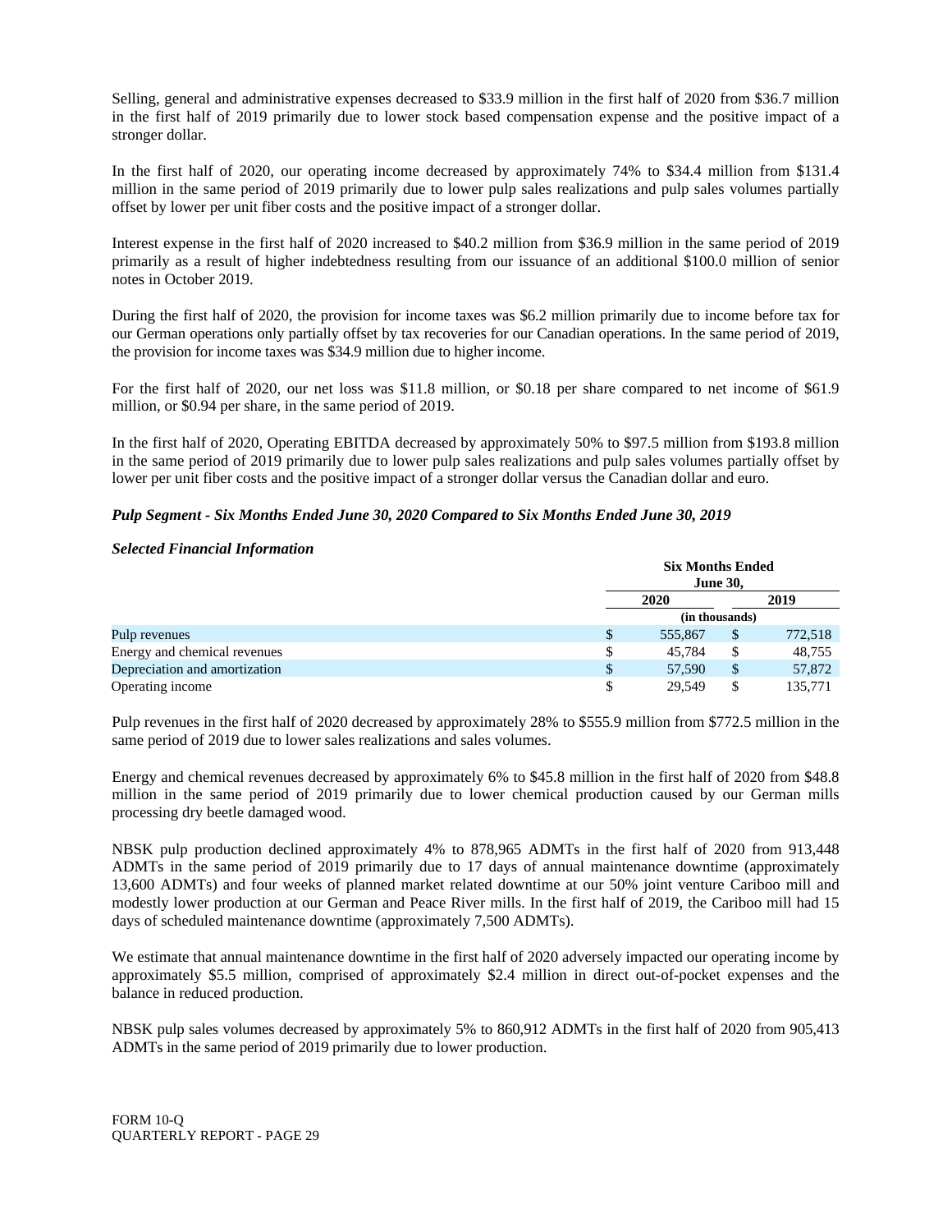Selling, general and administrative expenses decreased to $33.9 million in the first half of 2020 from $36.7 million in the first half of 2019 primarily due to lower stock based compensation expense and the positive impact of a stronger dollar.

In the first half of 2020, our operating income decreased by approximately 74% to $34.4 million from $131.4 million in the same period of 2019 primarily due to lower pulp sales realizations and pulp sales volumes partially offset by lower per unit fiber costs and the positive impact of a stronger dollar.

Interest expense in the first half of 2020 increased to $40.2 million from $36.9 million in the same period of 2019 primarily as a result of higher indebtedness resulting from our issuance of an additional $100.0 million of senior notes in October 2019.

During the first half of 2020, the provision for income taxes was $6.2 million primarily due to income before tax for our German operations only partially offset by tax recoveries for our Canadian operations. In the same period of 2019, the provision for income taxes was $34.9 million due to higher income.

For the first half of 2020, our net loss was $11.8 million, or $0.18 per share compared to net income of $61.9 million, or $0.94 per share, in the same period of 2019.

In the first half of 2020, Operating EBITDA decreased by approximately 50% to $97.5 million from $193.8 million in the same period of 2019 primarily due to lower pulp sales realizations and pulp sales volumes partially offset by lower per unit fiber costs and the positive impact of a stronger dollar versus the Canadian dollar and euro.

***Pulp Segment - Six Months Ended June 30, 2020 Compared to Six Months Ended June 30, 2019***

***Selected Financial Information***

| | Six Months Ended June 30, | |
|---|---|---|
| | 2020 | 2019 |
| | (in thousands) | |
| Pulp revenues | $ 555,867 | $ 772,518 |
| Energy and chemical revenues | $ 45,784 | $ 48,755 |
| Depreciation and amortization | $ 57,590 | $ 57,872 |
| Operating income | $ 29,549 | $ 135,771 |

Pulp revenues in the first half of 2020 decreased by approximately 28% to $555.9 million from $772.5 million in the same period of 2019 due to lower sales realizations and sales volumes.

Energy and chemical revenues decreased by approximately 6% to $45.8 million in the first half of 2020 from $48.8 million in the same period of 2019 primarily due to lower chemical production caused by our German mills processing dry beetle damaged wood.

NBSK pulp production declined approximately 4% to 878,965 ADMTs in the first half of 2020 from 913,448 ADMTs in the same period of 2019 primarily due to 17 days of annual maintenance downtime (approximately 13,600 ADMTs) and four weeks of planned market related downtime at our 50% joint venture Cariboo mill and modestly lower production at our German and Peace River mills. In the first half of 2019, the Cariboo mill had 15 days of scheduled maintenance downtime (approximately 7,500 ADMTs).

We estimate that annual maintenance downtime in the first half of 2020 adversely impacted our operating income by approximately $5.5 million, comprised of approximately $2.4 million in direct out-of-pocket expenses and the balance in reduced production.

NBSK pulp sales volumes decreased by approximately 5% to 860,912 ADMTs in the first half of 2020 from 905,413 ADMTs in the same period of 2019 primarily due to lower production.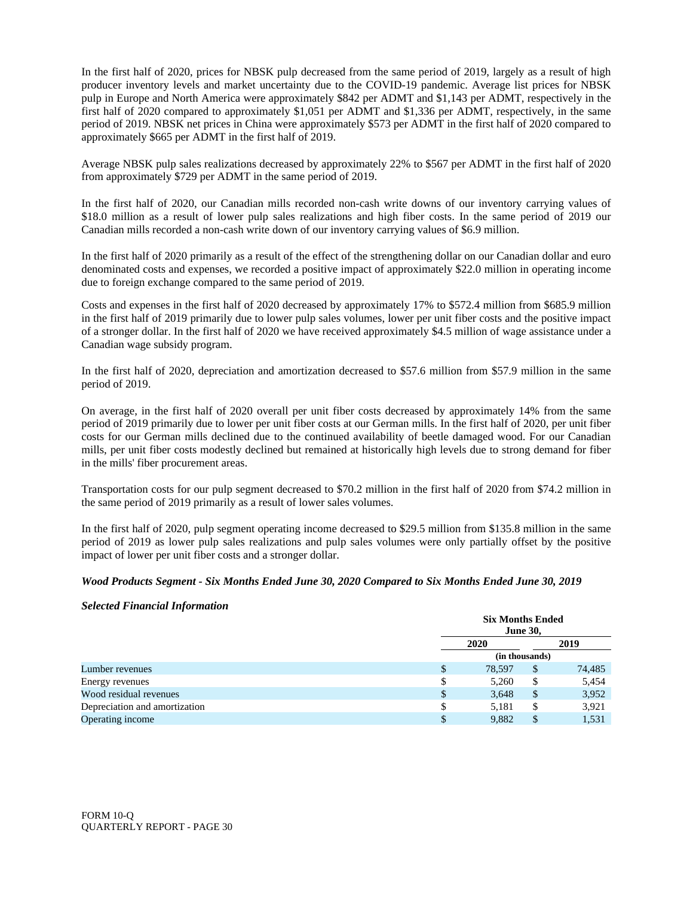In the first half of 2020, prices for NBSK pulp decreased from the same period of 2019, largely as a result of high producer inventory levels and market uncertainty due to the COVID-19 pandemic. Average list prices for NBSK pulp in Europe and North America were approximately $842 per ADMT and $1,143 per ADMT, respectively in the first half of 2020 compared to approximately $1,051 per ADMT and $1,336 per ADMT, respectively, in the same period of 2019. NBSK net prices in China were approximately $573 per ADMT in the first half of 2020 compared to approximately $665 per ADMT in the first half of 2019.

Average NBSK pulp sales realizations decreased by approximately 22% to $567 per ADMT in the first half of 2020 from approximately $729 per ADMT in the same period of 2019.

In the first half of 2020, our Canadian mills recorded non-cash write downs of our inventory carrying values of $18.0 million as a result of lower pulp sales realizations and high fiber costs. In the same period of 2019 our Canadian mills recorded a non-cash write down of our inventory carrying values of $6.9 million.

In the first half of 2020 primarily as a result of the effect of the strengthening dollar on our Canadian dollar and euro denominated costs and expenses, we recorded a positive impact of approximately $22.0 million in operating income due to foreign exchange compared to the same period of 2019.

Costs and expenses in the first half of 2020 decreased by approximately 17% to $572.4 million from $685.9 million in the first half of 2019 primarily due to lower pulp sales volumes, lower per unit fiber costs and the positive impact of a stronger dollar. In the first half of 2020 we have received approximately $4.5 million of wage assistance under a Canadian wage subsidy program.

In the first half of 2020, depreciation and amortization decreased to $57.6 million from $57.9 million in the same period of 2019.

On average, in the first half of 2020 overall per unit fiber costs decreased by approximately 14% from the same period of 2019 primarily due to lower per unit fiber costs at our German mills. In the first half of 2020, per unit fiber costs for our German mills declined due to the continued availability of beetle damaged wood. For our Canadian mills, per unit fiber costs modestly declined but remained at historically high levels due to strong demand for fiber in the mills' fiber procurement areas.

Transportation costs for our pulp segment decreased to $70.2 million in the first half of 2020 from $74.2 million in the same period of 2019 primarily as a result of lower sales volumes.

In the first half of 2020, pulp segment operating income decreased to $29.5 million from $135.8 million in the same period of 2019 as lower pulp sales realizations and pulp sales volumes were only partially offset by the positive impact of lower per unit fiber costs and a stronger dollar.

***Wood Products Segment - Six Months Ended June 30, 2020 Compared to Six Months Ended June 30, 2019***

***Selected Financial Information***

| | Six Months Ended June 30, | |
|---|---|---|
| | 2020 | 2019 |
| | (in thousands) | |
| Lumber revenues | $ 78,597 | $ 74,485 |
| Energy revenues | $ 5,260 | $ 5,454 |
| Wood residual revenues | $ 3,648 | $ 3,952 |
| Depreciation and amortization | $ 5,181 | $ 3,921 |
| Operating income | $ 9,882 | $ 1,531 |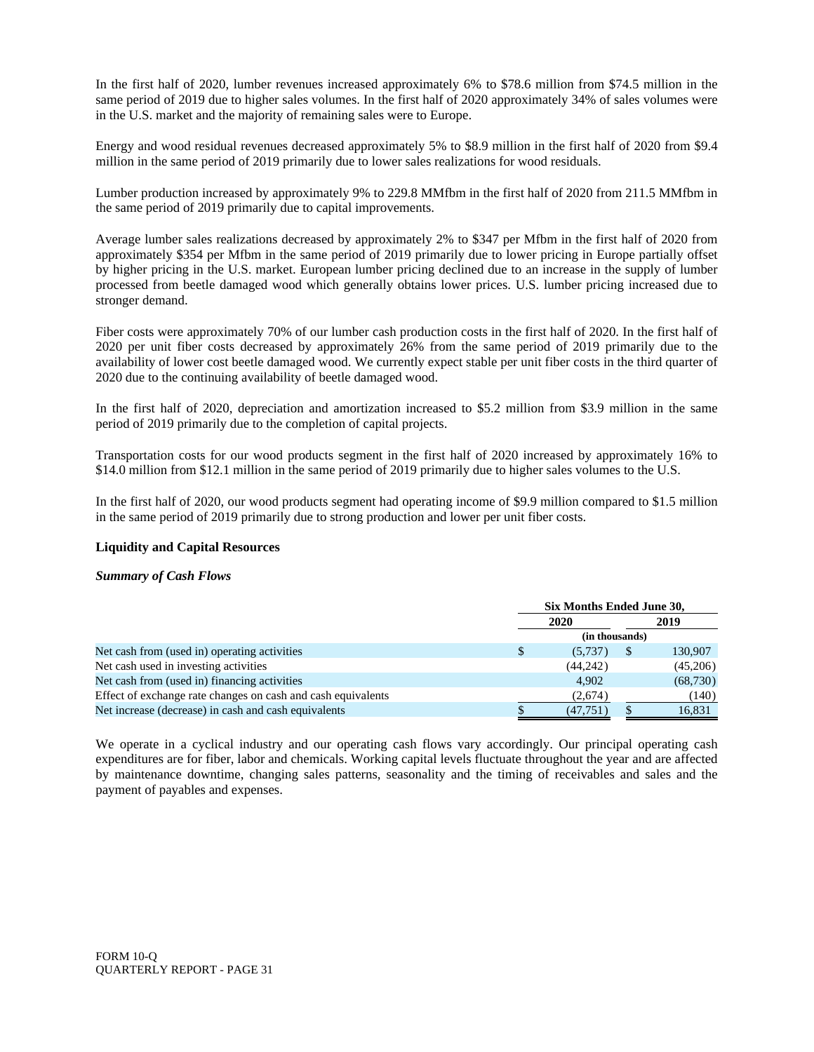In the first half of 2020, lumber revenues increased approximately 6% to $78.6 million from $74.5 million in the same period of 2019 due to higher sales volumes. In the first half of 2020 approximately 34% of sales volumes were in the U.S. market and the majority of remaining sales were to Europe.

Energy and wood residual revenues decreased approximately 5% to $8.9 million in the first half of 2020 from $9.4 million in the same period of 2019 primarily due to lower sales realizations for wood residuals.

Lumber production increased by approximately 9% to 229.8 MMfbm in the first half of 2020 from 211.5 MMfbm in the same period of 2019 primarily due to capital improvements.

Average lumber sales realizations decreased by approximately 2% to $347 per Mfbm in the first half of 2020 from approximately $354 per Mfbm in the same period of 2019 primarily due to lower pricing in Europe partially offset by higher pricing in the U.S. market. European lumber pricing declined due to an increase in the supply of lumber processed from beetle damaged wood which generally obtains lower prices. U.S. lumber pricing increased due to stronger demand.

Fiber costs were approximately 70% of our lumber cash production costs in the first half of 2020. In the first half of 2020 per unit fiber costs decreased by approximately 26% from the same period of 2019 primarily due to the availability of lower cost beetle damaged wood. We currently expect stable per unit fiber costs in the third quarter of 2020 due to the continuing availability of beetle damaged wood.

In the first half of 2020, depreciation and amortization increased to $5.2 million from $3.9 million in the same period of 2019 primarily due to the completion of capital projects.

Transportation costs for our wood products segment in the first half of 2020 increased by approximately 16% to $14.0 million from $12.1 million in the same period of 2019 primarily due to higher sales volumes to the U.S.

In the first half of 2020, our wood products segment had operating income of $9.9 million compared to $1.5 million in the same period of 2019 primarily due to strong production and lower per unit fiber costs.

**Liquidity and Capital Resources**

***Summary of Cash Flows***

| | Six Months Ended June 30, | |
|---|---|---|
| | 2020 | 2019 |
| | (in thousands) | |
| Net cash from (used in) operating activities | $ (5,737) | $ 130,907 |
| Net cash used in investing activities | (44,242) | (45,206) |
| Net cash from (used in) financing activities | 4,902 | (68,730) |
| Effect of exchange rate changes on cash and cash equivalents | (2,674) | (140) |
| Net increase (decrease) in cash and cash equivalents | $ (47,751) | $ 16,831 |

We operate in a cyclical industry and our operating cash flows vary accordingly. Our principal operating cash expenditures are for fiber, labor and chemicals. Working capital levels fluctuate throughout the year and are affected by maintenance downtime, changing sales patterns, seasonality and the timing of receivables and sales and the payment of payables and expenses.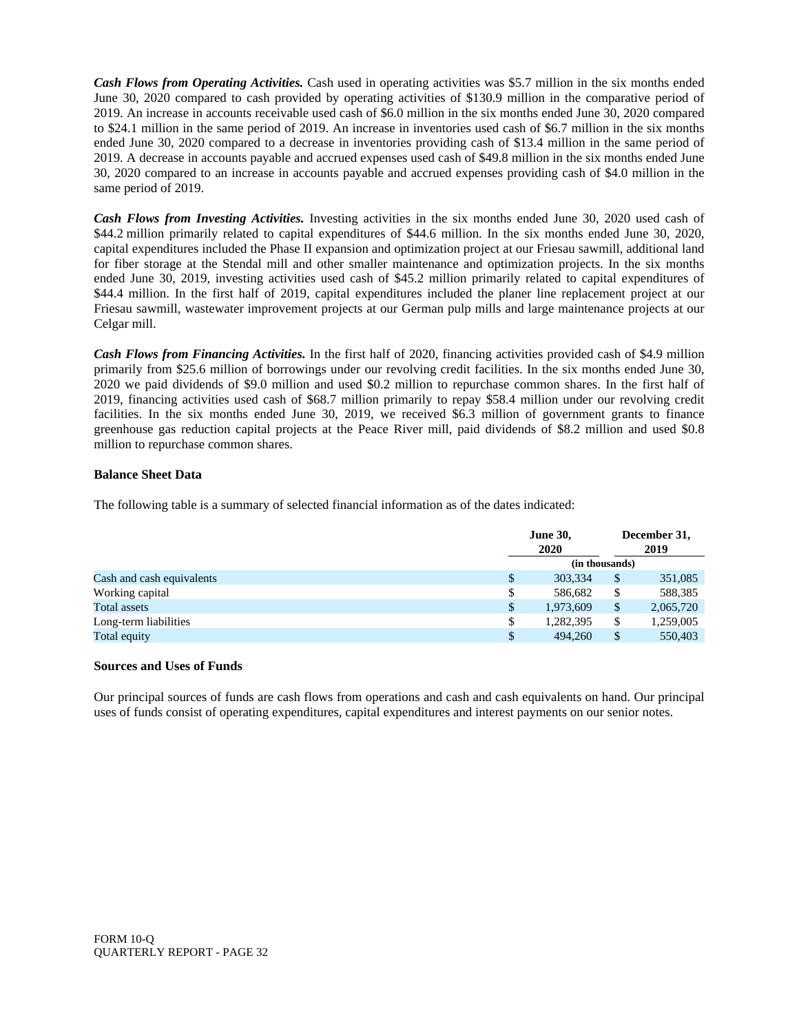***Cash Flows from Operating Activities.*** Cash used in operating activities was $5.7 million in the six months ended June 30, 2020 compared to cash provided by operating activities of $130.9 million in the comparative period of 2019. An increase in accounts receivable used cash of $6.0 million in the six months ended June 30, 2020 compared to $24.1 million in the same period of 2019. An increase in inventories used cash of $6.7 million in the six months ended June 30, 2020 compared to a decrease in inventories providing cash of $13.4 million in the same period of 2019. A decrease in accounts payable and accrued expenses used cash of $49.8 million in the six months ended June 30, 2020 compared to an increase in accounts payable and accrued expenses providing cash of $4.0 million in the same period of 2019.

***Cash Flows from Investing Activities.*** Investing activities in the six months ended June 30, 2020 used cash of $44.2 million primarily related to capital expenditures of $44.6 million. In the six months ended June 30, 2020, capital expenditures included the Phase II expansion and optimization project at our Friesau sawmill, additional land for fiber storage at the Stendal mill and other smaller maintenance and optimization projects. In the six months ended June 30, 2019, investing activities used cash of $45.2 million primarily related to capital expenditures of $44.4 million. In the first half of 2019, capital expenditures included the planer line replacement project at our Friesau sawmill, wastewater improvement projects at our German pulp mills and large maintenance projects at our Celgar mill.

***Cash Flows from Financing Activities.*** In the first half of 2020, financing activities provided cash of $4.9 million primarily from $25.6 million of borrowings under our revolving credit facilities. In the six months ended June 30, 2020 we paid dividends of $9.0 million and used $0.2 million to repurchase common shares. In the first half of 2019, financing activities used cash of $68.7 million primarily to repay $58.4 million under our revolving credit facilities. In the six months ended June 30, 2019, we received $6.3 million of government grants to finance greenhouse gas reduction capital projects at the Peace River mill, paid dividends of $8.2 million and used $0.8 million to repurchase common shares.

**Balance Sheet Data**

The following table is a summary of selected financial information as of the dates indicated:

| | June 30, 2020 | December 31, 2019 |
|---|---|---|
| | (in thousands) | |
| Cash and cash equivalents | $ 303,334 | $ 351,085 |
| Working capital | $ 586,682 | $ 588,385 |
| Total assets | $ 1,973,609 | $ 2,065,720 |
| Long-term liabilities | $ 1,282,395 | $ 1,259,005 |
| Total equity | $ 494,260 | $ 550,403 |

**Sources and Uses of Funds**

Our principal sources of funds are cash flows from operations and cash and cash equivalents on hand. Our principal uses of funds consist of operating expenditures, capital expenditures and interest payments on our senior notes.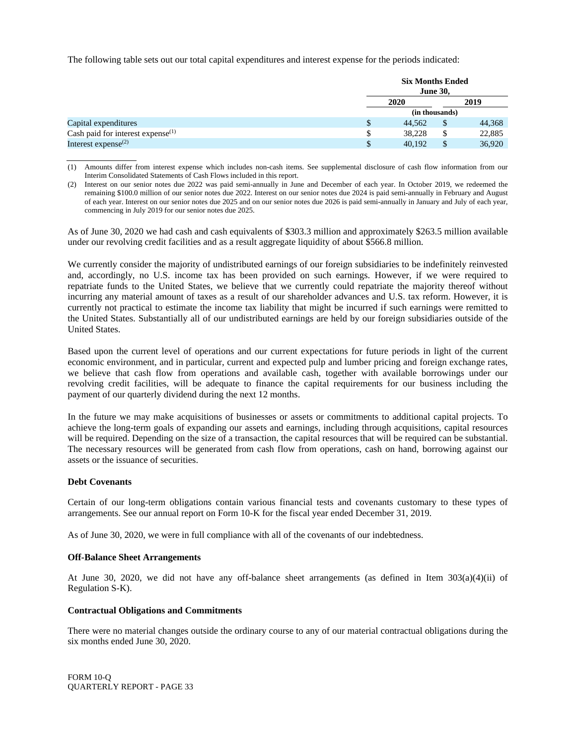The following table sets out our total capital expenditures and interest expense for the periods indicated:

| | Six Months Ended June 30, | |
|---|---|---|
| | 2020 | 2019 |
| | (in thousands) | |
| Capital expenditures | $ 44,562 | $ 44,368 |
| Cash paid for interest expense[(1)] | $ 38,228 | $ 22,885 |
| Interest expense[(2)] | $ 40,192 | $ 36,920 |

(1) Amounts differ from interest expense which includes non-cash items. See supplemental disclosure of cash flow information from our Interim Consolidated Statements of Cash Flows included in this report.

(2) Interest on our senior notes due 2022 was paid semi-annually in June and December of each year. In October 2019, we redeemed the remaining $100.0 million of our senior notes due 2022. Interest on our senior notes due 2024 is paid semi-annually in February and August of each year. Interest on our senior notes due 2025 and on our senior notes due 2026 is paid semi-annually in January and July of each year, commencing in July 2019 for our senior notes due 2025.

As of June 30, 2020 we had cash and cash equivalents of $303.3 million and approximately $263.5 million available under our revolving credit facilities and as a result aggregate liquidity of about $566.8 million.

We currently consider the majority of undistributed earnings of our foreign subsidiaries to be indefinitely reinvested and, accordingly, no U.S. income tax has been provided on such earnings. However, if we were required to repatriate funds to the United States, we believe that we currently could repatriate the majority thereof without incurring any material amount of taxes as a result of our shareholder advances and U.S. tax reform. However, it is currently not practical to estimate the income tax liability that might be incurred if such earnings were remitted to the United States. Substantially all of our undistributed earnings are held by our foreign subsidiaries outside of the United States.

Based upon the current level of operations and our current expectations for future periods in light of the current economic environment, and in particular, current and expected pulp and lumber pricing and foreign exchange rates, we believe that cash flow from operations and available cash, together with available borrowings under our revolving credit facilities, will be adequate to finance the capital requirements for our business including the payment of our quarterly dividend during the next 12 months.

In the future we may make acquisitions of businesses or assets or commitments to additional capital projects. To achieve the long-term goals of expanding our assets and earnings, including through acquisitions, capital resources will be required. Depending on the size of a transaction, the capital resources that will be required can be substantial. The necessary resources will be generated from cash flow from operations, cash on hand, borrowing against our assets or the issuance of securities.

**Debt Covenants**

Certain of our long-term obligations contain various financial tests and covenants customary to these types of arrangements. See our annual report on Form 10-K for the fiscal year ended December 31, 2019.

As of June 30, 2020, we were in full compliance with all of the covenants of our indebtedness.

**Off-Balance Sheet Arrangements**

At June 30, 2020, we did not have any off-balance sheet arrangements (as defined in Item 303(a)(4)(ii) of Regulation S-K).

**Contractual Obligations and Commitments**

There were no material changes outside the ordinary course to any of our material contractual obligations during the six months ended June 30, 2020.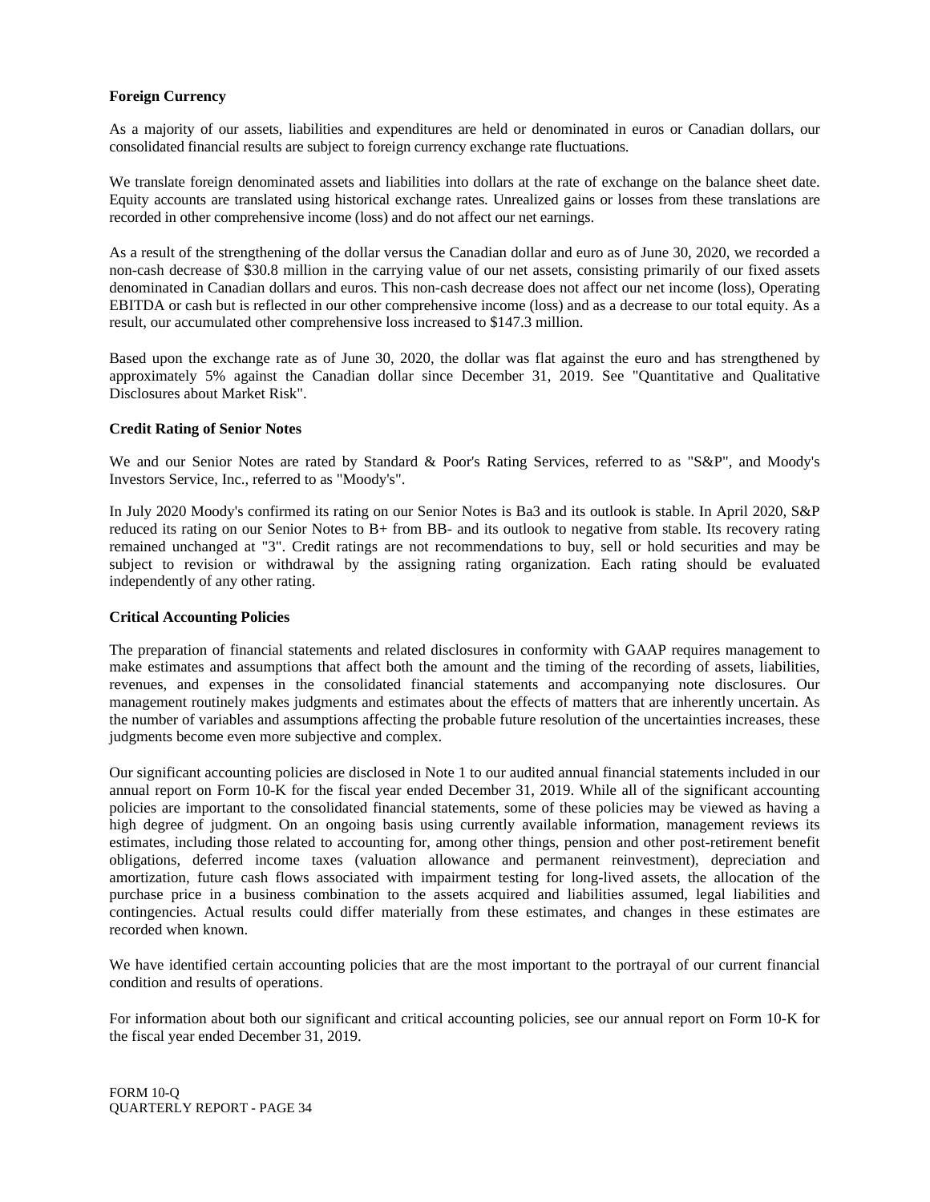**Foreign Currency**

As a majority of our assets, liabilities and expenditures are held or denominated in euros or Canadian dollars, our consolidated financial results are subject to foreign currency exchange rate fluctuations.

We translate foreign denominated assets and liabilities into dollars at the rate of exchange on the balance sheet date. Equity accounts are translated using historical exchange rates. Unrealized gains or losses from these translations are recorded in other comprehensive income (loss) and do not affect our net earnings.

As a result of the strengthening of the dollar versus the Canadian dollar and euro as of June 30, 2020, we recorded a non-cash decrease of $30.8 million in the carrying value of our net assets, consisting primarily of our fixed assets denominated in Canadian dollars and euros. This non-cash decrease does not affect our net income (loss), Operating EBITDA or cash but is reflected in our other comprehensive income (loss) and as a decrease to our total equity. As a result, our accumulated other comprehensive loss increased to $147.3 million.

Based upon the exchange rate as of June 30, 2020, the dollar was flat against the euro and has strengthened by approximately 5% against the Canadian dollar since December 31, 2019. See "Quantitative and Qualitative Disclosures about Market Risk".

**Credit Rating of Senior Notes**

We and our Senior Notes are rated by Standard & Poor's Rating Services, referred to as "S&P", and Moody's Investors Service, Inc., referred to as "Moody's".

In July 2020 Moody's confirmed its rating on our Senior Notes is Ba3 and its outlook is stable. In April 2020, S&P reduced its rating on our Senior Notes to B+ from BB- and its outlook to negative from stable. Its recovery rating remained unchanged at "3". Credit ratings are not recommendations to buy, sell or hold securities and may be subject to revision or withdrawal by the assigning rating organization. Each rating should be evaluated independently of any other rating.

**Critical Accounting Policies**

The preparation of financial statements and related disclosures in conformity with GAAP requires management to make estimates and assumptions that affect both the amount and the timing of the recording of assets, liabilities, revenues, and expenses in the consolidated financial statements and accompanying note disclosures. Our management routinely makes judgments and estimates about the effects of matters that are inherently uncertain. As the number of variables and assumptions affecting the probable future resolution of the uncertainties increases, these judgments become even more subjective and complex.

Our significant accounting policies are disclosed in Note 1 to our audited annual financial statements included in our annual report on Form 10-K for the fiscal year ended December 31, 2019. While all of the significant accounting policies are important to the consolidated financial statements, some of these policies may be viewed as having a high degree of judgment. On an ongoing basis using currently available information, management reviews its estimates, including those related to accounting for, among other things, pension and other post-retirement benefit obligations, deferred income taxes (valuation allowance and permanent reinvestment), depreciation and amortization, future cash flows associated with impairment testing for long-lived assets, the allocation of the purchase price in a business combination to the assets acquired and liabilities assumed, legal liabilities and contingencies. Actual results could differ materially from these estimates, and changes in these estimates are recorded when known.

We have identified certain accounting policies that are the most important to the portrayal of our current financial condition and results of operations.

For information about both our significant and critical accounting policies, see our annual report on Form 10-K for the fiscal year ended December 31, 2019.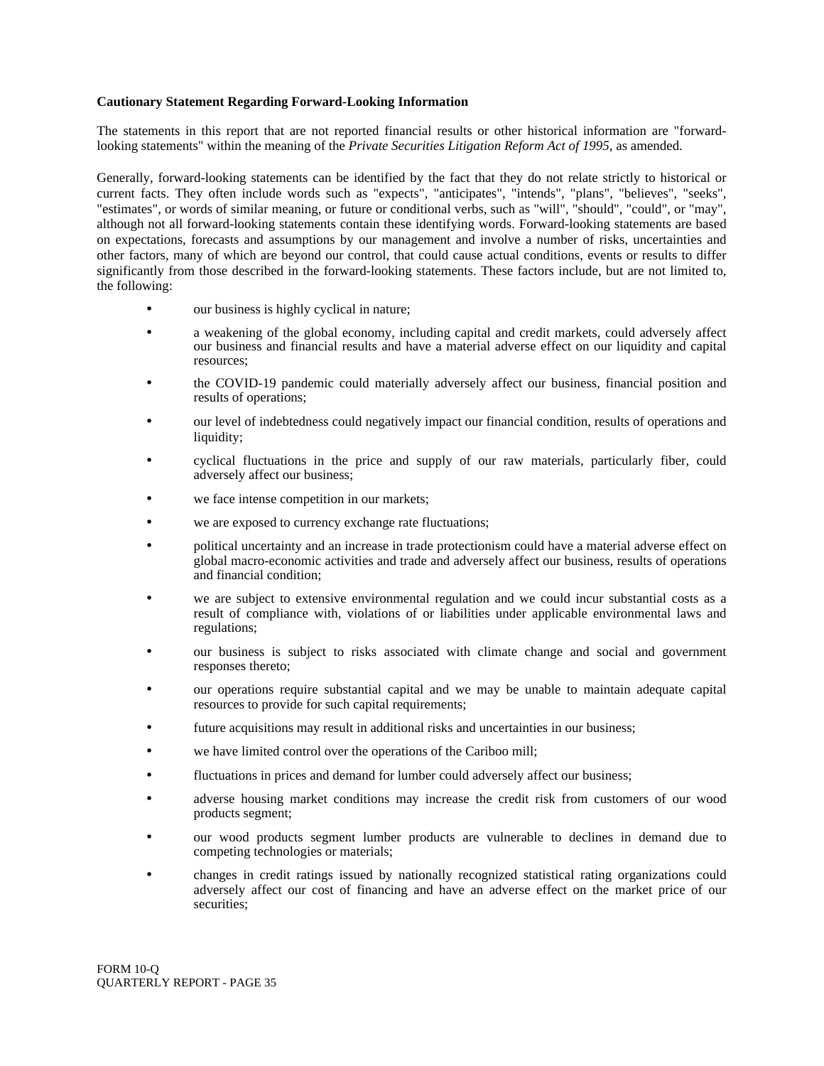**Cautionary Statement Regarding Forward-Looking Information**

The statements in this report that are not reported financial results or other historical information are "forward-looking statements" within the meaning of the *Private Securities Litigation Reform Act of 1995*, as amended.

Generally, forward-looking statements can be identified by the fact that they do not relate strictly to historical or current facts. They often include words such as "expects", "anticipates", "intends", "plans", "believes", "seeks", "estimates", or words of similar meaning, or future or conditional verbs, such as "will", "should", "could", or "may", although not all forward-looking statements contain these identifying words. Forward-looking statements are based on expectations, forecasts and assumptions by our management and involve a number of risks, uncertainties and other factors, many of which are beyond our control, that could cause actual conditions, events or results to differ significantly from those described in the forward-looking statements. These factors include, but are not limited to, the following:

- our business is highly cyclical in nature;
- a weakening of the global economy, including capital and credit markets, could adversely affect our business and financial results and have a material adverse effect on our liquidity and capital resources;
- the COVID-19 pandemic could materially adversely affect our business, financial position and results of operations;
- our level of indebtedness could negatively impact our financial condition, results of operations and liquidity;
- cyclical fluctuations in the price and supply of our raw materials, particularly fiber, could adversely affect our business;
- we face intense competition in our markets;
- we are exposed to currency exchange rate fluctuations;
- political uncertainty and an increase in trade protectionism could have a material adverse effect on global macro-economic activities and trade and adversely affect our business, results of operations and financial condition;
- we are subject to extensive environmental regulation and we could incur substantial costs as a result of compliance with, violations of or liabilities under applicable environmental laws and regulations;
- our business is subject to risks associated with climate change and social and government responses thereto;
- our operations require substantial capital and we may be unable to maintain adequate capital resources to provide for such capital requirements;
- future acquisitions may result in additional risks and uncertainties in our business;
- we have limited control over the operations of the Cariboo mill;
- fluctuations in prices and demand for lumber could adversely affect our business;
- adverse housing market conditions may increase the credit risk from customers of our wood products segment;
- our wood products segment lumber products are vulnerable to declines in demand due to competing technologies or materials;
- changes in credit ratings issued by nationally recognized statistical rating organizations could adversely affect our cost of financing and have an adverse effect on the market price of our securities;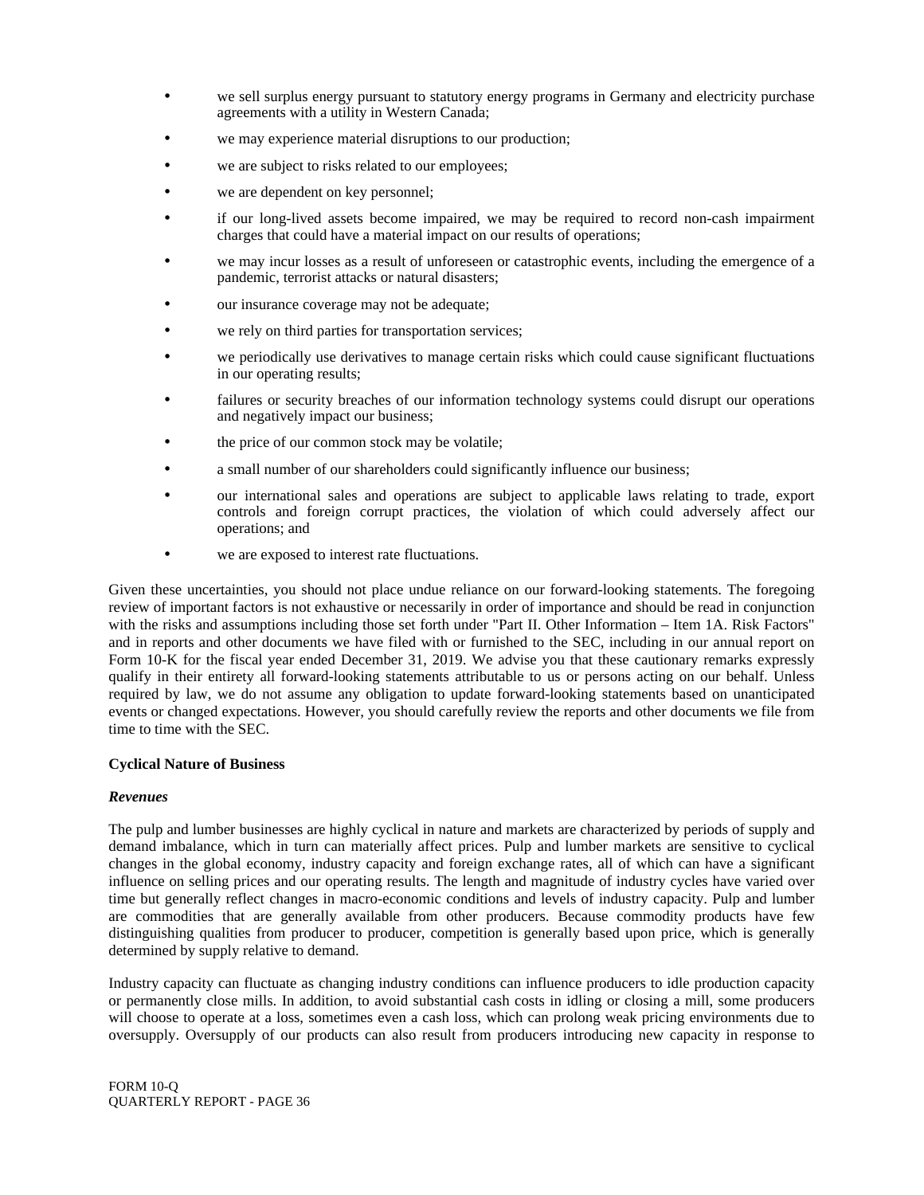- we sell surplus energy pursuant to statutory energy programs in Germany and electricity purchase agreements with a utility in Western Canada;
- we may experience material disruptions to our production;
- we are subject to risks related to our employees;
- we are dependent on key personnel;
- if our long-lived assets become impaired, we may be required to record non-cash impairment charges that could have a material impact on our results of operations;
- we may incur losses as a result of unforeseen or catastrophic events, including the emergence of a pandemic, terrorist attacks or natural disasters;
- our insurance coverage may not be adequate;
- we rely on third parties for transportation services;
- we periodically use derivatives to manage certain risks which could cause significant fluctuations in our operating results;
- failures or security breaches of our information technology systems could disrupt our operations and negatively impact our business;
- the price of our common stock may be volatile;
- a small number of our shareholders could significantly influence our business;
- our international sales and operations are subject to applicable laws relating to trade, export controls and foreign corrupt practices, the violation of which could adversely affect our operations; and
- we are exposed to interest rate fluctuations.

Given these uncertainties, you should not place undue reliance on our forward-looking statements. The foregoing review of important factors is not exhaustive or necessarily in order of importance and should be read in conjunction with the risks and assumptions including those set forth under "Part II. Other Information – Item 1A. Risk Factors" and in reports and other documents we have filed with or furnished to the SEC, including in our annual report on Form 10-K for the fiscal year ended December 31, 2019. We advise you that these cautionary remarks expressly qualify in their entirety all forward-looking statements attributable to us or persons acting on our behalf. Unless required by law, we do not assume any obligation to update forward-looking statements based on unanticipated events or changed expectations. However, you should carefully review the reports and other documents we file from time to time with the SEC.

**Cyclical Nature of Business**

***Revenues***

The pulp and lumber businesses are highly cyclical in nature and markets are characterized by periods of supply and demand imbalance, which in turn can materially affect prices. Pulp and lumber markets are sensitive to cyclical changes in the global economy, industry capacity and foreign exchange rates, all of which can have a significant influence on selling prices and our operating results. The length and magnitude of industry cycles have varied over time but generally reflect changes in macro-economic conditions and levels of industry capacity. Pulp and lumber are commodities that are generally available from other producers. Because commodity products have few distinguishing qualities from producer to producer, competition is generally based upon price, which is generally determined by supply relative to demand.

Industry capacity can fluctuate as changing industry conditions can influence producers to idle production capacity or permanently close mills. In addition, to avoid substantial cash costs in idling or closing a mill, some producers will choose to operate at a loss, sometimes even a cash loss, which can prolong weak pricing environments due to oversupply. Oversupply of our products can also result from producers introducing new capacity in response to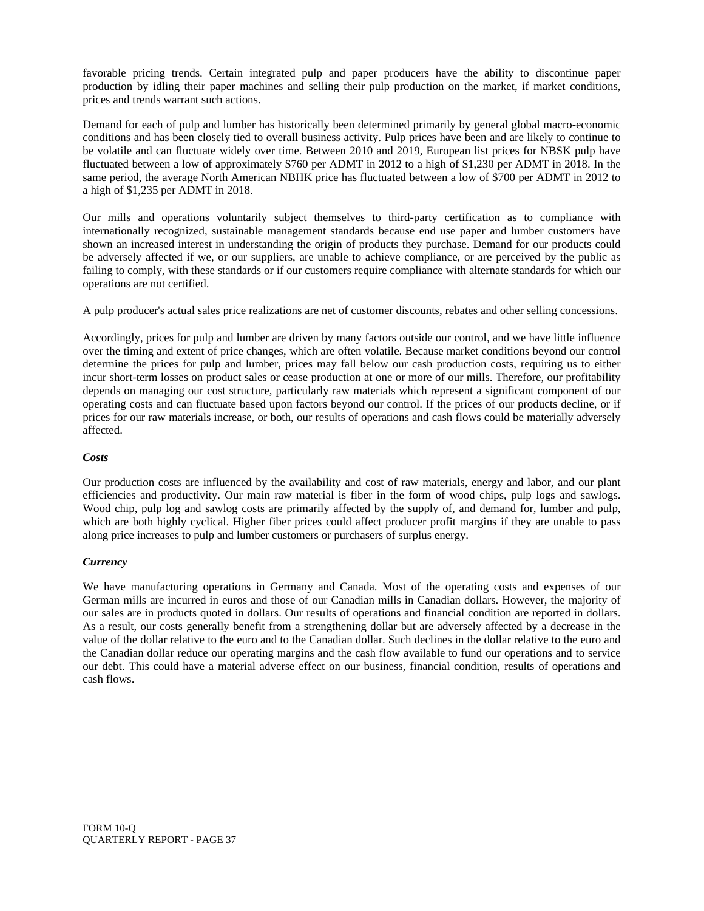favorable pricing trends. Certain integrated pulp and paper producers have the ability to discontinue paper production by idling their paper machines and selling their pulp production on the market, if market conditions, prices and trends warrant such actions.

Demand for each of pulp and lumber has historically been determined primarily by general global macro-economic conditions and has been closely tied to overall business activity. Pulp prices have been and are likely to continue to be volatile and can fluctuate widely over time. Between 2010 and 2019, European list prices for NBSK pulp have fluctuated between a low of approximately $760 per ADMT in 2012 to a high of $1,230 per ADMT in 2018. In the same period, the average North American NBHK price has fluctuated between a low of $700 per ADMT in 2012 to a high of $1,235 per ADMT in 2018.

Our mills and operations voluntarily subject themselves to third-party certification as to compliance with internationally recognized, sustainable management standards because end use paper and lumber customers have shown an increased interest in understanding the origin of products they purchase. Demand for our products could be adversely affected if we, or our suppliers, are unable to achieve compliance, or are perceived by the public as failing to comply, with these standards or if our customers require compliance with alternate standards for which our operations are not certified.

A pulp producer's actual sales price realizations are net of customer discounts, rebates and other selling concessions.

Accordingly, prices for pulp and lumber are driven by many factors outside our control, and we have little influence over the timing and extent of price changes, which are often volatile. Because market conditions beyond our control determine the prices for pulp and lumber, prices may fall below our cash production costs, requiring us to either incur short-term losses on product sales or cease production at one or more of our mills. Therefore, our profitability depends on managing our cost structure, particularly raw materials which represent a significant component of our operating costs and can fluctuate based upon factors beyond our control. If the prices of our products decline, or if prices for our raw materials increase, or both, our results of operations and cash flows could be materially adversely affected.

***Costs***

Our production costs are influenced by the availability and cost of raw materials, energy and labor, and our plant efficiencies and productivity. Our main raw material is fiber in the form of wood chips, pulp logs and sawlogs. Wood chip, pulp log and sawlog costs are primarily affected by the supply of, and demand for, lumber and pulp, which are both highly cyclical. Higher fiber prices could affect producer profit margins if they are unable to pass along price increases to pulp and lumber customers or purchasers of surplus energy.

***Currency***

We have manufacturing operations in Germany and Canada. Most of the operating costs and expenses of our German mills are incurred in euros and those of our Canadian mills in Canadian dollars. However, the majority of our sales are in products quoted in dollars. Our results of operations and financial condition are reported in dollars. As a result, our costs generally benefit from a strengthening dollar but are adversely affected by a decrease in the value of the dollar relative to the euro and to the Canadian dollar. Such declines in the dollar relative to the euro and the Canadian dollar reduce our operating margins and the cash flow available to fund our operations and to service our debt. This could have a material adverse effect on our business, financial condition, results of operations and cash flows.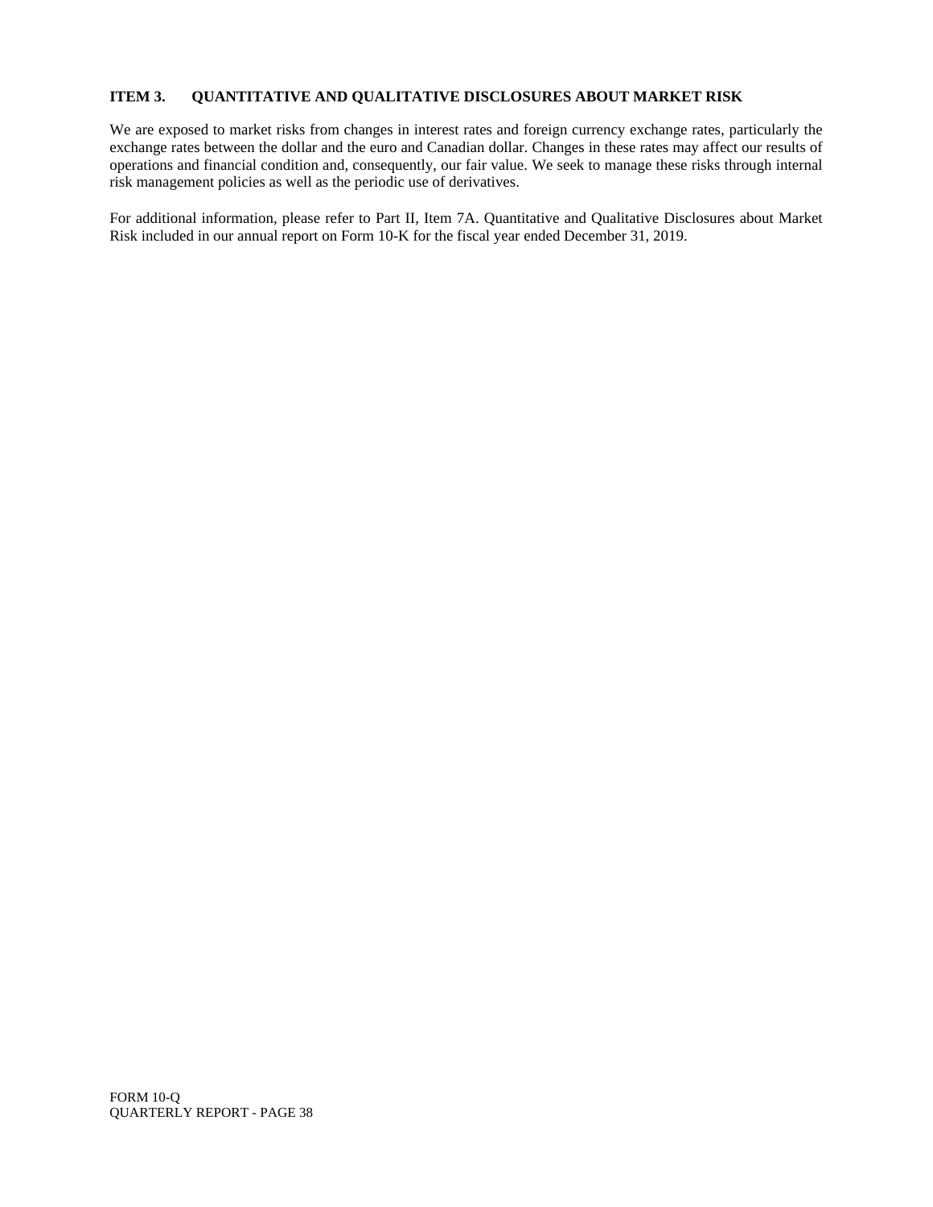## ITEM 3. QUANTITATIVE AND QUALITATIVE DISCLOSURES ABOUT MARKET RISK

We are exposed to market risks from changes in interest rates and foreign currency exchange rates, particularly the exchange rates between the dollar and the euro and Canadian dollar. Changes in these rates may affect our results of operations and financial condition and, consequently, our fair value. We seek to manage these risks through internal risk management policies as well as the periodic use of derivatives.

For additional information, please refer to Part II, Item 7A. Quantitative and Qualitative Disclosures about Market Risk included in our annual report on Form 10-K for the fiscal year ended December 31, 2019.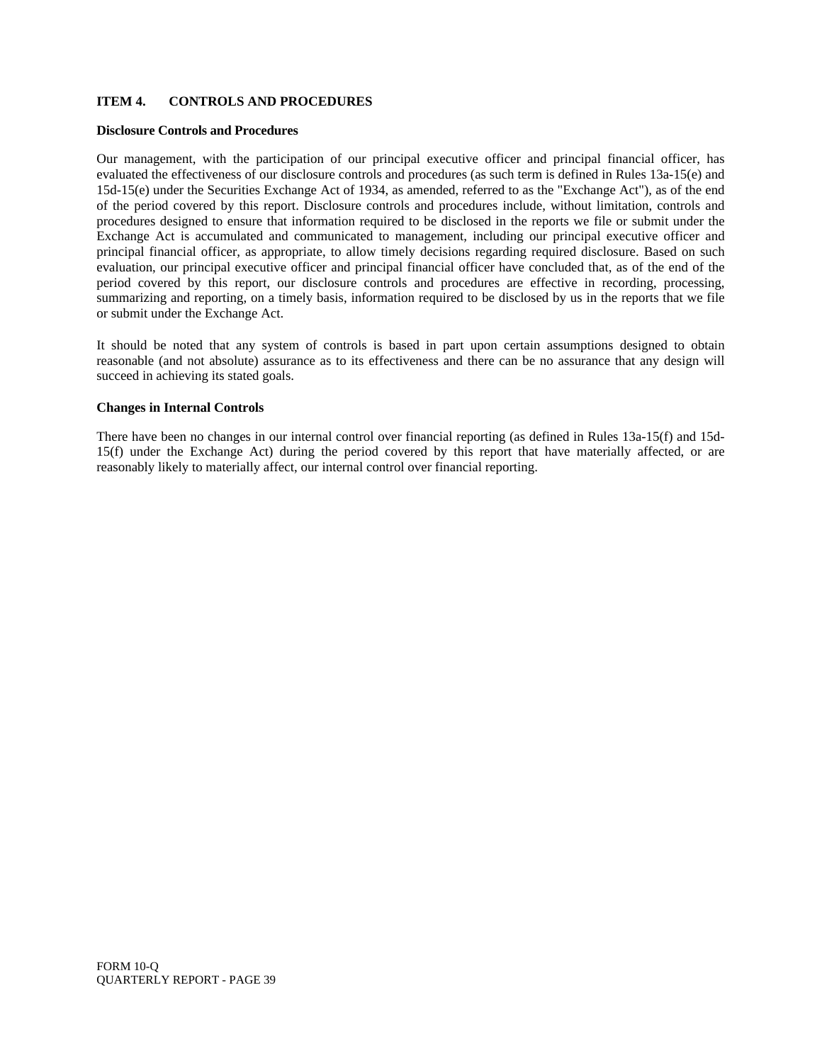## ITEM 4. CONTROLS AND PROCEDURES

**Disclosure Controls and Procedures**

Our management, with the participation of our principal executive officer and principal financial officer, has evaluated the effectiveness of our disclosure controls and procedures (as such term is defined in Rules 13a-15(e) and 15d-15(e) under the Securities Exchange Act of 1934, as amended, referred to as the "Exchange Act"), as of the end of the period covered by this report. Disclosure controls and procedures include, without limitation, controls and procedures designed to ensure that information required to be disclosed in the reports we file or submit under the Exchange Act is accumulated and communicated to management, including our principal executive officer and principal financial officer, as appropriate, to allow timely decisions regarding required disclosure. Based on such evaluation, our principal executive officer and principal financial officer have concluded that, as of the end of the period covered by this report, our disclosure controls and procedures are effective in recording, processing, summarizing and reporting, on a timely basis, information required to be disclosed by us in the reports that we file or submit under the Exchange Act.

It should be noted that any system of controls is based in part upon certain assumptions designed to obtain reasonable (and not absolute) assurance as to its effectiveness and there can be no assurance that any design will succeed in achieving its stated goals.

**Changes in Internal Controls**

There have been no changes in our internal control over financial reporting (as defined in Rules 13a-15(f) and 15d-15(f) under the Exchange Act) during the period covered by this report that have materially affected, or are reasonably likely to materially affect, our internal control over financial reporting.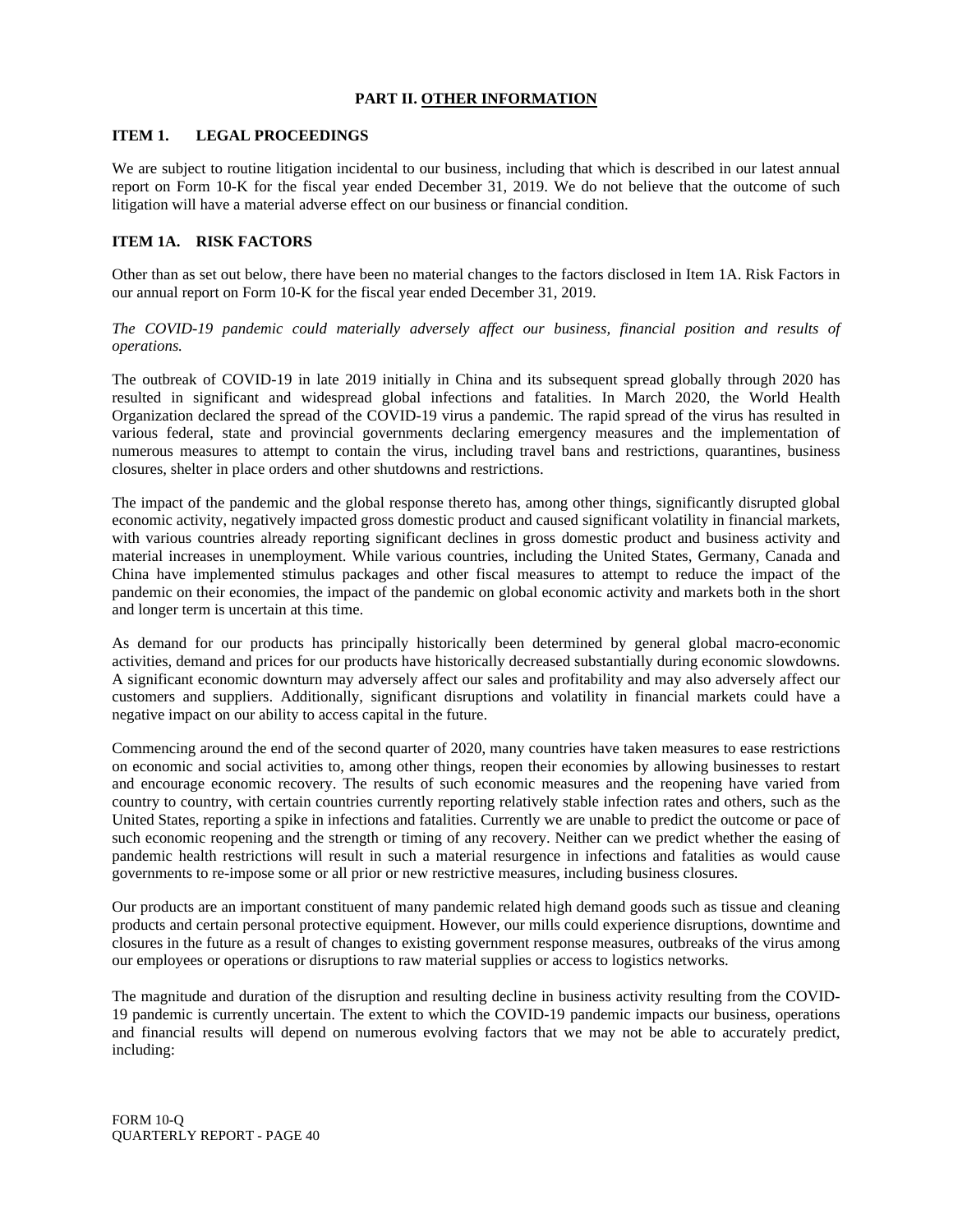# PART II. OTHER INFORMATION

## ITEM 1. LEGAL PROCEEDINGS

We are subject to routine litigation incidental to our business, including that which is described in our latest annual report on Form 10-K for the fiscal year ended December 31, 2019. We do not believe that the outcome of such litigation will have a material adverse effect on our business or financial condition.

## ITEM 1A. RISK FACTORS

Other than as set out below, there have been no material changes to the factors disclosed in Item 1A. Risk Factors in our annual report on Form 10-K for the fiscal year ended December 31, 2019.

*The COVID-19 pandemic could materially adversely affect our business, financial position and results of operations.*

The outbreak of COVID-19 in late 2019 initially in China and its subsequent spread globally through 2020 has resulted in significant and widespread global infections and fatalities. In March 2020, the World Health Organization declared the spread of the COVID-19 virus a pandemic. The rapid spread of the virus has resulted in various federal, state and provincial governments declaring emergency measures and the implementation of numerous measures to attempt to contain the virus, including travel bans and restrictions, quarantines, business closures, shelter in place orders and other shutdowns and restrictions.

The impact of the pandemic and the global response thereto has, among other things, significantly disrupted global economic activity, negatively impacted gross domestic product and caused significant volatility in financial markets, with various countries already reporting significant declines in gross domestic product and business activity and material increases in unemployment. While various countries, including the United States, Germany, Canada and China have implemented stimulus packages and other fiscal measures to attempt to reduce the impact of the pandemic on their economies, the impact of the pandemic on global economic activity and markets both in the short and longer term is uncertain at this time.

As demand for our products has principally historically been determined by general global macro-economic activities, demand and prices for our products have historically decreased substantially during economic slowdowns. A significant economic downturn may adversely affect our sales and profitability and may also adversely affect our customers and suppliers. Additionally, significant disruptions and volatility in financial markets could have a negative impact on our ability to access capital in the future.

Commencing around the end of the second quarter of 2020, many countries have taken measures to ease restrictions on economic and social activities to, among other things, reopen their economies by allowing businesses to restart and encourage economic recovery. The results of such economic measures and the reopening have varied from country to country, with certain countries currently reporting relatively stable infection rates and others, such as the United States, reporting a spike in infections and fatalities. Currently we are unable to predict the outcome or pace of such economic reopening and the strength or timing of any recovery. Neither can we predict whether the easing of pandemic health restrictions will result in such a material resurgence in infections and fatalities as would cause governments to re-impose some or all prior or new restrictive measures, including business closures.

Our products are an important constituent of many pandemic related high demand goods such as tissue and cleaning products and certain personal protective equipment. However, our mills could experience disruptions, downtime and closures in the future as a result of changes to existing government response measures, outbreaks of the virus among our employees or operations or disruptions to raw material supplies or access to logistics networks.

The magnitude and duration of the disruption and resulting decline in business activity resulting from the COVID-19 pandemic is currently uncertain. The extent to which the COVID-19 pandemic impacts our business, operations and financial results will depend on numerous evolving factors that we may not be able to accurately predict, including: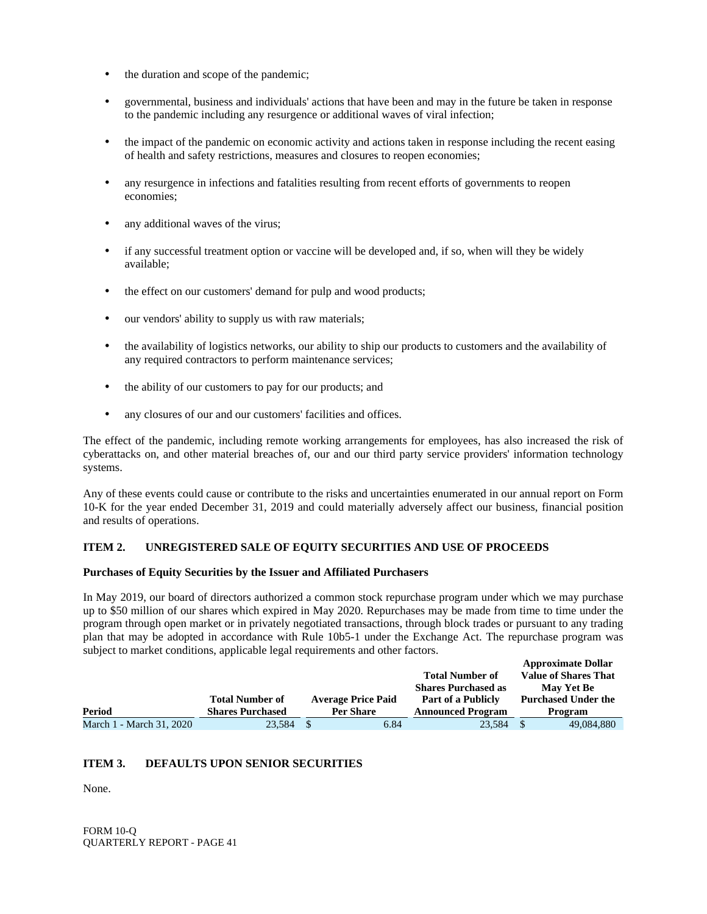- the duration and scope of the pandemic;
- governmental, business and individuals' actions that have been and may in the future be taken in response to the pandemic including any resurgence or additional waves of viral infection;
- the impact of the pandemic on economic activity and actions taken in response including the recent easing of health and safety restrictions, measures and closures to reopen economies;
- any resurgence in infections and fatalities resulting from recent efforts of governments to reopen economies;
- any additional waves of the virus;
- if any successful treatment option or vaccine will be developed and, if so, when will they be widely available;
- the effect on our customers' demand for pulp and wood products;
- our vendors' ability to supply us with raw materials;
- the availability of logistics networks, our ability to ship our products to customers and the availability of any required contractors to perform maintenance services;
- the ability of our customers to pay for our products; and
- any closures of our and our customers' facilities and offices.

The effect of the pandemic, including remote working arrangements for employees, has also increased the risk of cyberattacks on, and other material breaches of, our and our third party service providers' information technology systems.

Any of these events could cause or contribute to the risks and uncertainties enumerated in our annual report on Form 10-K for the year ended December 31, 2019 and could materially adversely affect our business, financial position and results of operations.

## ITEM 2. UNREGISTERED SALE OF EQUITY SECURITIES AND USE OF PROCEEDS

**Purchases of Equity Securities by the Issuer and Affiliated Purchasers**

In May 2019, our board of directors authorized a common stock repurchase program under which we may purchase up to $50 million of our shares which expired in May 2020. Repurchases may be made from time to time under the program through open market or in privately negotiated transactions, through block trades or pursuant to any trading plan that may be adopted in accordance with Rule 10b5-1 under the Exchange Act. The repurchase program was subject to market conditions, applicable legal requirements and other factors.

| Period | Total Number of Shares Purchased | Average Price Paid Per Share | Total Number of Shares Purchased as Part of a Publicly Announced Program | Approximate Dollar Value of Shares That May Yet Be Purchased Under the Program |
|---|---|---|---|---|
| March 1 - March 31, 2020 | 23,584 | $ 6.84 | 23,584 | $ 49,084,880 |

## ITEM 3. DEFAULTS UPON SENIOR SECURITIES

None.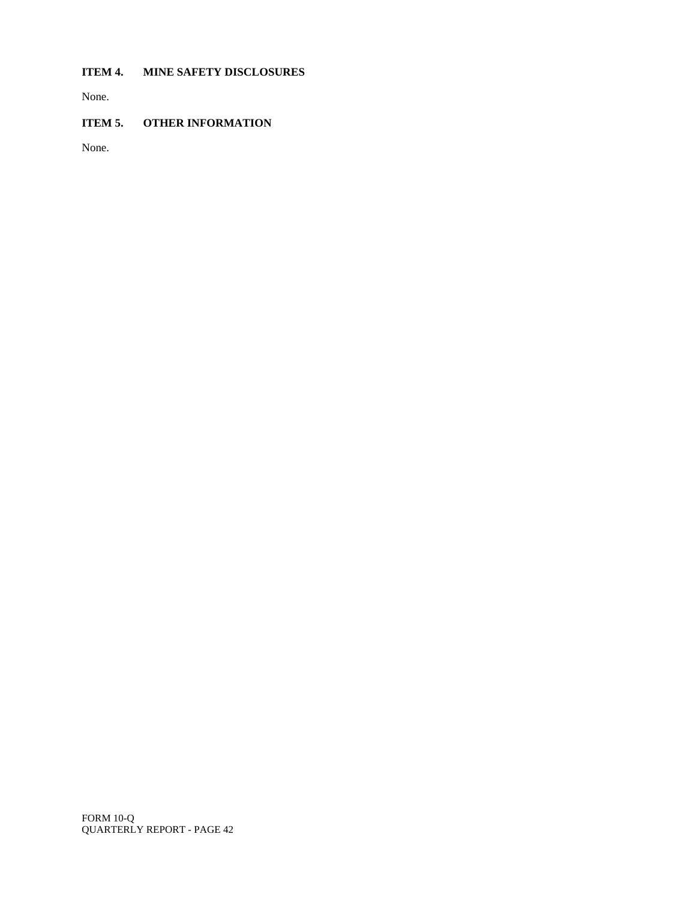### ITEM 4. MINE SAFETY DISCLOSURES

None.

### ITEM 5. OTHER INFORMATION

None.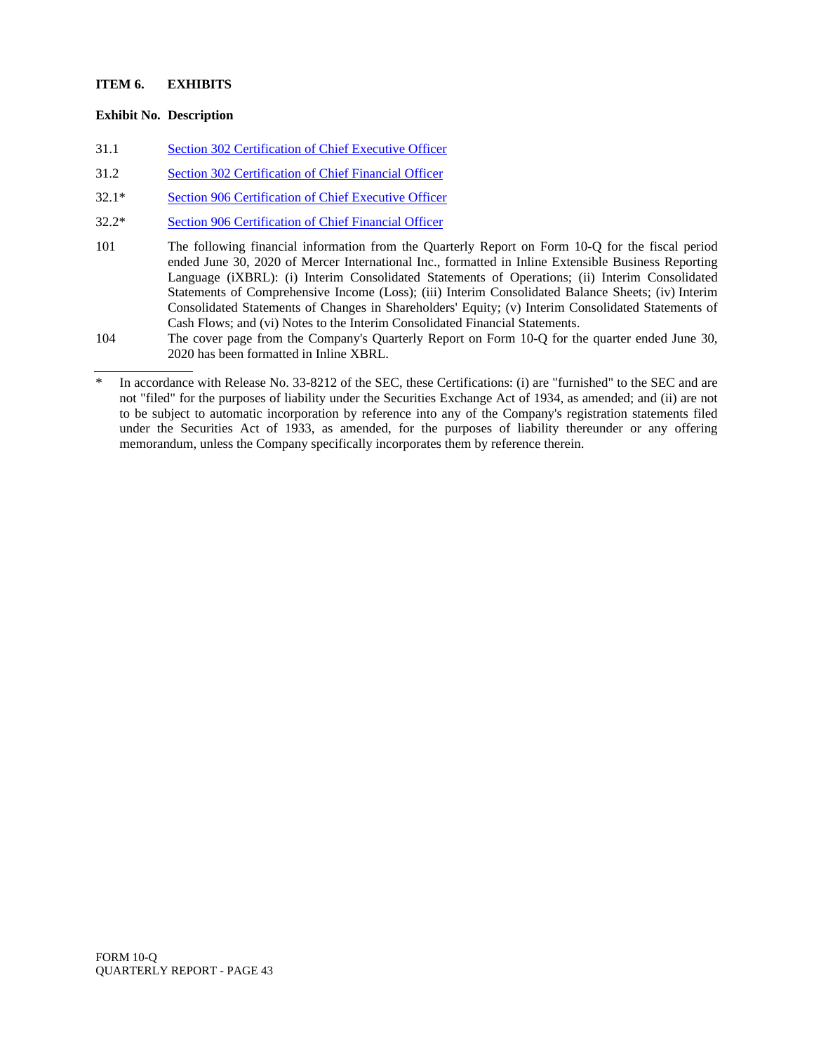## ITEM 6. EXHIBITS

| Exhibit No. | Description |
|---|---|
| 31.1 | Section 302 Certification of Chief Executive Officer |
| 31.2 | Section 302 Certification of Chief Financial Officer |
| 32.1* | Section 906 Certification of Chief Executive Officer |
| 32.2* | Section 906 Certification of Chief Financial Officer |
| 101 | The following financial information from the Quarterly Report on Form 10-Q for the fiscal period ended June 30, 2020 of Mercer International Inc., formatted in Inline Extensible Business Reporting Language (iXBRL): (i) Interim Consolidated Statements of Operations; (ii) Interim Consolidated Statements of Comprehensive Income (Loss); (iii) Interim Consolidated Balance Sheets; (iv) Interim Consolidated Statements of Changes in Shareholders' Equity; (v) Interim Consolidated Statements of Cash Flows; and (vi) Notes to the Interim Consolidated Financial Statements. |
| 104 | The cover page from the Company's Quarterly Report on Form 10-Q for the quarter ended June 30, 2020 has been formatted in Inline XBRL. |

---

* In accordance with Release No. 33-8212 of the SEC, these Certifications: (i) are "furnished" to the SEC and are not "filed" for the purposes of liability under the Securities Exchange Act of 1934, as amended; and (ii) are not to be subject to automatic incorporation by reference into any of the Company's registration statements filed under the Securities Act of 1933, as amended, for the purposes of liability thereunder or any offering memorandum, unless the Company specifically incorporates them by reference therein.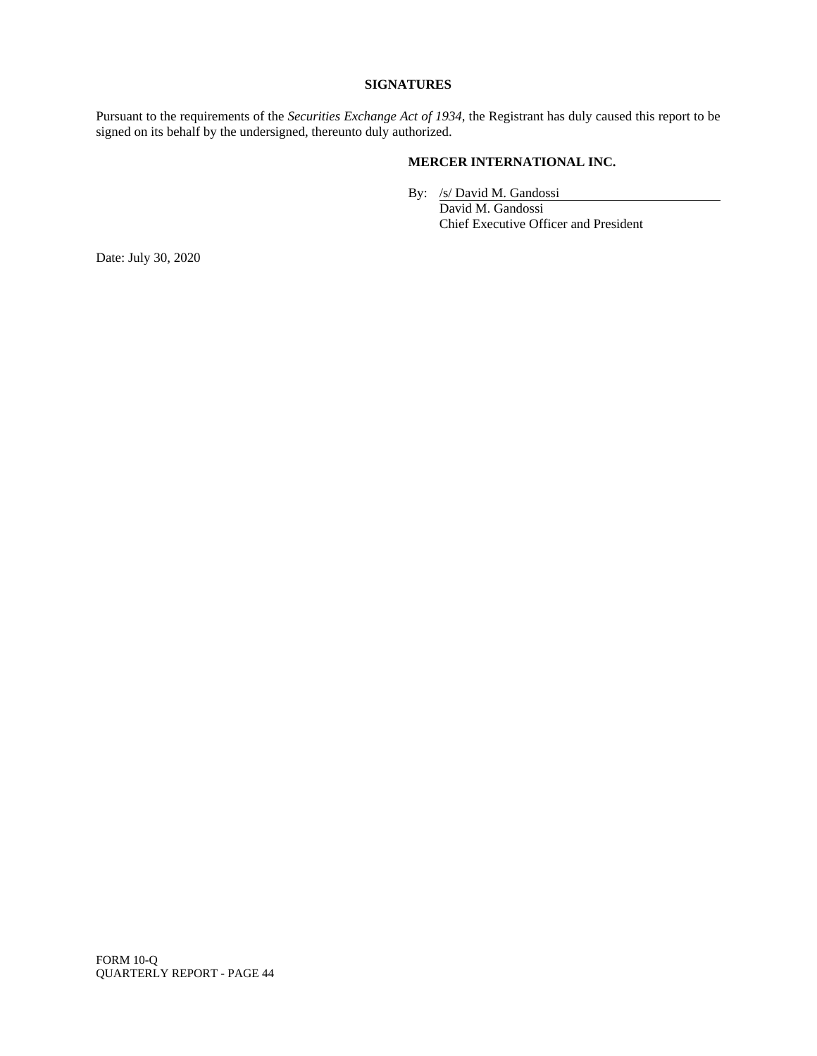## SIGNATURES

Pursuant to the requirements of the *Securities Exchange Act of 1934*, the Registrant has duly caused this report to be signed on its behalf by the undersigned, thereunto duly authorized.

**MERCER INTERNATIONAL INC.**

By: /s/ David M. Gandossi
David M. Gandossi
Chief Executive Officer and President

Date: July 30, 2020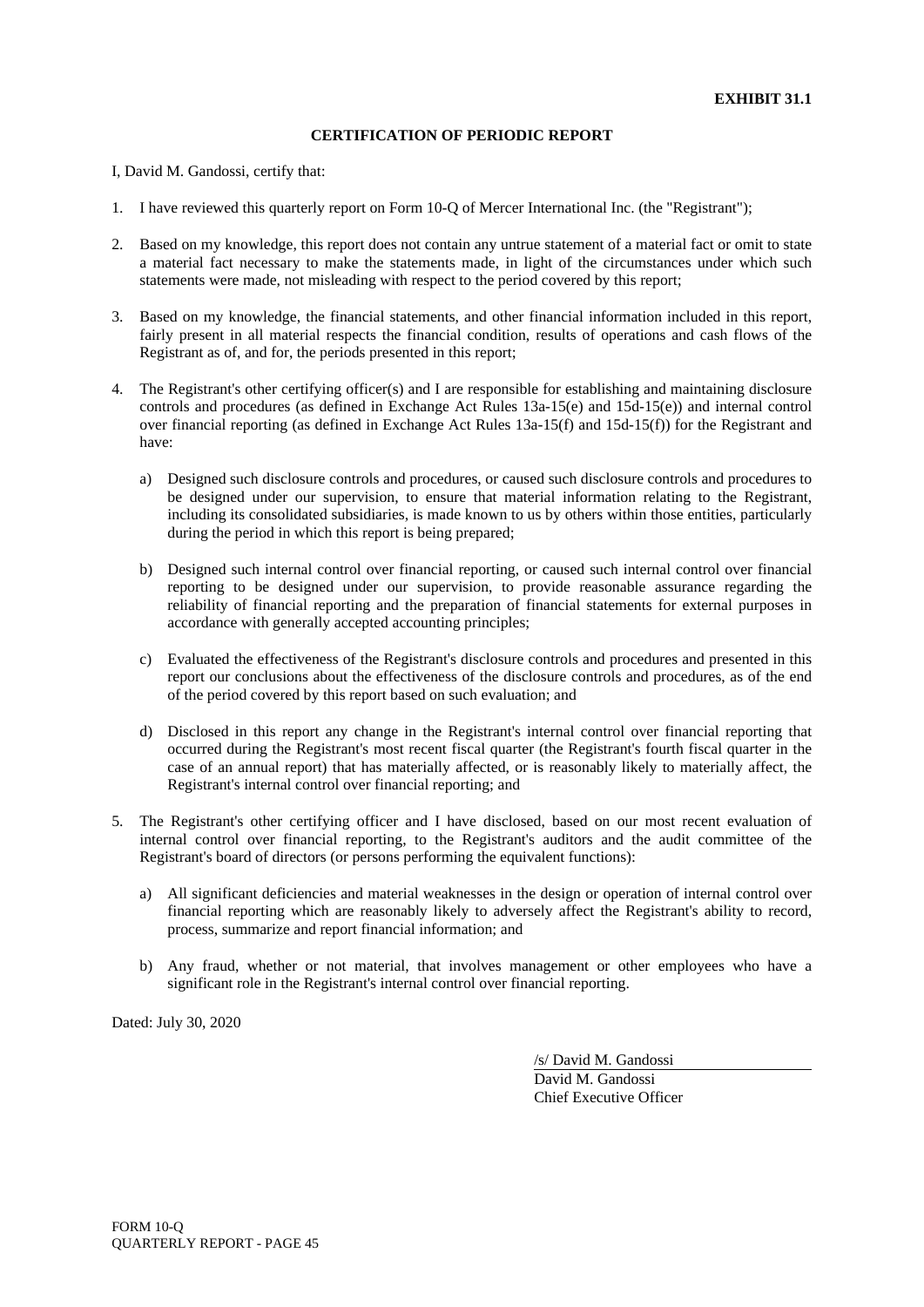**EXHIBIT 31.1**

**CERTIFICATION OF PERIODIC REPORT**

I, David M. Gandossi, certify that:

1. I have reviewed this quarterly report on Form 10-Q of Mercer International Inc. (the "Registrant");

2. Based on my knowledge, this report does not contain any untrue statement of a material fact or omit to state a material fact necessary to make the statements made, in light of the circumstances under which such statements were made, not misleading with respect to the period covered by this report;

3. Based on my knowledge, the financial statements, and other financial information included in this report, fairly present in all material respects the financial condition, results of operations and cash flows of the Registrant as of, and for, the periods presented in this report;

4. The Registrant's other certifying officer(s) and I are responsible for establishing and maintaining disclosure controls and procedures (as defined in Exchange Act Rules 13a-15(e) and 15d-15(e)) and internal control over financial reporting (as defined in Exchange Act Rules 13a-15(f) and 15d-15(f)) for the Registrant and have:

   a) Designed such disclosure controls and procedures, or caused such disclosure controls and procedures to be designed under our supervision, to ensure that material information relating to the Registrant, including its consolidated subsidiaries, is made known to us by others within those entities, particularly during the period in which this report is being prepared;

   b) Designed such internal control over financial reporting, or caused such internal control over financial reporting to be designed under our supervision, to provide reasonable assurance regarding the reliability of financial reporting and the preparation of financial statements for external purposes in accordance with generally accepted accounting principles;

   c) Evaluated the effectiveness of the Registrant's disclosure controls and procedures and presented in this report our conclusions about the effectiveness of the disclosure controls and procedures, as of the end of the period covered by this report based on such evaluation; and

   d) Disclosed in this report any change in the Registrant's internal control over financial reporting that occurred during the Registrant's most recent fiscal quarter (the Registrant's fourth fiscal quarter in the case of an annual report) that has materially affected, or is reasonably likely to materially affect, the Registrant's internal control over financial reporting; and

5. The Registrant's other certifying officer and I have disclosed, based on our most recent evaluation of internal control over financial reporting, to the Registrant's auditors and the audit committee of the Registrant's board of directors (or persons performing the equivalent functions):

   a) All significant deficiencies and material weaknesses in the design or operation of internal control over financial reporting which are reasonably likely to adversely affect the Registrant's ability to record, process, summarize and report financial information; and

   b) Any fraud, whether or not material, that involves management or other employees who have a significant role in the Registrant's internal control over financial reporting.

Dated: July 30, 2020

/s/ David M. Gandossi
David M. Gandossi
Chief Executive Officer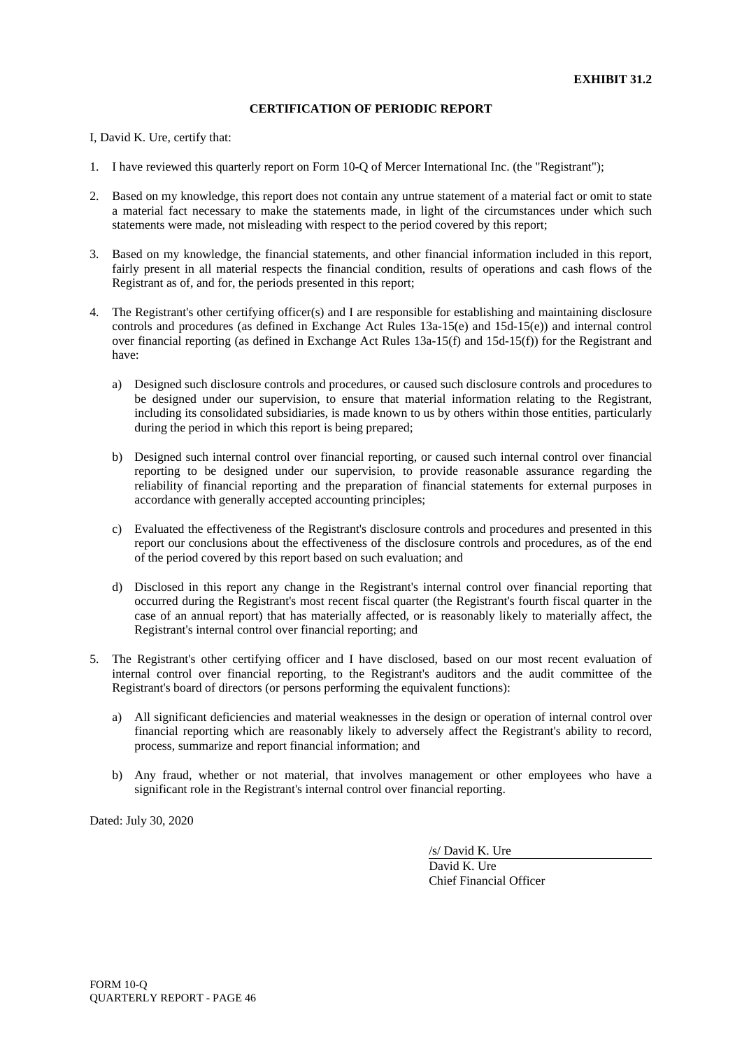**EXHIBIT 31.2**

**CERTIFICATION OF PERIODIC REPORT**

I, David K. Ure, certify that:

1. I have reviewed this quarterly report on Form 10-Q of Mercer International Inc. (the "Registrant");

2. Based on my knowledge, this report does not contain any untrue statement of a material fact or omit to state a material fact necessary to make the statements made, in light of the circumstances under which such statements were made, not misleading with respect to the period covered by this report;

3. Based on my knowledge, the financial statements, and other financial information included in this report, fairly present in all material respects the financial condition, results of operations and cash flows of the Registrant as of, and for, the periods presented in this report;

4. The Registrant's other certifying officer(s) and I are responsible for establishing and maintaining disclosure controls and procedures (as defined in Exchange Act Rules 13a-15(e) and 15d-15(e)) and internal control over financial reporting (as defined in Exchange Act Rules 13a-15(f) and 15d-15(f)) for the Registrant and have:

   a) Designed such disclosure controls and procedures, or caused such disclosure controls and procedures to be designed under our supervision, to ensure that material information relating to the Registrant, including its consolidated subsidiaries, is made known to us by others within those entities, particularly during the period in which this report is being prepared;

   b) Designed such internal control over financial reporting, or caused such internal control over financial reporting to be designed under our supervision, to provide reasonable assurance regarding the reliability of financial reporting and the preparation of financial statements for external purposes in accordance with generally accepted accounting principles;

   c) Evaluated the effectiveness of the Registrant's disclosure controls and procedures and presented in this report our conclusions about the effectiveness of the disclosure controls and procedures, as of the end of the period covered by this report based on such evaluation; and

   d) Disclosed in this report any change in the Registrant's internal control over financial reporting that occurred during the Registrant's most recent fiscal quarter (the Registrant's fourth fiscal quarter in the case of an annual report) that has materially affected, or is reasonably likely to materially affect, the Registrant's internal control over financial reporting; and

5. The Registrant's other certifying officer and I have disclosed, based on our most recent evaluation of internal control over financial reporting, to the Registrant's auditors and the audit committee of the Registrant's board of directors (or persons performing the equivalent functions):

   a) All significant deficiencies and material weaknesses in the design or operation of internal control over financial reporting which are reasonably likely to adversely affect the Registrant's ability to record, process, summarize and report financial information; and

   b) Any fraud, whether or not material, that involves management or other employees who have a significant role in the Registrant's internal control over financial reporting.

Dated: July 30, 2020

/s/ David K. Ure
David K. Ure
Chief Financial Officer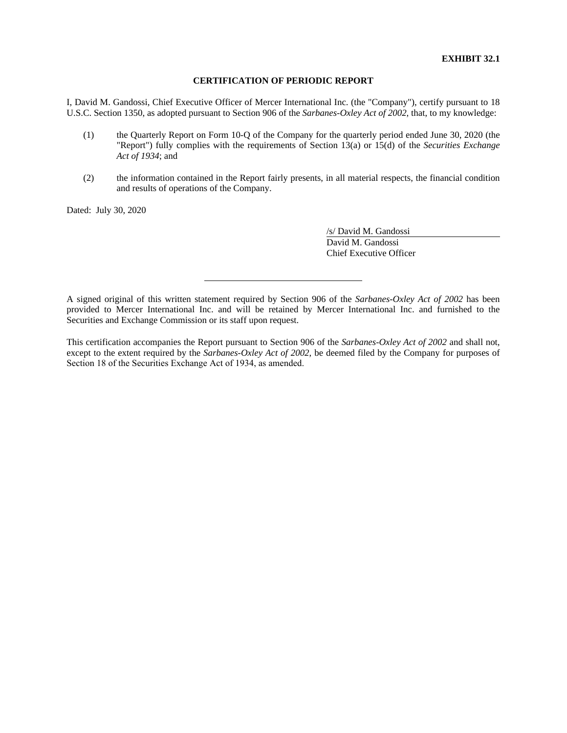**EXHIBIT 32.1**

## CERTIFICATION OF PERIODIC REPORT

I, David M. Gandossi, Chief Executive Officer of Mercer International Inc. (the "Company"), certify pursuant to 18 U.S.C. Section 1350, as adopted pursuant to Section 906 of the *Sarbanes-Oxley Act of 2002*, that, to my knowledge:

(1) the Quarterly Report on Form 10-Q of the Company for the quarterly period ended June 30, 2020 (the "Report") fully complies with the requirements of Section 13(a) or 15(d) of the *Securities Exchange Act of 1934*; and

(2) the information contained in the Report fairly presents, in all material respects, the financial condition and results of operations of the Company.

Dated: July 30, 2020

/s/ David M. Gandossi
David M. Gandossi
Chief Executive Officer

---

A signed original of this written statement required by Section 906 of the *Sarbanes-Oxley Act of 2002* has been provided to Mercer International Inc. and will be retained by Mercer International Inc. and furnished to the Securities and Exchange Commission or its staff upon request.

This certification accompanies the Report pursuant to Section 906 of the *Sarbanes-Oxley Act of 2002* and shall not, except to the extent required by the *Sarbanes-Oxley Act of 2002*, be deemed filed by the Company for purposes of Section 18 of the Securities Exchange Act of 1934, as amended.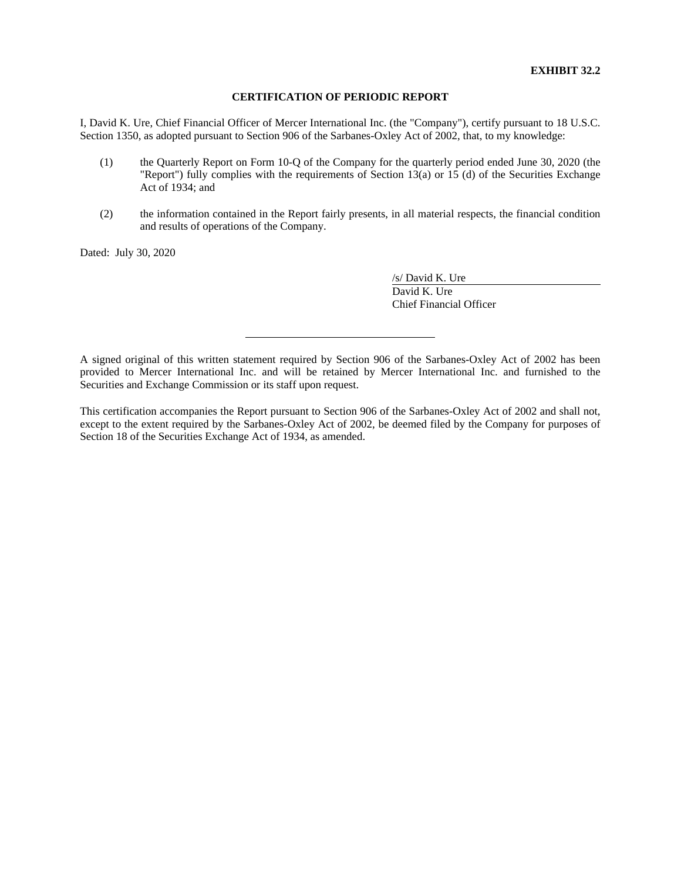**EXHIBIT 32.2**

**CERTIFICATION OF PERIODIC REPORT**

I, David K. Ure, Chief Financial Officer of Mercer International Inc. (the "Company"), certify pursuant to 18 U.S.C. Section 1350, as adopted pursuant to Section 906 of the Sarbanes-Oxley Act of 2002, that, to my knowledge:

(1) the Quarterly Report on Form 10-Q of the Company for the quarterly period ended June 30, 2020 (the "Report") fully complies with the requirements of Section 13(a) or 15 (d) of the Securities Exchange Act of 1934; and

(2) the information contained in the Report fairly presents, in all material respects, the financial condition and results of operations of the Company.

Dated: July 30, 2020

/s/ David K. Ure
David K. Ure
Chief Financial Officer

---

A signed original of this written statement required by Section 906 of the Sarbanes-Oxley Act of 2002 has been provided to Mercer International Inc. and will be retained by Mercer International Inc. and furnished to the Securities and Exchange Commission or its staff upon request.

This certification accompanies the Report pursuant to Section 906 of the Sarbanes-Oxley Act of 2002 and shall not, except to the extent required by the Sarbanes-Oxley Act of 2002, be deemed filed by the Company for purposes of Section 18 of the Securities Exchange Act of 1934, as amended.